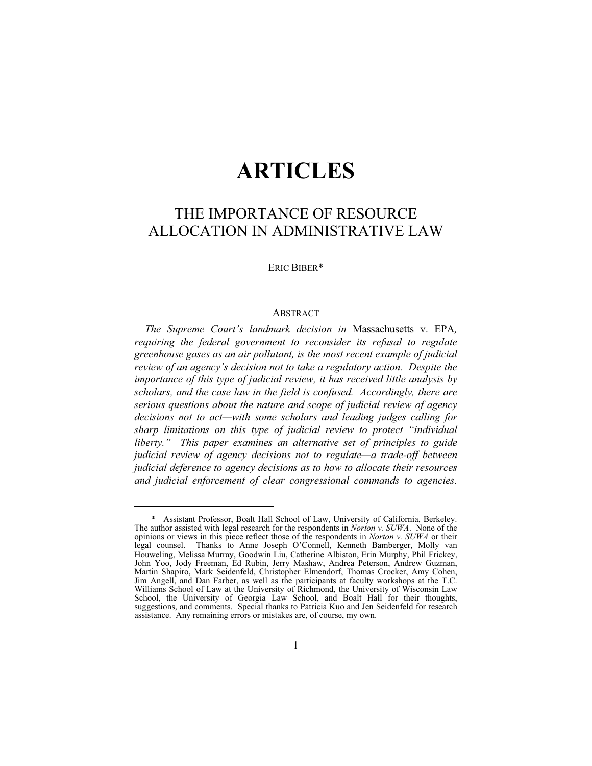# ARTICLES

## THE IMPORTANCE OF RESOURCE ALLOCATION IN ADMINISTRATIVE LAW

ERIC BIBER*

### ABSTRACT

*The Supreme Court's landmark decision in* Massachusetts v. EPA*, requiring the federal government to reconsider its refusal to regulate greenhouse gases as an air pollutant, is the most recent example of judicial review of an agency's decision not to take a regulatory action. Despite the importance of this type of judicial review, it has received little analysis by scholars, and the case law in the field is confused. Accordingly, there are serious questions about the nature and scope of judicial review of agency decisions not to act—with some scholars and leading judges calling for sharp limitations on this type of judicial review to protect "individual liberty." This paper examines an alternative set of principles to guide judicial review of agency decisions not to regulate—a trade-off between judicial deference to agency decisions as to how to allocate their resources and judicial enforcement of clear congressional commands to agencies.*

---

\* Assistant Professor, Boalt Hall School of Law, University of California, Berkeley. The author assisted with legal research for the respondents in *Norton v. SUWA*. None of the opinions or views in this piece reflect those of the respondents in *Norton v. SUWA* or their legal counsel. Thanks to Anne Joseph O'Connell, Kenneth Bamberger, Molly van Houweling, Melissa Murray, Goodwin Liu, Catherine Albiston, Erin Murphy, Phil Frickey, John Yoo, Jody Freeman, Ed Rubin, Jerry Mashaw, Andrea Peterson, Andrew Guzman, Martin Shapiro, Mark Seidenfeld, Christopher Elmendorf, Thomas Crocker, Amy Cohen, Jim Angell, and Dan Farber, as well as the participants at faculty workshops at the T.C. Williams School of Law at the University of Richmond, the University of Wisconsin Law School, the University of Georgia Law School, and Boalt Hall for their thoughts, suggestions, and comments. Special thanks to Patricia Kuo and Jen Seidenfeld for research assistance. Any remaining errors or mistakes are, of course, my own.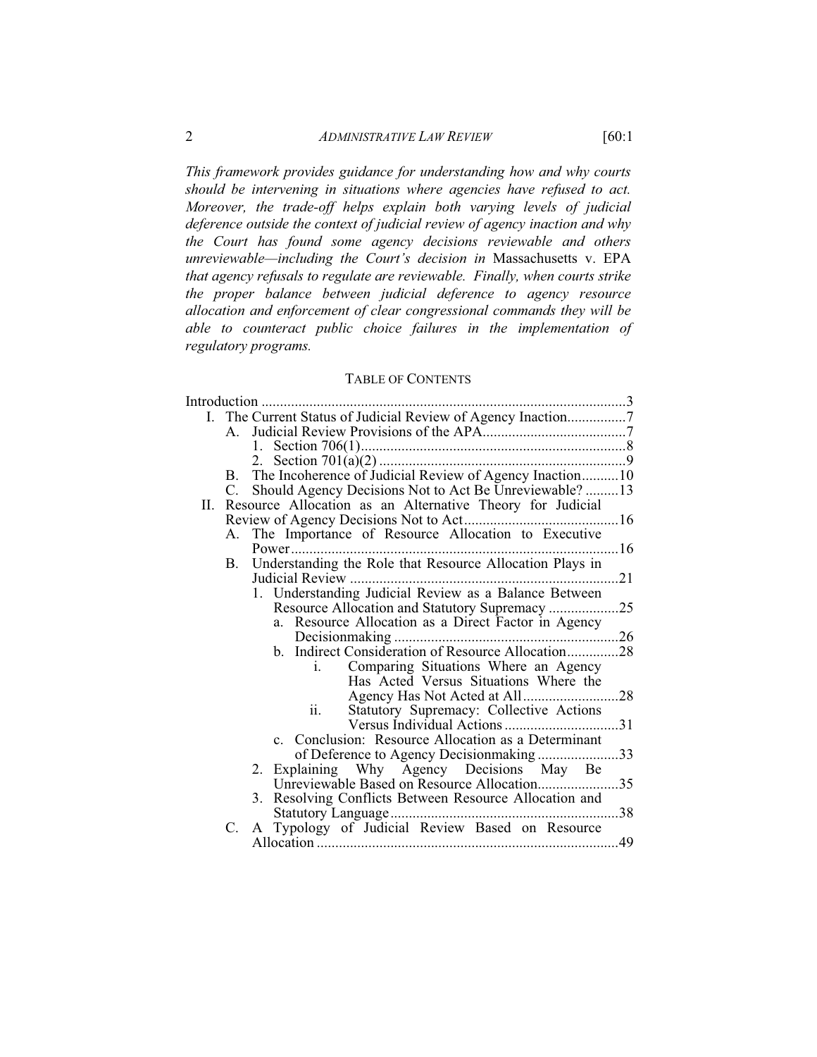*This framework provides guidance for understanding how and why courts should be intervening in situations where agencies have refused to act. Moreover, the trade-off helps explain both varying levels of judicial deference outside the context of judicial review of agency inaction and why the Court has found some agency decisions reviewable and others unreviewable—including the Court's decision in* Massachusetts v. EPA *that agency refusals to regulate are reviewable. Finally, when courts strike the proper balance between judicial deference to agency resource allocation and enforcement of clear congressional commands they will be able to counteract public choice failures in the implementation of regulatory programs.*

## TABLE OF CONTENTS

Introduction ....................................................................................................3

- I. The Current Status of Judicial Review of Agency Inaction................7
  - A. Judicial Review Provisions of the APA.......................................7
    - 1. Section 706(1)........................................................................8
    - 2. Section 701(a)(2)...................................................................9
  - B. The Incoherence of Judicial Review of Agency Inaction..........10
  - C. Should Agency Decisions Not to Act Be Unreviewable? .........13
- II. Resource Allocation as an Alternative Theory for Judicial Review of Agency Decisions Not to Act..........................................16
  - A. The Importance of Resource Allocation to Executive Power........................................................................................16
  - B. Understanding the Role that Resource Allocation Plays in Judicial Review .........................................................................21
    - 1. Understanding Judicial Review as a Balance Between Resource Allocation and Statutory Supremacy ...................25
      - a. Resource Allocation as a Direct Factor in Agency Decisionmaking ............................................................26
      - b. Indirect Consideration of Resource Allocation..............28
        - i. Comparing Situations Where an Agency Has Acted Versus Situations Where the Agency Has Not Acted at All..........................28
        - ii. Statutory Supremacy: Collective Actions Versus Individual Actions ...............................31
      - c. Conclusion: Resource Allocation as a Determinant of Deference to Agency Decisionmaking ......................33
    - 2. Explaining Why Agency Decisions May Be Unreviewable Based on Resource Allocation......................35
    - 3. Resolving Conflicts Between Resource Allocation and Statutory Language..............................................................38
  - C. A Typology of Judicial Review Based on Resource Allocation .................................................................................49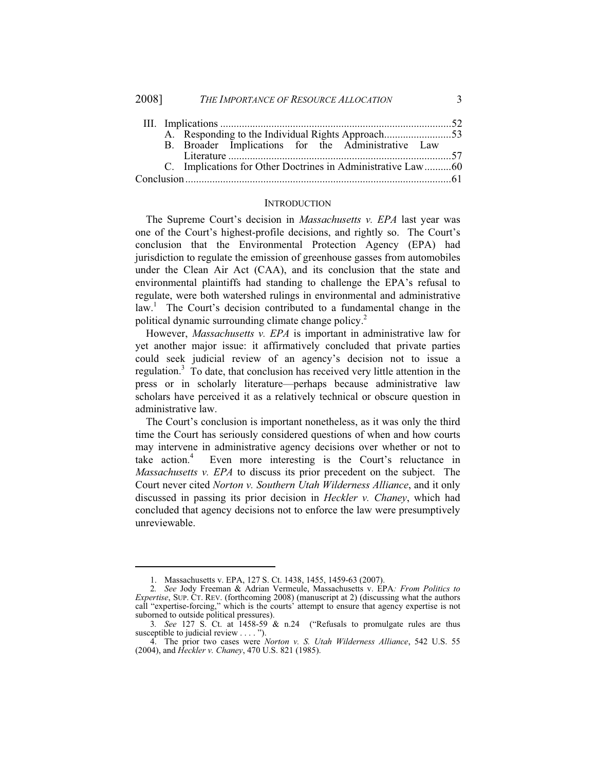III. Implications ....................................................................................52
  A. Responding to the Individual Rights Approach..........................53
  B. Broader Implications for the Administrative Law Literature ...................................................................................57
  C. Implications for Other Doctrines in Administrative Law..........60
Conclusion ..................................................................................................61

## INTRODUCTION

The Supreme Court's decision in *Massachusetts v. EPA* last year was one of the Court's highest-profile decisions, and rightly so. The Court's conclusion that the Environmental Protection Agency (EPA) had jurisdiction to regulate the emission of greenhouse gasses from automobiles under the Clean Air Act (CAA), and its conclusion that the state and environmental plaintiffs had standing to challenge the EPA's refusal to regulate, were both watershed rulings in environmental and administrative law.[1] The Court's decision contributed to a fundamental change in the political dynamic surrounding climate change policy.[2]

However, *Massachusetts v. EPA* is important in administrative law for yet another major issue: it affirmatively concluded that private parties could seek judicial review of an agency's decision not to issue a regulation.[3] To date, that conclusion has received very little attention in the press or in scholarly literature—perhaps because administrative law scholars have perceived it as a relatively technical or obscure question in administrative law.

The Court's conclusion is important nonetheless, as it was only the third time the Court has seriously considered questions of when and how courts may intervene in administrative agency decisions over whether or not to take action.[4] Even more interesting is the Court's reluctance in *Massachusetts v. EPA* to discuss its prior precedent on the subject. The Court never cited *Norton v. Southern Utah Wilderness Alliance*, and it only discussed in passing its prior decision in *Heckler v. Chaney*, which had concluded that agency decisions not to enforce the law were presumptively unreviewable.

---

1. Massachusetts v. EPA, 127 S. Ct. 1438, 1455, 1459-63 (2007).

2. *See* Jody Freeman & Adrian Vermeule, Massachusetts v. EPA*: From Politics to Expertise*, SUP. CT. REV. (forthcoming 2008) (manuscript at 2) (discussing what the authors call "expertise-forcing," which is the courts' attempt to ensure that agency expertise is not suborned to outside political pressures).

3. *See* 127 S. Ct. at 1458-59 & n.24 ("Refusals to promulgate rules are thus susceptible to judicial review . . . . ").

4. The prior two cases were *Norton v. S. Utah Wilderness Alliance*, 542 U.S. 55 (2004), and *Heckler v. Chaney*, 470 U.S. 821 (1985).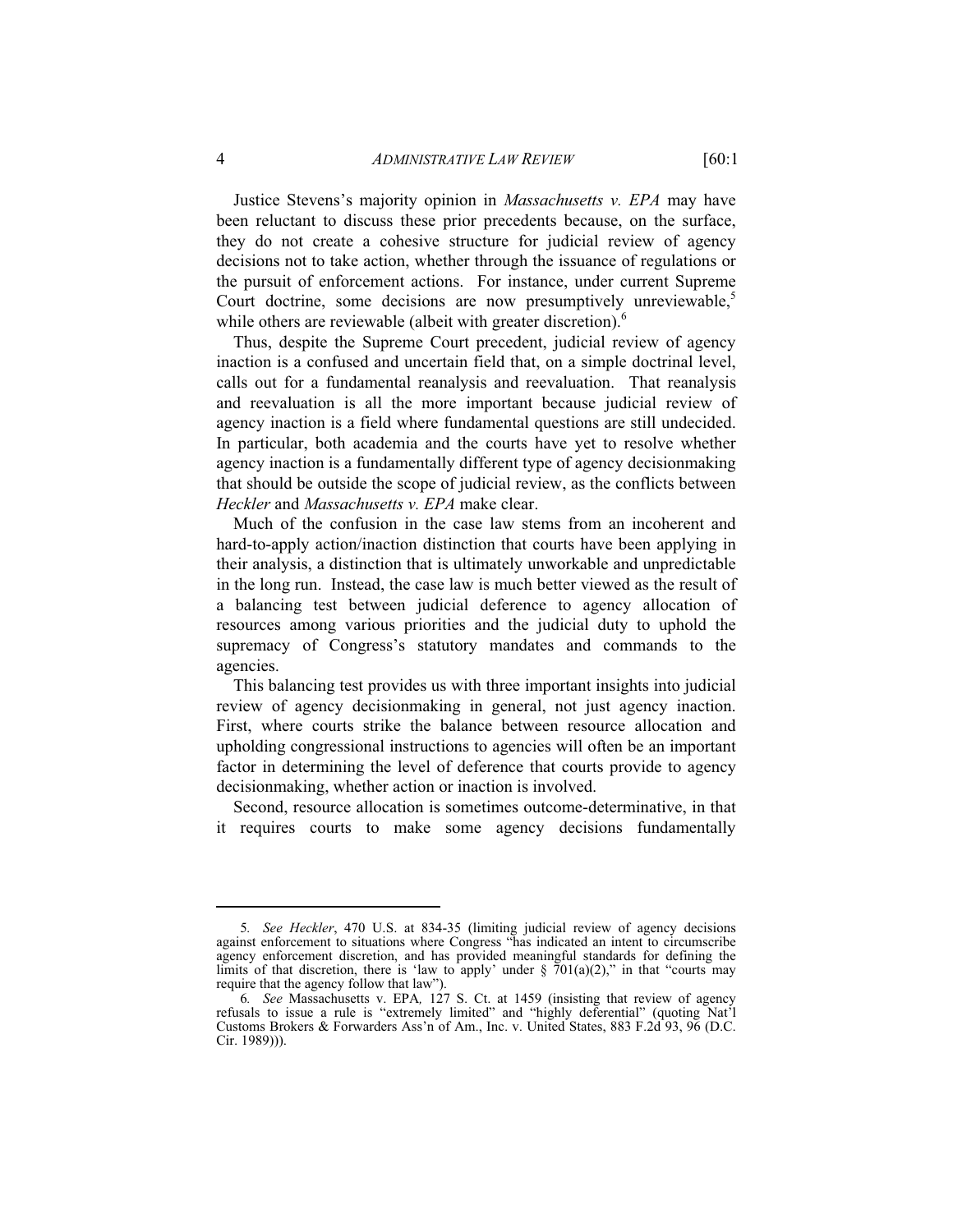Justice Stevens's majority opinion in *Massachusetts v. EPA* may have been reluctant to discuss these prior precedents because, on the surface, they do not create a cohesive structure for judicial review of agency decisions not to take action, whether through the issuance of regulations or the pursuit of enforcement actions. For instance, under current Supreme Court doctrine, some decisions are now presumptively unreviewable,[5] while others are reviewable (albeit with greater discretion).[6]

Thus, despite the Supreme Court precedent, judicial review of agency inaction is a confused and uncertain field that, on a simple doctrinal level, calls out for a fundamental reanalysis and reevaluation. That reanalysis and reevaluation is all the more important because judicial review of agency inaction is a field where fundamental questions are still undecided. In particular, both academia and the courts have yet to resolve whether agency inaction is a fundamentally different type of agency decisionmaking that should be outside the scope of judicial review, as the conflicts between *Heckler* and *Massachusetts v. EPA* make clear.

Much of the confusion in the case law stems from an incoherent and hard-to-apply action/inaction distinction that courts have been applying in their analysis, a distinction that is ultimately unworkable and unpredictable in the long run. Instead, the case law is much better viewed as the result of a balancing test between judicial deference to agency allocation of resources among various priorities and the judicial duty to uphold the supremacy of Congress's statutory mandates and commands to the agencies.

This balancing test provides us with three important insights into judicial review of agency decisionmaking in general, not just agency inaction. First, where courts strike the balance between resource allocation and upholding congressional instructions to agencies will often be an important factor in determining the level of deference that courts provide to agency decisionmaking, whether action or inaction is involved.

Second, resource allocation is sometimes outcome-determinative, in that it requires courts to make some agency decisions fundamentally

---

5. *See Heckler*, 470 U.S. at 834-35 (limiting judicial review of agency decisions against enforcement to situations where Congress "has indicated an intent to circumscribe agency enforcement discretion, and has provided meaningful standards for defining the limits of that discretion, there is 'law to apply' under § 701(a)(2)," in that "courts may require that the agency follow that law").

6. *See* Massachusetts v. EPA, 127 S. Ct. at 1459 (insisting that review of agency refusals to issue a rule is "extremely limited" and "highly deferential" (quoting Nat'l Customs Brokers & Forwarders Ass'n of Am., Inc. v. United States, 883 F.2d 93, 96 (D.C. Cir. 1989))).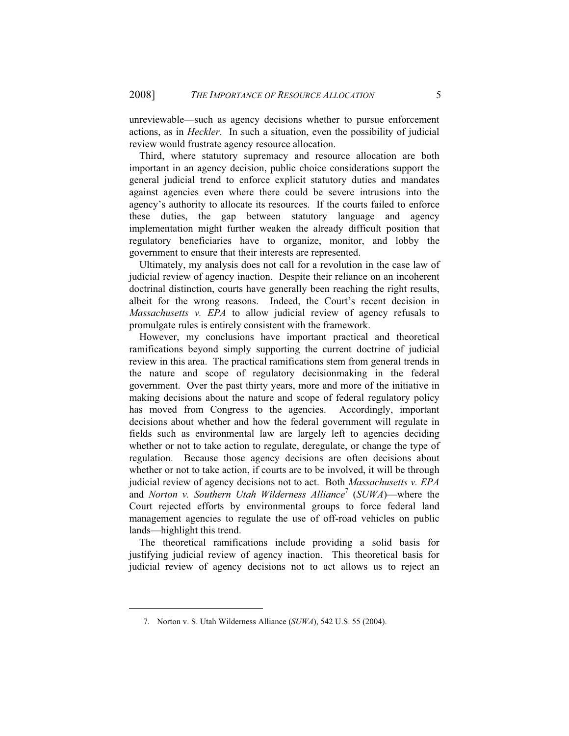unreviewable—such as agency decisions whether to pursue enforcement actions, as in *Heckler*. In such a situation, even the possibility of judicial review would frustrate agency resource allocation.

Third, where statutory supremacy and resource allocation are both important in an agency decision, public choice considerations support the general judicial trend to enforce explicit statutory duties and mandates against agencies even where there could be severe intrusions into the agency's authority to allocate its resources. If the courts failed to enforce these duties, the gap between statutory language and agency implementation might further weaken the already difficult position that regulatory beneficiaries have to organize, monitor, and lobby the government to ensure that their interests are represented.

Ultimately, my analysis does not call for a revolution in the case law of judicial review of agency inaction. Despite their reliance on an incoherent doctrinal distinction, courts have generally been reaching the right results, albeit for the wrong reasons. Indeed, the Court's recent decision in *Massachusetts v. EPA* to allow judicial review of agency refusals to promulgate rules is entirely consistent with the framework.

However, my conclusions have important practical and theoretical ramifications beyond simply supporting the current doctrine of judicial review in this area. The practical ramifications stem from general trends in the nature and scope of regulatory decisionmaking in the federal government. Over the past thirty years, more and more of the initiative in making decisions about the nature and scope of federal regulatory policy has moved from Congress to the agencies. Accordingly, important decisions about whether and how the federal government will regulate in fields such as environmental law are largely left to agencies deciding whether or not to take action to regulate, deregulate, or change the type of regulation. Because those agency decisions are often decisions about whether or not to take action, if courts are to be involved, it will be through judicial review of agency decisions not to act. Both *Massachusetts v. EPA* and *Norton v. Southern Utah Wilderness Alliance*[7] (*SUWA*)—where the Court rejected efforts by environmental groups to force federal land management agencies to regulate the use of off-road vehicles on public lands—highlight this trend.

The theoretical ramifications include providing a solid basis for justifying judicial review of agency inaction. This theoretical basis for judicial review of agency decisions not to act allows us to reject an

7. Norton v. S. Utah Wilderness Alliance (*SUWA*), 542 U.S. 55 (2004).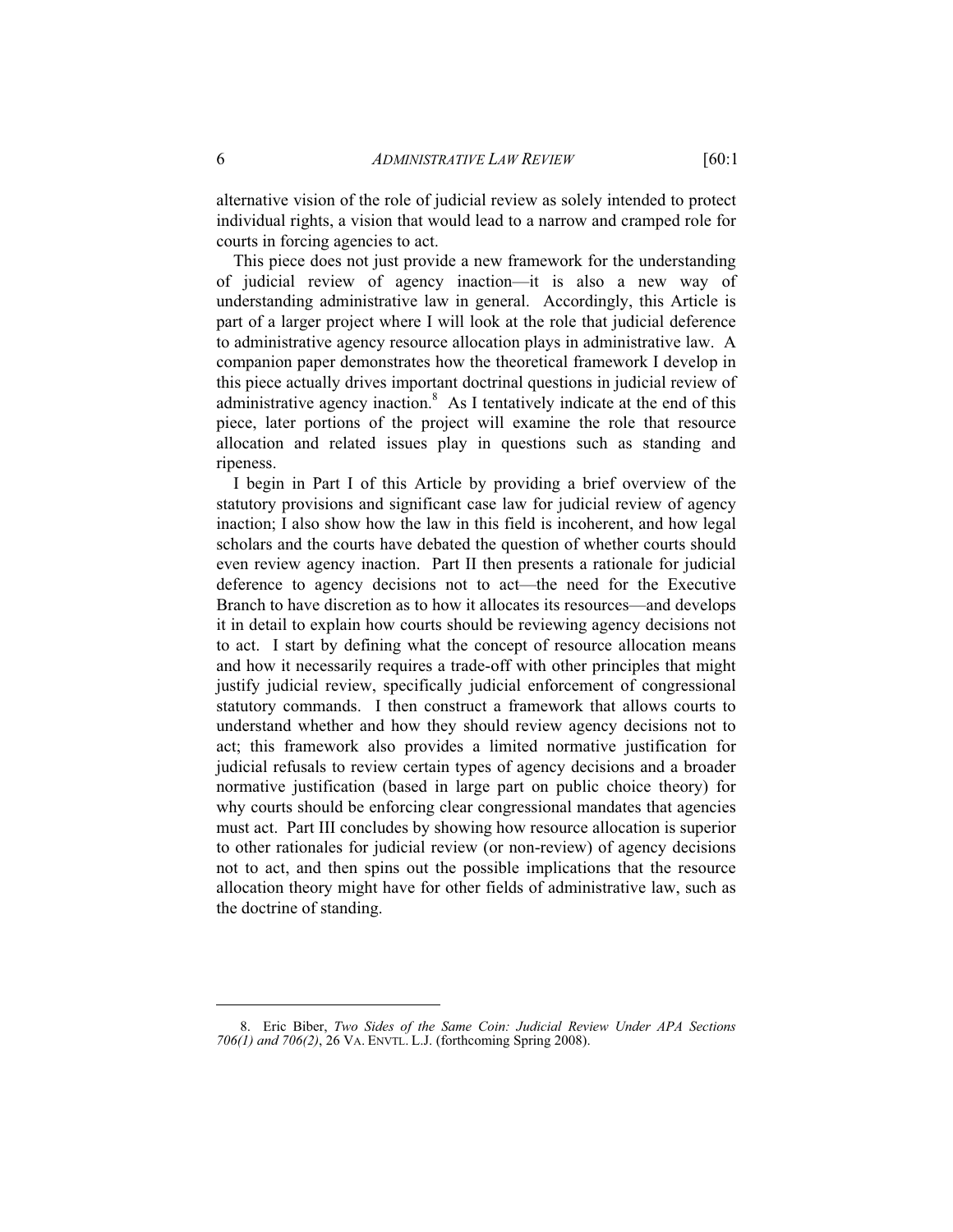alternative vision of the role of judicial review as solely intended to protect individual rights, a vision that would lead to a narrow and cramped role for courts in forcing agencies to act.

This piece does not just provide a new framework for the understanding of judicial review of agency inaction—it is also a new way of understanding administrative law in general. Accordingly, this Article is part of a larger project where I will look at the role that judicial deference to administrative agency resource allocation plays in administrative law. A companion paper demonstrates how the theoretical framework I develop in this piece actually drives important doctrinal questions in judicial review of administrative agency inaction.[8] As I tentatively indicate at the end of this piece, later portions of the project will examine the role that resource allocation and related issues play in questions such as standing and ripeness.

I begin in Part I of this Article by providing a brief overview of the statutory provisions and significant case law for judicial review of agency inaction; I also show how the law in this field is incoherent, and how legal scholars and the courts have debated the question of whether courts should even review agency inaction. Part II then presents a rationale for judicial deference to agency decisions not to act—the need for the Executive Branch to have discretion as to how it allocates its resources—and develops it in detail to explain how courts should be reviewing agency decisions not to act. I start by defining what the concept of resource allocation means and how it necessarily requires a trade-off with other principles that might justify judicial review, specifically judicial enforcement of congressional statutory commands. I then construct a framework that allows courts to understand whether and how they should review agency decisions not to act; this framework also provides a limited normative justification for judicial refusals to review certain types of agency decisions and a broader normative justification (based in large part on public choice theory) for why courts should be enforcing clear congressional mandates that agencies must act. Part III concludes by showing how resource allocation is superior to other rationales for judicial review (or non-review) of agency decisions not to act, and then spins out the possible implications that the resource allocation theory might have for other fields of administrative law, such as the doctrine of standing.

8. Eric Biber, *Two Sides of the Same Coin: Judicial Review Under APA Sections 706(1) and 706(2)*, 26 VA. ENVTL. L.J. (forthcoming Spring 2008).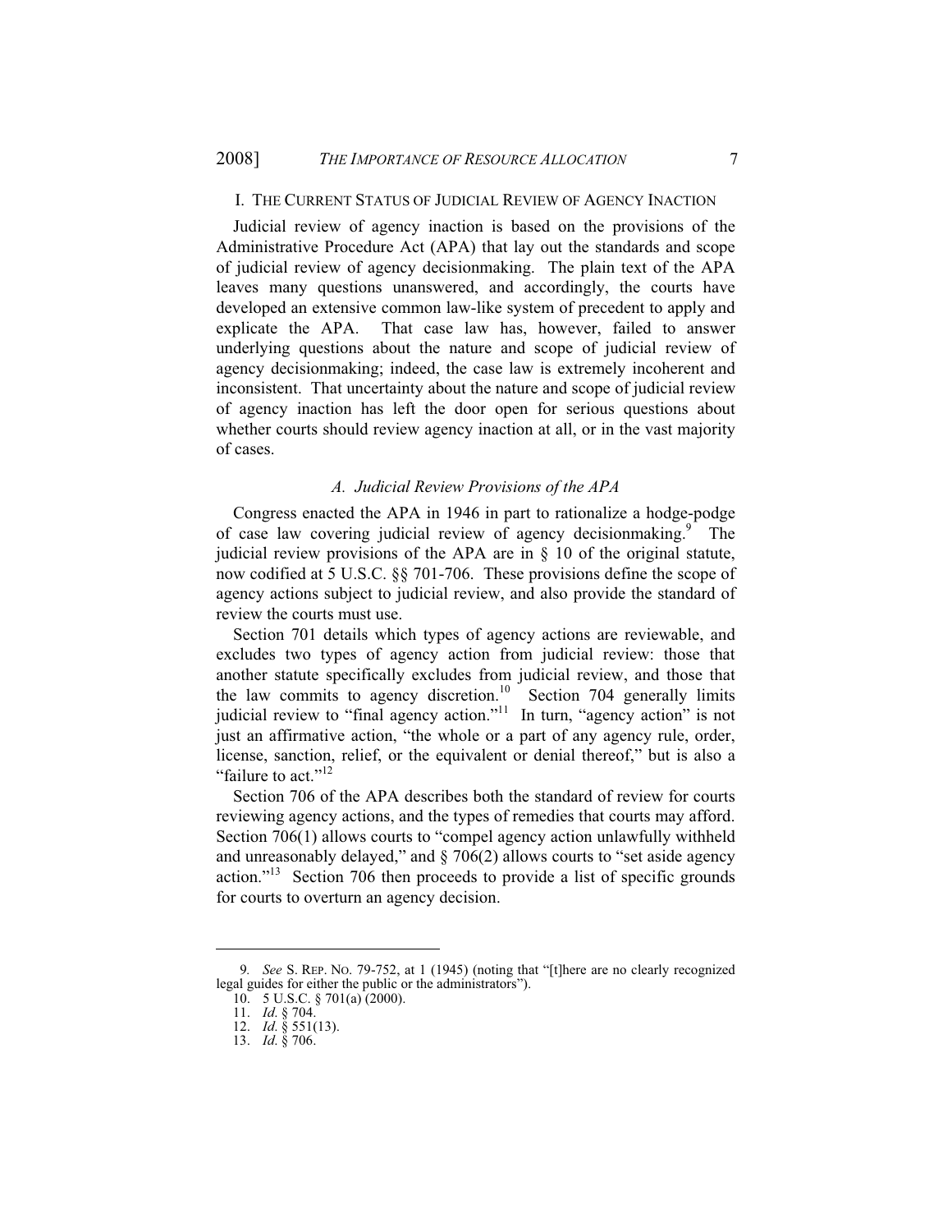## I. THE CURRENT STATUS OF JUDICIAL REVIEW OF AGENCY INACTION

Judicial review of agency inaction is based on the provisions of the Administrative Procedure Act (APA) that lay out the standards and scope of judicial review of agency decisionmaking. The plain text of the APA leaves many questions unanswered, and accordingly, the courts have developed an extensive common law-like system of precedent to apply and explicate the APA. That case law has, however, failed to answer underlying questions about the nature and scope of judicial review of agency decisionmaking; indeed, the case law is extremely incoherent and inconsistent. That uncertainty about the nature and scope of judicial review of agency inaction has left the door open for serious questions about whether courts should review agency inaction at all, or in the vast majority of cases.

### *A. Judicial Review Provisions of the APA*

Congress enacted the APA in 1946 in part to rationalize a hodge-podge of case law covering judicial review of agency decisionmaking.[9] The judicial review provisions of the APA are in § 10 of the original statute, now codified at 5 U.S.C. §§ 701-706. These provisions define the scope of agency actions subject to judicial review, and also provide the standard of review the courts must use.

Section 701 details which types of agency actions are reviewable, and excludes two types of agency action from judicial review: those that another statute specifically excludes from judicial review, and those that the law commits to agency discretion.[10] Section 704 generally limits judicial review to "final agency action."[11] In turn, "agency action" is not just an affirmative action, "the whole or a part of any agency rule, order, license, sanction, relief, or the equivalent or denial thereof," but is also a "failure to act."[12]

Section 706 of the APA describes both the standard of review for courts reviewing agency actions, and the types of remedies that courts may afford. Section 706(1) allows courts to "compel agency action unlawfully withheld and unreasonably delayed," and § 706(2) allows courts to "set aside agency action."[13] Section 706 then proceeds to provide a list of specific grounds for courts to overturn an agency decision.

---

9. *See* S. REP. NO. 79-752, at 1 (1945) (noting that "[t]here are no clearly recognized legal guides for either the public or the administrators").

10. 5 U.S.C. § 701(a) (2000).

11. *Id.* § 704.

12. *Id.* § 551(13).

13. *Id.* § 706.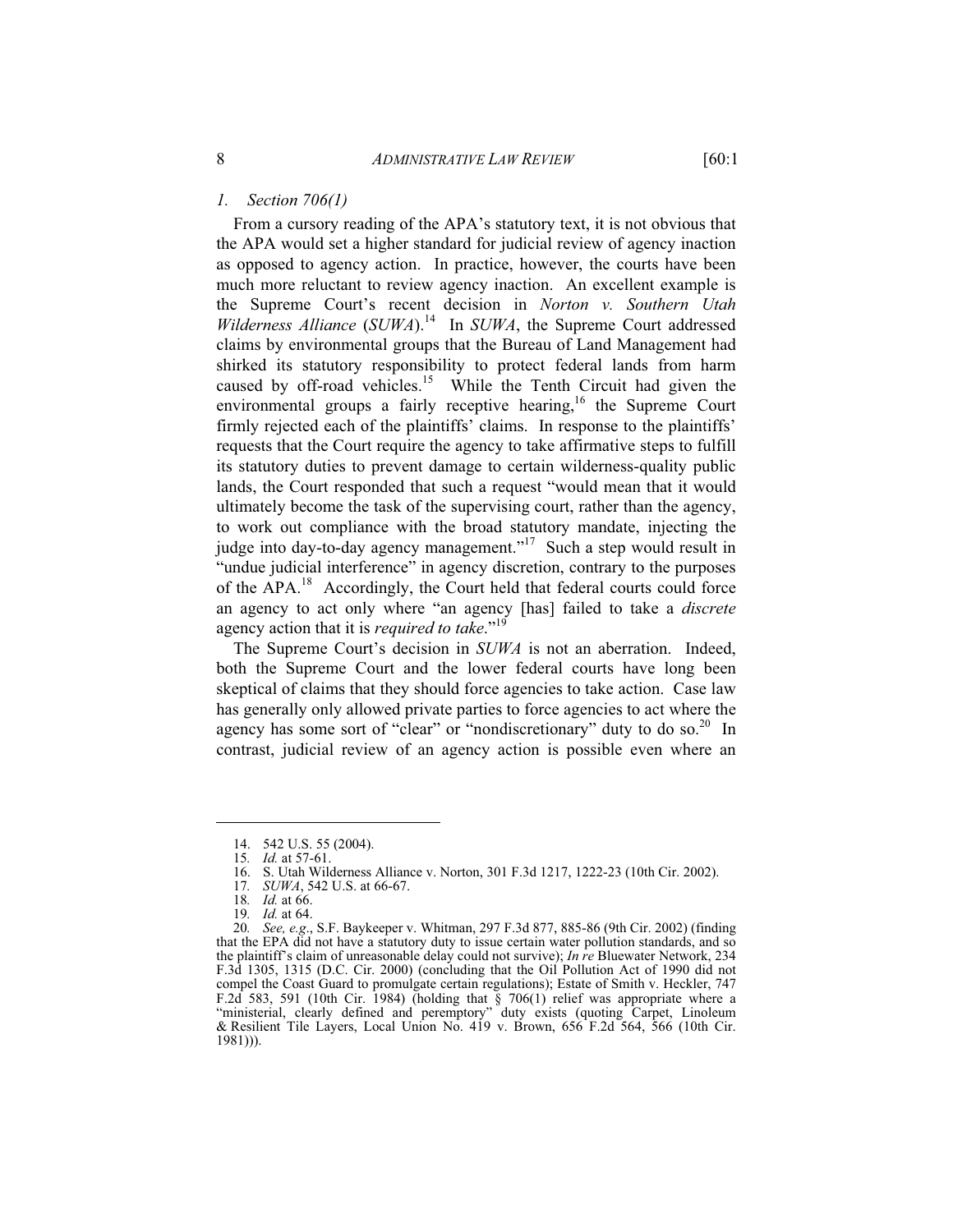### *1. Section 706(1)*

From a cursory reading of the APA's statutory text, it is not obvious that the APA would set a higher standard for judicial review of agency inaction as opposed to agency action. In practice, however, the courts have been much more reluctant to review agency inaction. An excellent example is the Supreme Court's recent decision in *Norton v. Southern Utah Wilderness Alliance* (*SUWA*).[14] In *SUWA*, the Supreme Court addressed claims by environmental groups that the Bureau of Land Management had shirked its statutory responsibility to protect federal lands from harm caused by off-road vehicles.[15] While the Tenth Circuit had given the environmental groups a fairly receptive hearing,[16] the Supreme Court firmly rejected each of the plaintiffs' claims. In response to the plaintiffs' requests that the Court require the agency to take affirmative steps to fulfill its statutory duties to prevent damage to certain wilderness-quality public lands, the Court responded that such a request "would mean that it would ultimately become the task of the supervising court, rather than the agency, to work out compliance with the broad statutory mandate, injecting the judge into day-to-day agency management."[17] Such a step would result in "undue judicial interference" in agency discretion, contrary to the purposes of the APA.[18] Accordingly, the Court held that federal courts could force an agency to act only where "an agency [has] failed to take a *discrete* agency action that it is *required to take*."[19]

The Supreme Court's decision in *SUWA* is not an aberration. Indeed, both the Supreme Court and the lower federal courts have long been skeptical of claims that they should force agencies to take action. Case law has generally only allowed private parties to force agencies to act where the agency has some sort of "clear" or "nondiscretionary" duty to do so.[20] In contrast, judicial review of an agency action is possible even where an

---

14. 542 U.S. 55 (2004).

15. *Id.* at 57-61.

16. S. Utah Wilderness Alliance v. Norton, 301 F.3d 1217, 1222-23 (10th Cir. 2002).

17. *SUWA*, 542 U.S. at 66-67.

18. *Id.* at 66.

19. *Id.* at 64.

20. *See, e.g.*, S.F. Baykeeper v. Whitman, 297 F.3d 877, 885-86 (9th Cir. 2002) (finding that the EPA did not have a statutory duty to issue certain water pollution standards, and so the plaintiff's claim of unreasonable delay could not survive); *In re* Bluewater Network, 234 F.3d 1305, 1315 (D.C. Cir. 2000) (concluding that the Oil Pollution Act of 1990 did not compel the Coast Guard to promulgate certain regulations); Estate of Smith v. Heckler, 747 F.2d 583, 591 (10th Cir. 1984) (holding that § 706(1) relief was appropriate where a "ministerial, clearly defined and peremptory" duty exists (quoting Carpet, Linoleum & Resilient Tile Layers, Local Union No. 419 v. Brown, 656 F.2d 564, 566 (10th Cir. 1981))).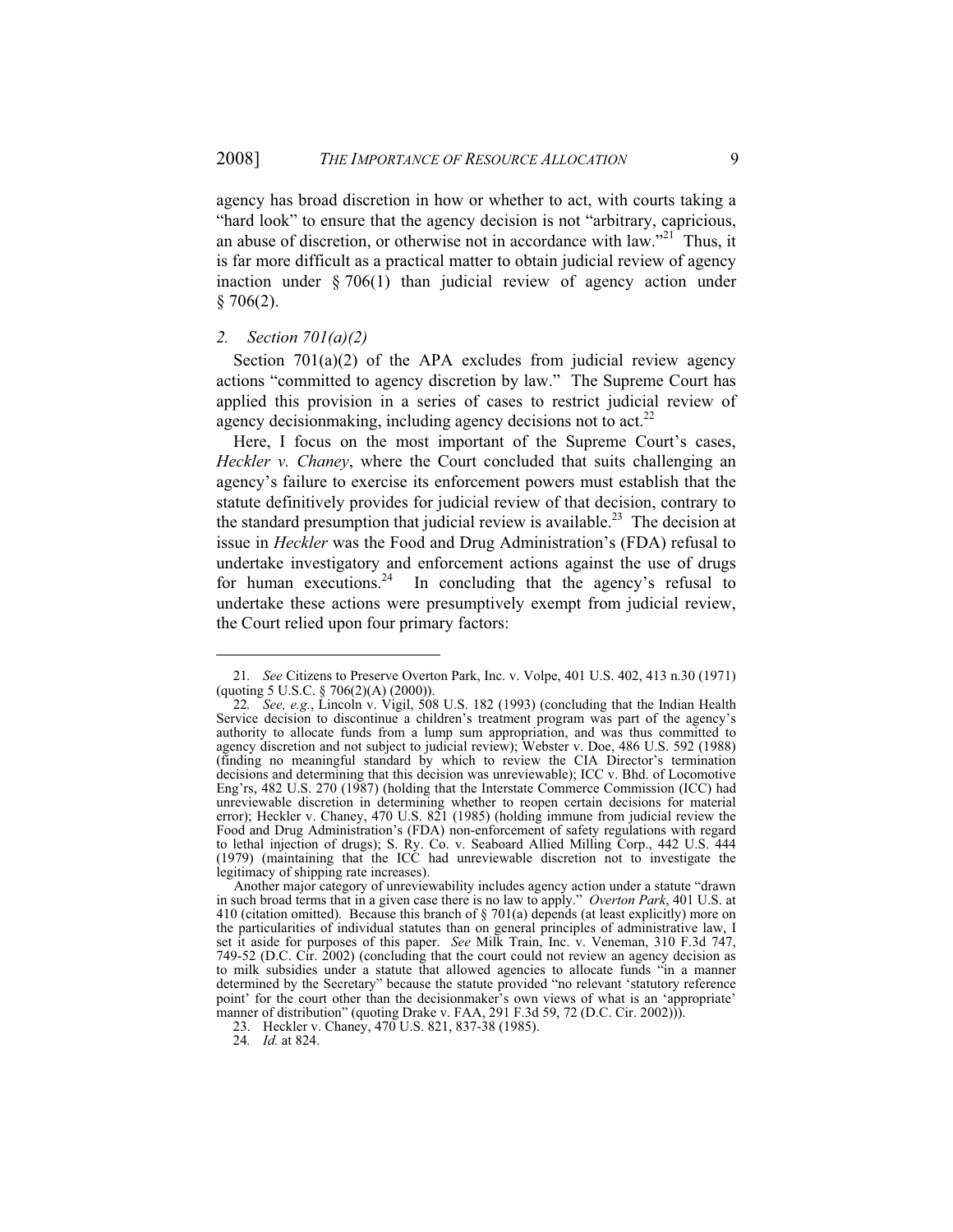agency has broad discretion in how or whether to act, with courts taking a "hard look" to ensure that the agency decision is not "arbitrary, capricious, an abuse of discretion, or otherwise not in accordance with law."[21] Thus, it is far more difficult as a practical matter to obtain judicial review of agency inaction under § 706(1) than judicial review of agency action under § 706(2).

### *2. Section 701(a)(2)*

Section 701(a)(2) of the APA excludes from judicial review agency actions "committed to agency discretion by law." The Supreme Court has applied this provision in a series of cases to restrict judicial review of agency decisionmaking, including agency decisions not to act.[22]

Here, I focus on the most important of the Supreme Court's cases, *Heckler v. Chaney*, where the Court concluded that suits challenging an agency's failure to exercise its enforcement powers must establish that the statute definitively provides for judicial review of that decision, contrary to the standard presumption that judicial review is available.[23] The decision at issue in *Heckler* was the Food and Drug Administration's (FDA) refusal to undertake investigatory and enforcement actions against the use of drugs for human executions.[24] In concluding that the agency's refusal to undertake these actions were presumptively exempt from judicial review, the Court relied upon four primary factors:

---

21. *See* Citizens to Preserve Overton Park, Inc. v. Volpe, 401 U.S. 402, 413 n.30 (1971) (quoting 5 U.S.C. § 706(2)(A) (2000)).

22. *See, e.g.*, Lincoln v. Vigil, 508 U.S. 182 (1993) (concluding that the Indian Health Service decision to discontinue a children's treatment program was part of the agency's authority to allocate funds from a lump sum appropriation, and was thus committed to agency discretion and not subject to judicial review); Webster v. Doe, 486 U.S. 592 (1988) (finding no meaningful standard by which to review the CIA Director's termination decisions and determining that this decision was unreviewable); ICC v. Bhd. of Locomotive Eng'rs, 482 U.S. 270 (1987) (holding that the Interstate Commerce Commission (ICC) had unreviewable discretion in determining whether to reopen certain decisions for material error); Heckler v. Chaney, 470 U.S. 821 (1985) (holding immune from judicial review the Food and Drug Administration's (FDA) non-enforcement of safety regulations with regard to lethal injection of drugs); S. Ry. Co. v. Seaboard Allied Milling Corp., 442 U.S. 444 (1979) (maintaining that the ICC had unreviewable discretion not to investigate the legitimacy of shipping rate increases).

Another major category of unreviewability includes agency action under a statute "drawn in such broad terms that in a given case there is no law to apply." *Overton Park*, 401 U.S. at 410 (citation omitted). Because this branch of § 701(a) depends (at least explicitly) more on the particularities of individual statutes than on general principles of administrative law, I set it aside for purposes of this paper. *See* Milk Train, Inc. v. Veneman, 310 F.3d 747, 749-52 (D.C. Cir. 2002) (concluding that the court could not review an agency decision as to milk subsidies under a statute that allowed agencies to allocate funds "in a manner determined by the Secretary" because the statute provided "no relevant 'statutory reference point' for the court other than the decisionmaker's own views of what is an 'appropriate' manner of distribution" (quoting Drake v. FAA, 291 F.3d 59, 72 (D.C. Cir. 2002))).

23. Heckler v. Chaney, 470 U.S. 821, 837-38 (1985).

24. *Id.* at 824.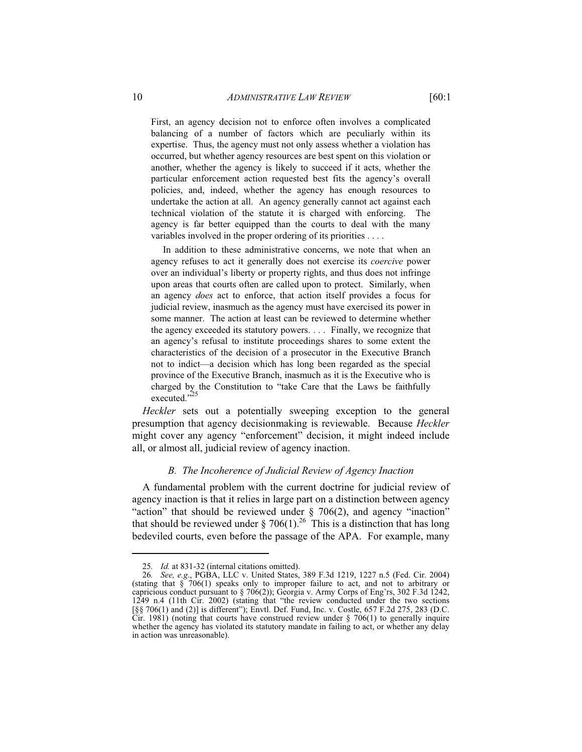> First, an agency decision not to enforce often involves a complicated balancing of a number of factors which are peculiarly within its expertise. Thus, the agency must not only assess whether a violation has occurred, but whether agency resources are best spent on this violation or another, whether the agency is likely to succeed if it acts, whether the particular enforcement action requested best fits the agency's overall policies, and, indeed, whether the agency has enough resources to undertake the action at all. An agency generally cannot act against each technical violation of the statute it is charged with enforcing. The agency is far better equipped than the courts to deal with the many variables involved in the proper ordering of its priorities . . . .
>
> In addition to these administrative concerns, we note that when an agency refuses to act it generally does not exercise its *coercive* power over an individual's liberty or property rights, and thus does not infringe upon areas that courts often are called upon to protect. Similarly, when an agency *does* act to enforce, that action itself provides a focus for judicial review, inasmuch as the agency must have exercised its power in some manner. The action at least can be reviewed to determine whether the agency exceeded its statutory powers. . . . Finally, we recognize that an agency's refusal to institute proceedings shares to some extent the characteristics of the decision of a prosecutor in the Executive Branch not to indict—a decision which has long been regarded as the special province of the Executive Branch, inasmuch as it is the Executive who is charged by the Constitution to "take Care that the Laws be faithfully executed."[25]

*Heckler* sets out a potentially sweeping exception to the general presumption that agency decisionmaking is reviewable. Because *Heckler* might cover any agency "enforcement" decision, it might indeed include all, or almost all, judicial review of agency inaction.

### B. *The Incoherence of Judicial Review of Agency Inaction*

A fundamental problem with the current doctrine for judicial review of agency inaction is that it relies in large part on a distinction between agency "action" that should be reviewed under § 706(2), and agency "inaction" that should be reviewed under § 706(1).[26] This is a distinction that has long bedeviled courts, even before the passage of the APA. For example, many

---

25. *Id.* at 831-32 (internal citations omitted).

26. *See, e.g.*, PGBA, LLC v. United States, 389 F.3d 1219, 1227 n.5 (Fed. Cir. 2004) (stating that § 706(1) speaks only to improper failure to act, and not to arbitrary or capricious conduct pursuant to § 706(2)); Georgia v. Army Corps of Eng'rs, 302 F.3d 1242, 1249 n.4 (11th Cir. 2002) (stating that "the review conducted under the two sections [§§ 706(1) and (2)] is different"); Envtl. Def. Fund, Inc. v. Costle, 657 F.2d 275, 283 (D.C. Cir. 1981) (noting that courts have construed review under § 706(1) to generally inquire whether the agency has violated its statutory mandate in failing to act, or whether any delay in action was unreasonable).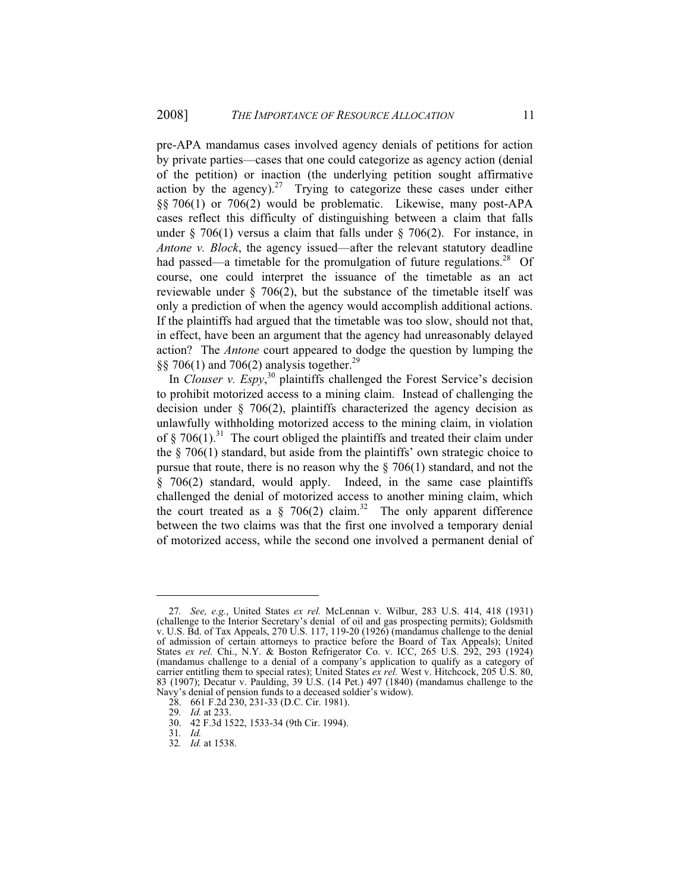pre-APA mandamus cases involved agency denials of petitions for action by private parties—cases that one could categorize as agency action (denial of the petition) or inaction (the underlying petition sought affirmative action by the agency).[27] Trying to categorize these cases under either §§ 706(1) or 706(2) would be problematic. Likewise, many post-APA cases reflect this difficulty of distinguishing between a claim that falls under § 706(1) versus a claim that falls under § 706(2). For instance, in *Antone v. Block*, the agency issued—after the relevant statutory deadline had passed—a timetable for the promulgation of future regulations.[28] Of course, one could interpret the issuance of the timetable as an act reviewable under § 706(2), but the substance of the timetable itself was only a prediction of when the agency would accomplish additional actions. If the plaintiffs had argued that the timetable was too slow, should not that, in effect, have been an argument that the agency had unreasonably delayed action? The *Antone* court appeared to dodge the question by lumping the §§ 706(1) and 706(2) analysis together.[29]

In *Clouser v. Espy*,[30] plaintiffs challenged the Forest Service's decision to prohibit motorized access to a mining claim. Instead of challenging the decision under § 706(2), plaintiffs characterized the agency decision as unlawfully withholding motorized access to the mining claim, in violation of § 706(1).[31] The court obliged the plaintiffs and treated their claim under the § 706(1) standard, but aside from the plaintiffs' own strategic choice to pursue that route, there is no reason why the § 706(1) standard, and not the § 706(2) standard, would apply. Indeed, in the same case plaintiffs challenged the denial of motorized access to another mining claim, which the court treated as a § 706(2) claim.[32] The only apparent difference between the two claims was that the first one involved a temporary denial of motorized access, while the second one involved a permanent denial of

---

27. *See, e.g.*, United States *ex rel.* McLennan v. Wilbur, 283 U.S. 414, 418 (1931) (challenge to the Interior Secretary's denial of oil and gas prospecting permits); Goldsmith v. U.S. Bd. of Tax Appeals, 270 U.S. 117, 119-20 (1926) (mandamus challenge to the denial of admission of certain attorneys to practice before the Board of Tax Appeals); United States *ex rel.* Chi., N.Y. & Boston Refrigerator Co. v. ICC, 265 U.S. 292, 293 (1924) (mandamus challenge to a denial of a company's application to qualify as a category of carrier entitling them to special rates); United States *ex rel.* West v. Hitchcock, 205 U.S. 80, 83 (1907); Decatur v. Paulding, 39 U.S. (14 Pet.) 497 (1840) (mandamus challenge to the Navy's denial of pension funds to a deceased soldier's widow).

28. 661 F.2d 230, 231-33 (D.C. Cir. 1981).

29. *Id.* at 233.

30. 42 F.3d 1522, 1533-34 (9th Cir. 1994).

31. *Id.*

32. *Id.* at 1538.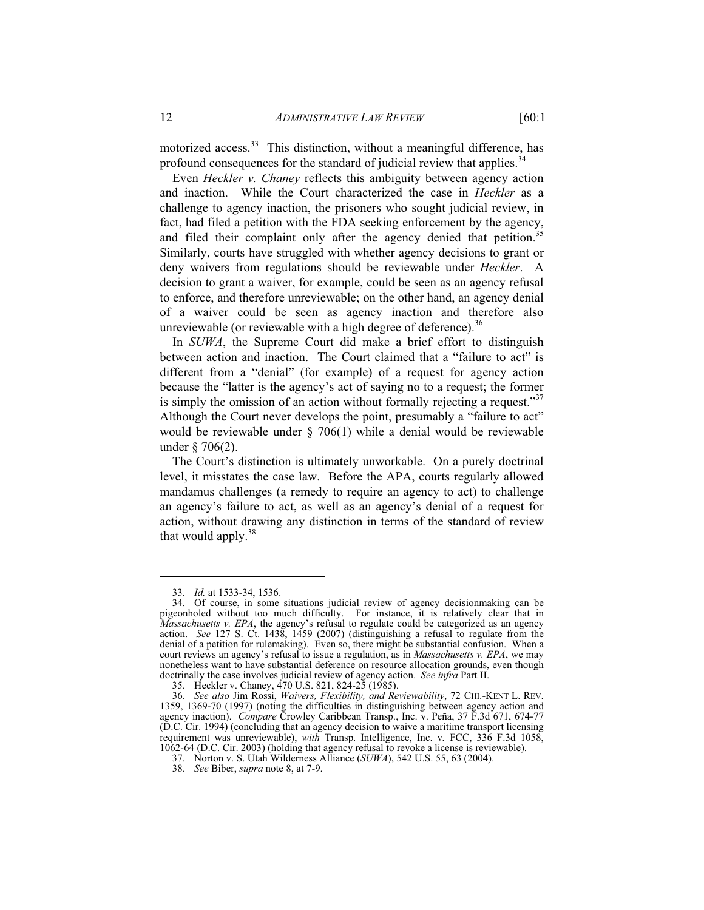motorized access.[33] This distinction, without a meaningful difference, has profound consequences for the standard of judicial review that applies.[34]

Even *Heckler v. Chaney* reflects this ambiguity between agency action and inaction. While the Court characterized the case in *Heckler* as a challenge to agency inaction, the prisoners who sought judicial review, in fact, had filed a petition with the FDA seeking enforcement by the agency, and filed their complaint only after the agency denied that petition.[35] Similarly, courts have struggled with whether agency decisions to grant or deny waivers from regulations should be reviewable under *Heckler*. A decision to grant a waiver, for example, could be seen as an agency refusal to enforce, and therefore unreviewable; on the other hand, an agency denial of a waiver could be seen as agency inaction and therefore also unreviewable (or reviewable with a high degree of deference).[36]

In *SUWA*, the Supreme Court did make a brief effort to distinguish between action and inaction. The Court claimed that a "failure to act" is different from a "denial" (for example) of a request for agency action because the "latter is the agency's act of saying no to a request; the former is simply the omission of an action without formally rejecting a request."[37] Although the Court never develops the point, presumably a "failure to act" would be reviewable under § 706(1) while a denial would be reviewable under § 706(2).

The Court's distinction is ultimately unworkable. On a purely doctrinal level, it misstates the case law. Before the APA, courts regularly allowed mandamus challenges (a remedy to require an agency to act) to challenge an agency's failure to act, as well as an agency's denial of a request for action, without drawing any distinction in terms of the standard of review that would apply.[38]

---

33. *Id.* at 1533-34, 1536.

34. Of course, in some situations judicial review of agency decisionmaking can be pigeonholed without too much difficulty. For instance, it is relatively clear that in *Massachusetts v. EPA*, the agency's refusal to regulate could be categorized as an agency action. *See* 127 S. Ct. 1438, 1459 (2007) (distinguishing a refusal to regulate from the denial of a petition for rulemaking). Even so, there might be substantial confusion. When a court reviews an agency's refusal to issue a regulation, as in *Massachusetts v. EPA*, we may nonetheless want to have substantial deference on resource allocation grounds, even though doctrinally the case involves judicial review of agency action. *See infra* Part II.

35. Heckler v. Chaney, 470 U.S. 821, 824-25 (1985).

36. *See also* Jim Rossi, *Waivers, Flexibility, and Reviewability*, 72 CHI.-KENT L. REV. 1359, 1369-70 (1997) (noting the difficulties in distinguishing between agency action and agency inaction). *Compare* Crowley Caribbean Transp., Inc. v. Peña, 37 F.3d 671, 674-77 (D.C. Cir. 1994) (concluding that an agency decision to waive a maritime transport licensing requirement was unreviewable), *with* Transp. Intelligence, Inc. v. FCC, 336 F.3d 1058, 1062-64 (D.C. Cir. 2003) (holding that agency refusal to revoke a license is reviewable).

37. Norton v. S. Utah Wilderness Alliance (*SUWA*), 542 U.S. 55, 63 (2004).

38. *See* Biber, *supra* note 8, at 7-9.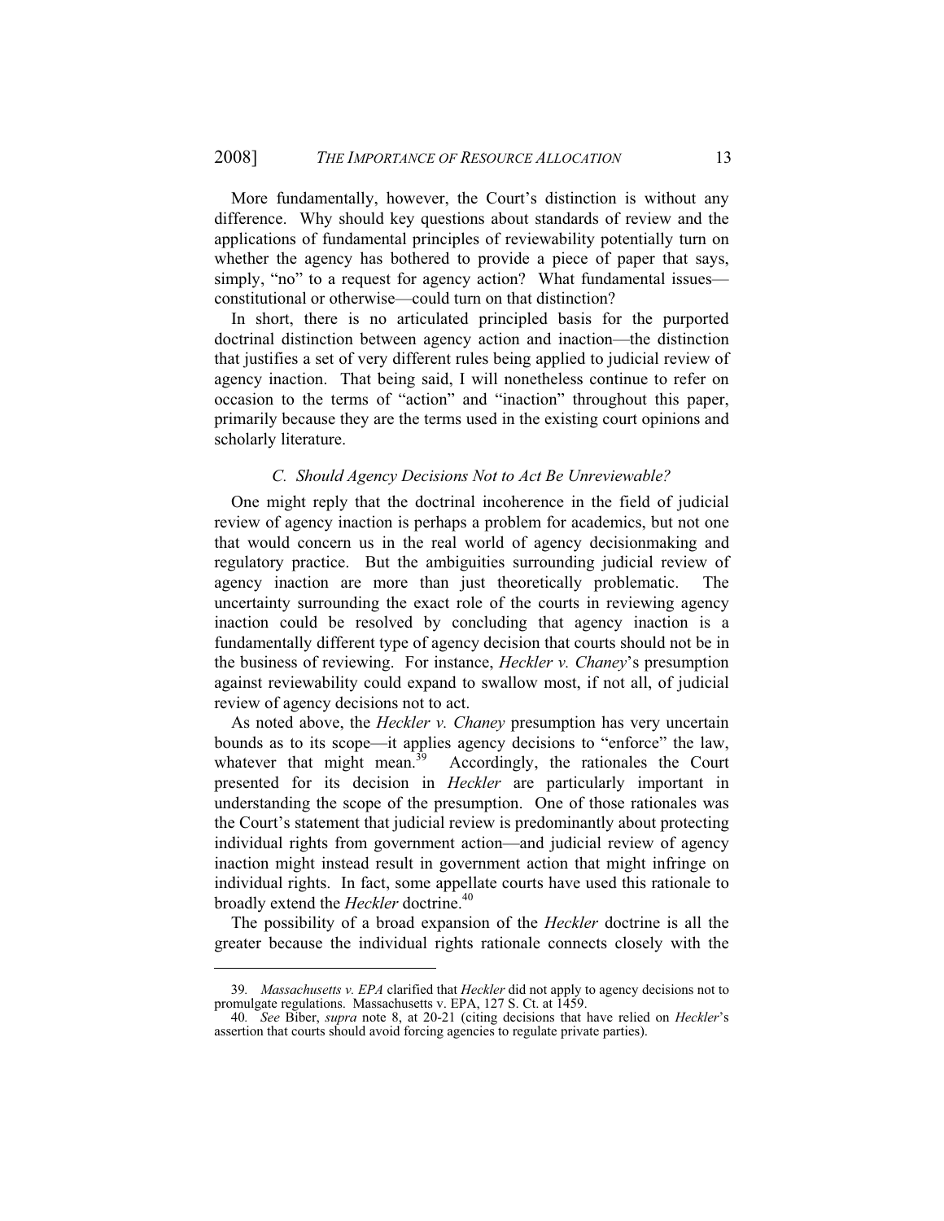More fundamentally, however, the Court's distinction is without any difference. Why should key questions about standards of review and the applications of fundamental principles of reviewability potentially turn on whether the agency has bothered to provide a piece of paper that says, simply, "no" to a request for agency action? What fundamental issues—constitutional or otherwise—could turn on that distinction?

In short, there is no articulated principled basis for the purported doctrinal distinction between agency action and inaction—the distinction that justifies a set of very different rules being applied to judicial review of agency inaction. That being said, I will nonetheless continue to refer on occasion to the terms of "action" and "inaction" throughout this paper, primarily because they are the terms used in the existing court opinions and scholarly literature.

### *C. Should Agency Decisions Not to Act Be Unreviewable?*

One might reply that the doctrinal incoherence in the field of judicial review of agency inaction is perhaps a problem for academics, but not one that would concern us in the real world of agency decisionmaking and regulatory practice. But the ambiguities surrounding judicial review of agency inaction are more than just theoretically problematic. The uncertainty surrounding the exact role of the courts in reviewing agency inaction could be resolved by concluding that agency inaction is a fundamentally different type of agency decision that courts should not be in the business of reviewing. For instance, *Heckler v. Chaney*'s presumption against reviewability could expand to swallow most, if not all, of judicial review of agency decisions not to act.

As noted above, the *Heckler v. Chaney* presumption has very uncertain bounds as to its scope—it applies agency decisions to "enforce" the law, whatever that might mean.[39] Accordingly, the rationales the Court presented for its decision in *Heckler* are particularly important in understanding the scope of the presumption. One of those rationales was the Court's statement that judicial review is predominantly about protecting individual rights from government action—and judicial review of agency inaction might instead result in government action that might infringe on individual rights. In fact, some appellate courts have used this rationale to broadly extend the *Heckler* doctrine.[40]

The possibility of a broad expansion of the *Heckler* doctrine is all the greater because the individual rights rationale connects closely with the

---

39. *Massachusetts v. EPA* clarified that *Heckler* did not apply to agency decisions not to promulgate regulations. Massachusetts v. EPA, 127 S. Ct. at 1459.

40. *See* Biber, *supra* note 8, at 20-21 (citing decisions that have relied on *Heckler*'s assertion that courts should avoid forcing agencies to regulate private parties).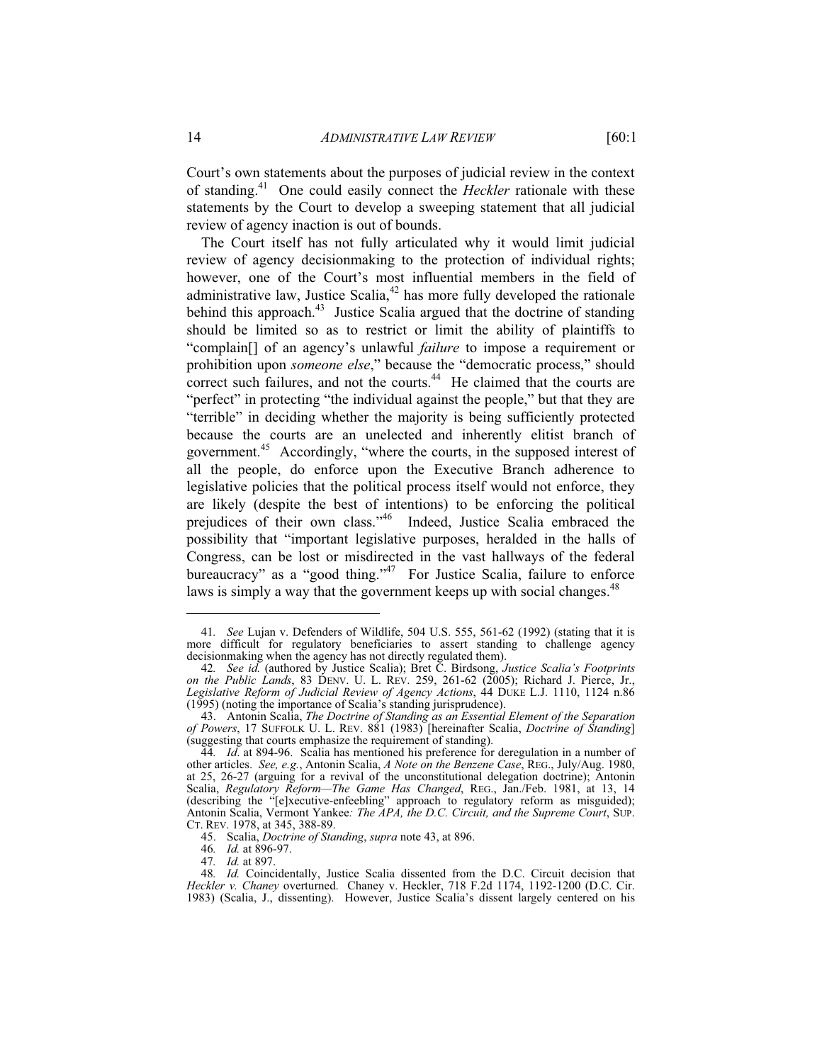Court's own statements about the purposes of judicial review in the context of standing.[41] One could easily connect the *Heckler* rationale with these statements by the Court to develop a sweeping statement that all judicial review of agency inaction is out of bounds.

The Court itself has not fully articulated why it would limit judicial review of agency decisionmaking to the protection of individual rights; however, one of the Court's most influential members in the field of administrative law, Justice Scalia,[42] has more fully developed the rationale behind this approach.[43] Justice Scalia argued that the doctrine of standing should be limited so as to restrict or limit the ability of plaintiffs to "complain[] of an agency's unlawful *failure* to impose a requirement or prohibition upon *someone else*," because the "democratic process," should correct such failures, and not the courts.[44] He claimed that the courts are "perfect" in protecting "the individual against the people," but that they are "terrible" in deciding whether the majority is being sufficiently protected because the courts are an unelected and inherently elitist branch of government.[45] Accordingly, "where the courts, in the supposed interest of all the people, do enforce upon the Executive Branch adherence to legislative policies that the political process itself would not enforce, they are likely (despite the best of intentions) to be enforcing the political prejudices of their own class."[46] Indeed, Justice Scalia embraced the possibility that "important legislative purposes, heralded in the halls of Congress, can be lost or misdirected in the vast hallways of the federal bureaucracy" as a "good thing."[47] For Justice Scalia, failure to enforce laws is simply a way that the government keeps up with social changes.[48]

---

41. *See* Lujan v. Defenders of Wildlife, 504 U.S. 555, 561-62 (1992) (stating that it is more difficult for regulatory beneficiaries to assert standing to challenge agency decisionmaking when the agency has not directly regulated them).

42. *See id.* (authored by Justice Scalia); Bret C. Birdsong, *Justice Scalia's Footprints on the Public Lands*, 83 DENV. U. L. REV. 259, 261-62 (2005); Richard J. Pierce, Jr., *Legislative Reform of Judicial Review of Agency Actions*, 44 DUKE L.J. 1110, 1124 n.86 (1995) (noting the importance of Scalia's standing jurisprudence).

43. Antonin Scalia, *The Doctrine of Standing as an Essential Element of the Separation of Powers*, 17 SUFFOLK U. L. REV. 881 (1983) [hereinafter Scalia, *Doctrine of Standing*] (suggesting that courts emphasize the requirement of standing).

44. *Id.* at 894-96. Scalia has mentioned his preference for deregulation in a number of other articles. *See, e.g.*, Antonin Scalia, *A Note on the Benzene Case*, REG., July/Aug. 1980, at 25, 26-27 (arguing for a revival of the unconstitutional delegation doctrine); Antonin Scalia, *Regulatory Reform—The Game Has Changed*, REG., Jan./Feb. 1981, at 13, 14 (describing the "[e]xecutive-enfeebling" approach to regulatory reform as misguided); Antonin Scalia, Vermont Yankee*: The APA, the D.C. Circuit, and the Supreme Court*, SUP. CT. REV. 1978, at 345, 388-89.

45. Scalia, *Doctrine of Standing*, *supra* note 43, at 896.

46. *Id.* at 896-97.

47. *Id.* at 897.

48. *Id.* Coincidentally, Justice Scalia dissented from the D.C. Circuit decision that *Heckler v. Chaney* overturned. Chaney v. Heckler, 718 F.2d 1174, 1192-1200 (D.C. Cir. 1983) (Scalia, J., dissenting). However, Justice Scalia's dissent largely centered on his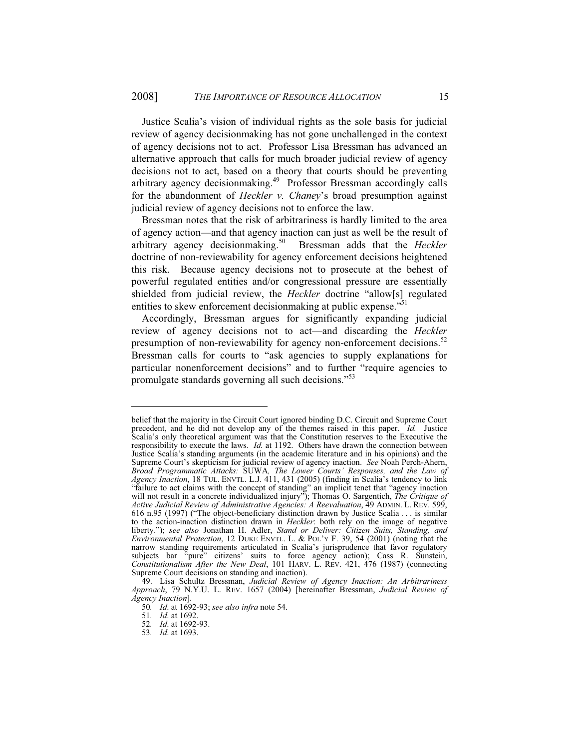Justice Scalia's vision of individual rights as the sole basis for judicial review of agency decisionmaking has not gone unchallenged in the context of agency decisions not to act. Professor Lisa Bressman has advanced an alternative approach that calls for much broader judicial review of agency decisions not to act, based on a theory that courts should be preventing arbitrary agency decisionmaking.[49] Professor Bressman accordingly calls for the abandonment of *Heckler v. Chaney*'s broad presumption against judicial review of agency decisions not to enforce the law.

Bressman notes that the risk of arbitrariness is hardly limited to the area of agency action—and that agency inaction can just as well be the result of arbitrary agency decisionmaking.[50] Bressman adds that the *Heckler* doctrine of non-reviewability for agency enforcement decisions heightened this risk. Because agency decisions not to prosecute at the behest of powerful regulated entities and/or congressional pressure are essentially shielded from judicial review, the *Heckler* doctrine "allow[s] regulated entities to skew enforcement decisionmaking at public expense."[51]

Accordingly, Bressman argues for significantly expanding judicial review of agency decisions not to act—and discarding the *Heckler* presumption of non-reviewability for agency non-enforcement decisions.[52] Bressman calls for courts to "ask agencies to supply explanations for particular nonenforcement decisions" and to further "require agencies to promulgate standards governing all such decisions."[53]

---

belief that the majority in the Circuit Court ignored binding D.C. Circuit and Supreme Court precedent, and he did not develop any of the themes raised in this paper. *Id.* Justice Scalia's only theoretical argument was that the Constitution reserves to the Executive the responsibility to execute the laws. *Id.* at 1192. Others have drawn the connection between Justice Scalia's standing arguments (in the academic literature and in his opinions) and the Supreme Court's skepticism for judicial review of agency inaction. *See* Noah Perch-Ahern, *Broad Programmatic Attacks:* SUWA*, The Lower Courts' Responses, and the Law of Agency Inaction*, 18 TUL. ENVTL. L.J. 411, 431 (2005) (finding in Scalia's tendency to link "failure to act claims with the concept of standing" an implicit tenet that "agency inaction will not result in a concrete individualized injury"); Thomas O. Sargentich, *The Critique of Active Judicial Review of Administrative Agencies: A Reevaluation*, 49 ADMIN. L. REV. 599, 616 n.95 (1997) ("The object-beneficiary distinction drawn by Justice Scalia . . . is similar to the action-inaction distinction drawn in *Heckler*: both rely on the image of negative liberty."); *see also* Jonathan H. Adler, *Stand or Deliver: Citizen Suits, Standing, and Environmental Protection*, 12 DUKE ENVTL. L. & POL'Y F. 39, 54 (2001) (noting that the narrow standing requirements articulated in Scalia's jurisprudence that favor regulatory subjects bar "pure" citizens' suits to force agency action); Cass R. Sunstein, *Constitutionalism After the New Deal*, 101 HARV. L. REV. 421, 476 (1987) (connecting Supreme Court decisions on standing and inaction).

49. Lisa Schultz Bressman, *Judicial Review of Agency Inaction: An Arbitrariness Approach*, 79 N.Y.U. L. REV. 1657 (2004) [hereinafter Bressman, *Judicial Review of Agency Inaction*].

50. *Id*. at 1692-93; *see also infra* note 54.

51. *Id*. at 1692.

52. *Id*. at 1692-93.

53. *Id*. at 1693.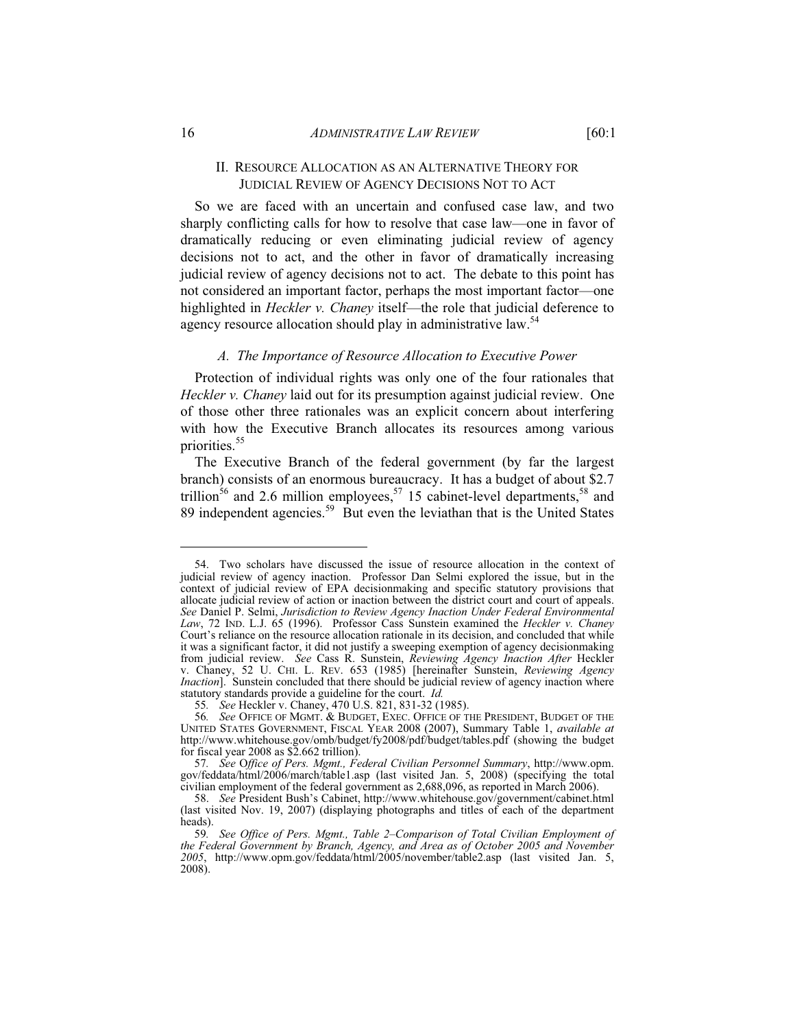## II. Resource Allocation as an Alternative Theory for Judicial Review of Agency Decisions Not to Act

So we are faced with an uncertain and confused case law, and two sharply conflicting calls for how to resolve that case law—one in favor of dramatically reducing or even eliminating judicial review of agency decisions not to act, and the other in favor of dramatically increasing judicial review of agency decisions not to act. The debate to this point has not considered an important factor, perhaps the most important factor—one highlighted in *Heckler v. Chaney* itself—the role that judicial deference to agency resource allocation should play in administrative law.[54]

### *A. The Importance of Resource Allocation to Executive Power*

Protection of individual rights was only one of the four rationales that *Heckler v. Chaney* laid out for its presumption against judicial review. One of those other three rationales was an explicit concern about interfering with how the Executive Branch allocates its resources among various priorities.[55]

The Executive Branch of the federal government (by far the largest branch) consists of an enormous bureaucracy. It has a budget of about $2.7 trillion[56] and 2.6 million employees,[57] 15 cabinet-level departments,[58] and 89 independent agencies.[59] But even the leviathan that is the United States

---

54. Two scholars have discussed the issue of resource allocation in the context of judicial review of agency inaction. Professor Dan Selmi explored the issue, but in the context of judicial review of EPA decisionmaking and specific statutory provisions that allocate judicial review of action or inaction between the district court and court of appeals. *See* Daniel P. Selmi, *Jurisdiction to Review Agency Inaction Under Federal Environmental Law*, 72 IND. L.J. 65 (1996). Professor Cass Sunstein examined the *Heckler v. Chaney* Court's reliance on the resource allocation rationale in its decision, and concluded that while it was a significant factor, it did not justify a sweeping exemption of agency decisionmaking from judicial review. *See* Cass R. Sunstein, *Reviewing Agency Inaction After* Heckler v. Chaney, 52 U. CHI. L. REV. 653 (1985) [hereinafter Sunstein, *Reviewing Agency Inaction*]. Sunstein concluded that there should be judicial review of agency inaction where statutory standards provide a guideline for the court. *Id.*

55. *See* Heckler v. Chaney, 470 U.S. 821, 831-32 (1985).

56. *See* OFFICE OF MGMT. & BUDGET, EXEC. OFFICE OF THE PRESIDENT, BUDGET OF THE UNITED STATES GOVERNMENT, FISCAL YEAR 2008 (2007), Summary Table 1, *available at* http://www.whitehouse.gov/omb/budget/fy2008/pdf/budget/tables.pdf (showing the budget for fiscal year 2008 as $2.662 trillion).

57. *See Office of Pers. Mgmt., Federal Civilian Personnel Summary*, http://www.opm.gov/feddata/html/2006/march/table1.asp (last visited Jan. 5, 2008) (specifying the total civilian employment of the federal government as 2,688,096, as reported in March 2006).

58. *See* President Bush's Cabinet, http://www.whitehouse.gov/government/cabinet.html (last visited Nov. 19, 2007) (displaying photographs and titles of each of the department heads).

59. *See Office of Pers. Mgmt., Table 2–Comparison of Total Civilian Employment of the Federal Government by Branch, Agency, and Area as of October 2005 and November 2005*, http://www.opm.gov/feddata/html/2005/november/table2.asp (last visited Jan. 5, 2008).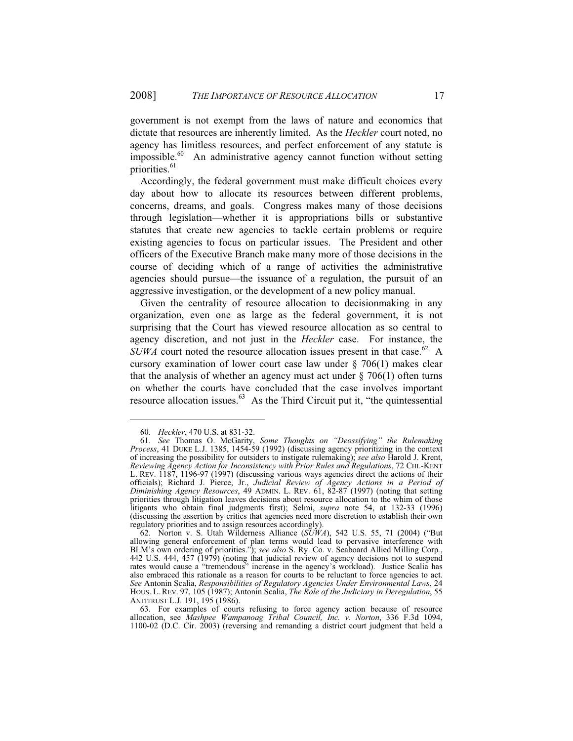government is not exempt from the laws of nature and economics that dictate that resources are inherently limited. As the *Heckler* court noted, no agency has limitless resources, and perfect enforcement of any statute is impossible.[60] An administrative agency cannot function without setting priorities.[61]

Accordingly, the federal government must make difficult choices every day about how to allocate its resources between different problems, concerns, dreams, and goals. Congress makes many of those decisions through legislation—whether it is appropriations bills or substantive statutes that create new agencies to tackle certain problems or require existing agencies to focus on particular issues. The President and other officers of the Executive Branch make many more of those decisions in the course of deciding which of a range of activities the administrative agencies should pursue—the issuance of a regulation, the pursuit of an aggressive investigation, or the development of a new policy manual.

Given the centrality of resource allocation to decisionmaking in any organization, even one as large as the federal government, it is not surprising that the Court has viewed resource allocation as so central to agency discretion, and not just in the *Heckler* case. For instance, the *SUWA* court noted the resource allocation issues present in that case.[62] A cursory examination of lower court case law under § 706(1) makes clear that the analysis of whether an agency must act under § 706(1) often turns on whether the courts have concluded that the case involves important resource allocation issues.[63] As the Third Circuit put it, "the quintessential

---

60. *Heckler*, 470 U.S. at 831-32.

61. *See* Thomas O. McGarity, *Some Thoughts on "Deossifying" the Rulemaking Process*, 41 DUKE L.J. 1385, 1454-59 (1992) (discussing agency prioritizing in the context of increasing the possibility for outsiders to instigate rulemaking); *see also* Harold J. Krent, *Reviewing Agency Action for Inconsistency with Prior Rules and Regulations*, 72 CHI.-KENT L. REV. 1187, 1196-97 (1997) (discussing various ways agencies direct the actions of their officials); Richard J. Pierce, Jr., *Judicial Review of Agency Actions in a Period of Diminishing Agency Resources*, 49 ADMIN. L. REV. 61, 82-87 (1997) (noting that setting priorities through litigation leaves decisions about resource allocation to the whim of those litigants who obtain final judgments first); Selmi, *supra* note 54, at 132-33 (1996) (discussing the assertion by critics that agencies need more discretion to establish their own regulatory priorities and to assign resources accordingly).

62. Norton v. S. Utah Wilderness Alliance (*SUWA*), 542 U.S. 55, 71 (2004) ("But allowing general enforcement of plan terms would lead to pervasive interference with BLM's own ordering of priorities."); *see also* S. Ry. Co. v. Seaboard Allied Milling Corp., 442 U.S. 444, 457 (1979) (noting that judicial review of agency decisions not to suspend rates would cause a "tremendous" increase in the agency's workload). Justice Scalia has also embraced this rationale as a reason for courts to be reluctant to force agencies to act. *See* Antonin Scalia, *Responsibilities of Regulatory Agencies Under Environmental Laws*, 24 HOUS. L. REV. 97, 105 (1987); Antonin Scalia, *The Role of the Judiciary in Deregulation*, 55 ANTITRUST L.J. 191, 195 (1986).

63. For examples of courts refusing to force agency action because of resource allocation, see *Mashpee Wampanoag Tribal Council, Inc. v. Norton*, 336 F.3d 1094, 1100-02 (D.C. Cir. 2003) (reversing and remanding a district court judgment that held a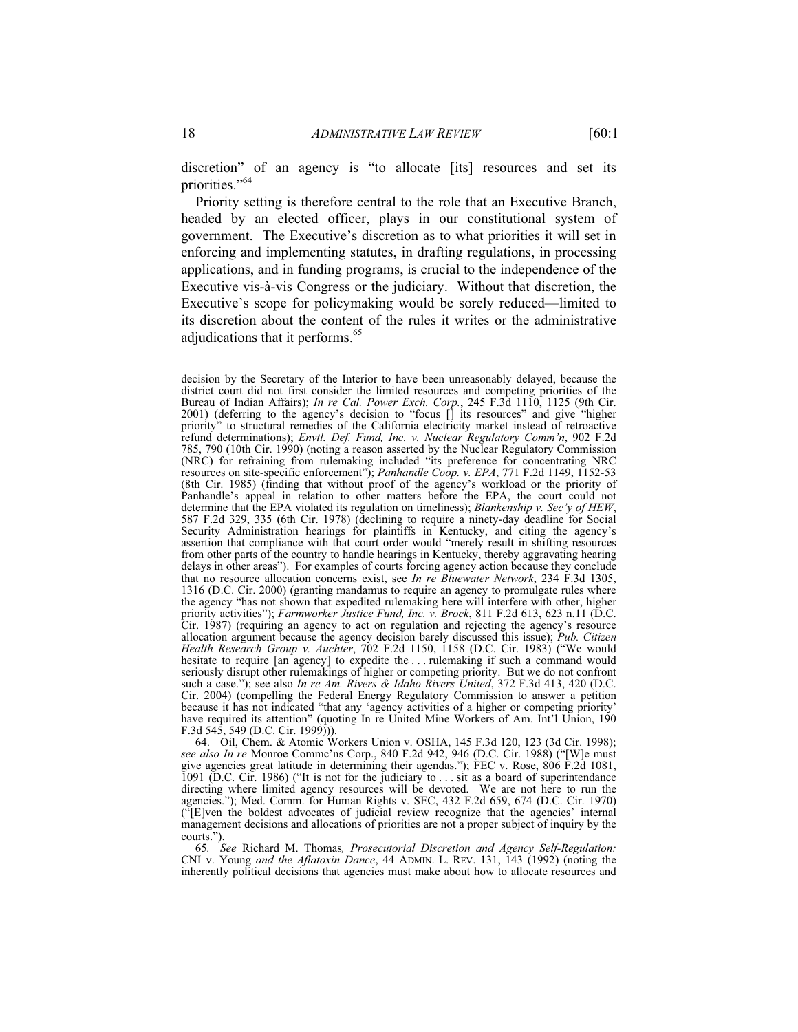discretion" of an agency is "to allocate [its] resources and set its priorities."[64]

Priority setting is therefore central to the role that an Executive Branch, headed by an elected officer, plays in our constitutional system of government. The Executive's discretion as to what priorities it will set in enforcing and implementing statutes, in drafting regulations, in processing applications, and in funding programs, is crucial to the independence of the Executive vis-à-vis Congress or the judiciary. Without that discretion, the Executive's scope for policymaking would be sorely reduced—limited to its discretion about the content of the rules it writes or the administrative adjudications that it performs.[65]

---

decision by the Secretary of the Interior to have been unreasonably delayed, because the district court did not first consider the limited resources and competing priorities of the Bureau of Indian Affairs); *In re Cal. Power Exch. Corp.*, 245 F.3d 1110, 1125 (9th Cir. 2001) (deferring to the agency's decision to "focus [] its resources" and give "higher priority" to structural remedies of the California electricity market instead of retroactive refund determinations); *Envtl. Def. Fund, Inc. v. Nuclear Regulatory Comm'n*, 902 F.2d 785, 790 (10th Cir. 1990) (noting a reason asserted by the Nuclear Regulatory Commission (NRC) for refraining from rulemaking included "its preference for concentrating NRC resources on site-specific enforcement"); *Panhandle Coop. v. EPA*, 771 F.2d 1149, 1152-53 (8th Cir. 1985) (finding that without proof of the agency's workload or the priority of Panhandle's appeal in relation to other matters before the EPA, the court could not determine that the EPA violated its regulation on timeliness); *Blankenship v. Sec'y of HEW*, 587 F.2d 329, 335 (6th Cir. 1978) (declining to require a ninety-day deadline for Social Security Administration hearings for plaintiffs in Kentucky, and citing the agency's assertion that compliance with that court order would "merely result in shifting resources from other parts of the country to handle hearings in Kentucky, thereby aggravating hearing delays in other areas"). For examples of courts forcing agency action because they conclude that no resource allocation concerns exist, see *In re Bluewater Network*, 234 F.3d 1305, 1316 (D.C. Cir. 2000) (granting mandamus to require an agency to promulgate rules where the agency "has not shown that expedited rulemaking here will interfere with other, higher priority activities"); *Farmworker Justice Fund, Inc. v. Brock*, 811 F.2d 613, 623 n.11 (D.C. Cir. 1987) (requiring an agency to act on regulation and rejecting the agency's resource allocation argument because the agency decision barely discussed this issue); *Pub. Citizen Health Research Group v. Auchter*, 702 F.2d 1150, 1158 (D.C. Cir. 1983) ("We would hesitate to require [an agency] to expedite the . . . rulemaking if such a command would seriously disrupt other rulemakings of higher or competing priority. But we do not confront such a case."); see also *In re Am. Rivers & Idaho Rivers United*, 372 F.3d 413, 420 (D.C. Cir. 2004) (compelling the Federal Energy Regulatory Commission to answer a petition because it has not indicated "that any 'agency activities of a higher or competing priority' have required its attention" (quoting In re United Mine Workers of Am. Int'l Union, 190 F.3d 545, 549 (D.C. Cir. 1999))).

64. Oil, Chem. & Atomic Workers Union v. OSHA, 145 F.3d 120, 123 (3d Cir. 1998); *see also In re* Monroe Commc'ns Corp., 840 F.2d 942, 946 (D.C. Cir. 1988) ("[W]e must give agencies great latitude in determining their agendas."); FEC v. Rose, 806 F.2d 1081, 1091 (D.C. Cir. 1986) ("It is not for the judiciary to . . . sit as a board of superintendance directing where limited agency resources will be devoted. We are not here to run the agencies."); Med. Comm. for Human Rights v. SEC, 432 F.2d 659, 674 (D.C. Cir. 1970) ("[E]ven the boldest advocates of judicial review recognize that the agencies' internal management decisions and allocations of priorities are not a proper subject of inquiry by the courts.").

65. *See* Richard M. Thomas*, Prosecutorial Discretion and Agency Self-Regulation:* CNI v. Young *and the Aflatoxin Dance*, 44 ADMIN. L. REV. 131, 143 (1992) (noting the inherently political decisions that agencies must make about how to allocate resources and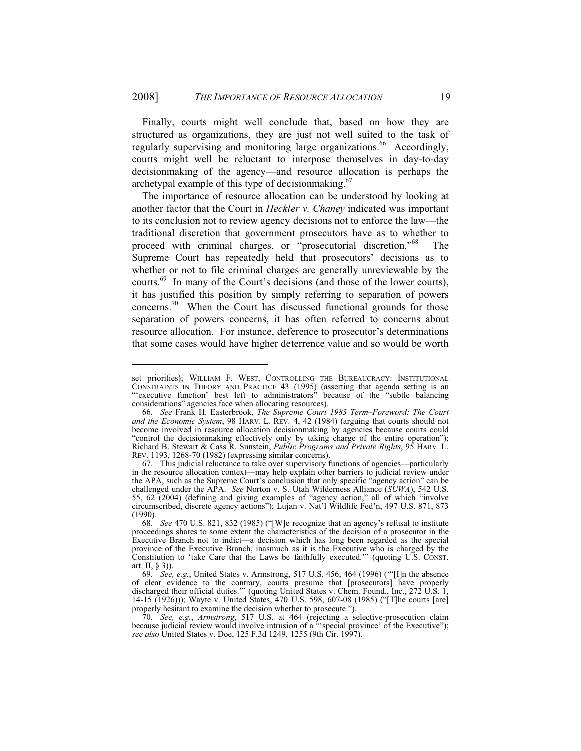Finally, courts might well conclude that, based on how they are structured as organizations, they are just not well suited to the task of regularly supervising and monitoring large organizations.[66] Accordingly, courts might well be reluctant to interpose themselves in day-to-day decisionmaking of the agency—and resource allocation is perhaps the archetypal example of this type of decisionmaking.[67]

The importance of resource allocation can be understood by looking at another factor that the Court in *Heckler v. Chaney* indicated was important to its conclusion not to review agency decisions not to enforce the law—the traditional discretion that government prosecutors have as to whether to proceed with criminal charges, or "prosecutorial discretion."[68] The Supreme Court has repeatedly held that prosecutors' decisions as to whether or not to file criminal charges are generally unreviewable by the courts.[69] In many of the Court's decisions (and those of the lower courts), it has justified this position by simply referring to separation of powers concerns.[70] When the Court has discussed functional grounds for those separation of powers concerns, it has often referred to concerns about resource allocation. For instance, deference to prosecutor's determinations that some cases would have higher deterrence value and so would be worth

---

set priorities); WILLIAM F. WEST, CONTROLLING THE BUREAUCRACY: INSTITUTIONAL CONSTRAINTS IN THEORY AND PRACTICE 43 (1995) (asserting that agenda setting is an "'executive function' best left to administrators" because of the "subtle balancing considerations" agencies face when allocating resources).

66. *See* Frank H. Easterbrook, *The Supreme Court 1983 Term–Foreword: The Court and the Economic System*, 98 HARV. L. REV. 4, 42 (1984) (arguing that courts should not become involved in resource allocation decisionmaking by agencies because courts could "control the decisionmaking effectively only by taking charge of the entire operation"); Richard B. Stewart & Cass R. Sunstein, *Public Programs and Private Rights*, 95 HARV. L. REV. 1193, 1268-70 (1982) (expressing similar concerns).

67. This judicial reluctance to take over supervisory functions of agencies—particularly in the resource allocation context—may help explain other barriers to judicial review under the APA, such as the Supreme Court's conclusion that only specific "agency action" can be challenged under the APA. *See* Norton v. S. Utah Wilderness Alliance (*SUWA*), 542 U.S. 55, 62 (2004) (defining and giving examples of "agency action," all of which "involve circumscribed, discrete agency actions"); Lujan v. Nat'l Wildlife Fed'n, 497 U.S. 871, 873 (1990).

68. *See* 470 U.S. 821, 832 (1985) ("[W]e recognize that an agency's refusal to institute proceedings shares to some extent the characteristics of the decision of a prosecutor in the Executive Branch not to indict—a decision which has long been regarded as the special province of the Executive Branch, inasmuch as it is the Executive who is charged by the Constitution to 'take Care that the Laws be faithfully executed.'" (quoting U.S. CONST. art. II, § 3)).

69. *See, e.g.*, United States v. Armstrong, 517 U.S. 456, 464 (1996) ("'[I]n the absence of clear evidence to the contrary, courts presume that [prosecutors] have properly discharged their official duties.'" (quoting United States v. Chem. Found., Inc., 272 U.S. 1, 14-15 (1926))); Wayte v. United States, 470 U.S. 598, 607-08 (1985) ("[T]he courts [are] properly hesitant to examine the decision whether to prosecute.").

70. *See, e.g.*, *Armstrong*, 517 U.S. at 464 (rejecting a selective-prosecution claim because judicial review would involve intrusion of a "'special province' of the Executive"); *see also* United States v. Doe, 125 F.3d 1249, 1255 (9th Cir. 1997).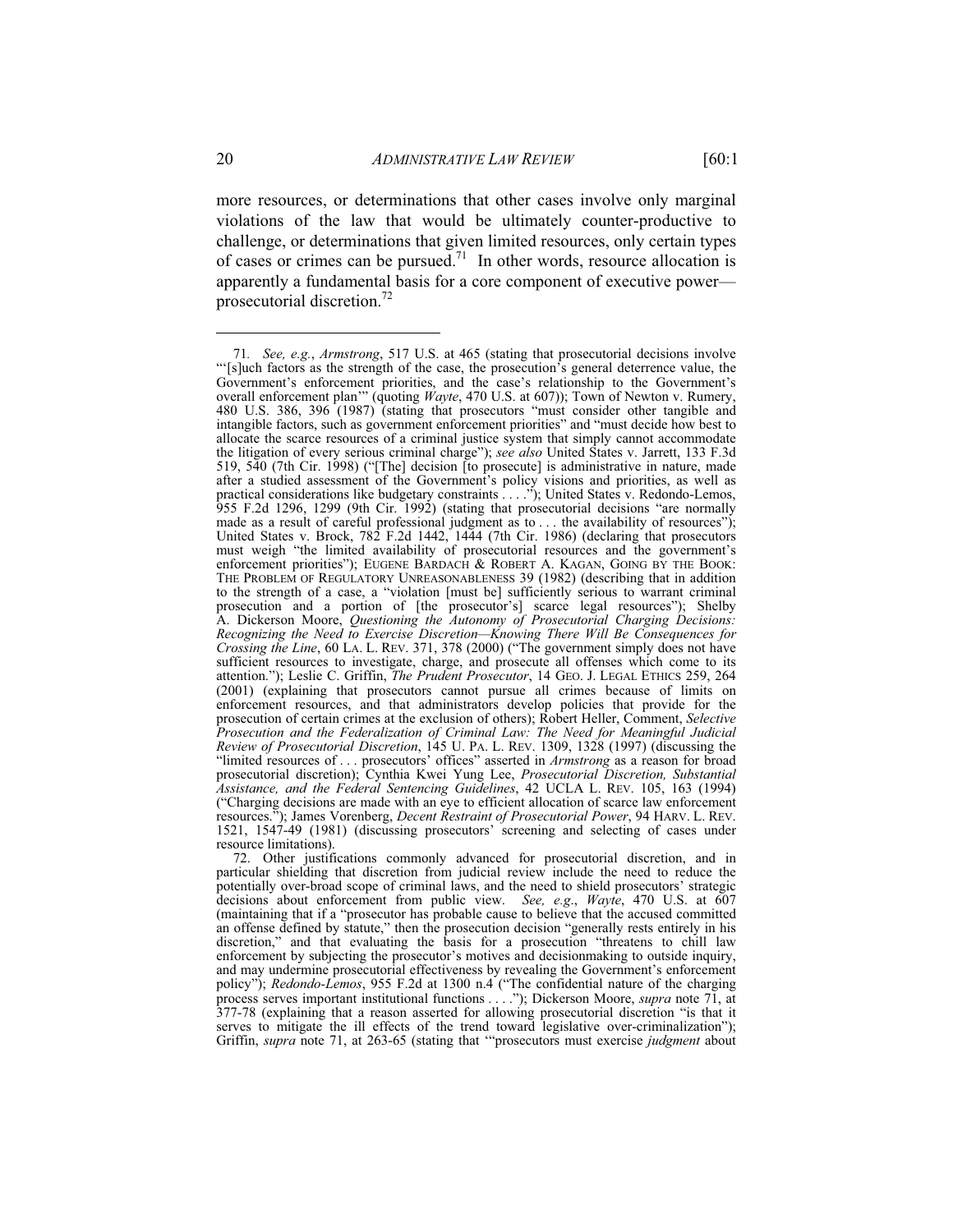more resources, or determinations that other cases involve only marginal violations of the law that would be ultimately counter-productive to challenge, or determinations that given limited resources, only certain types of cases or crimes can be pursued.[71] In other words, resource allocation is apparently a fundamental basis for a core component of executive power—prosecutorial discretion.[72]

---

71. *See, e.g.*, *Armstrong*, 517 U.S. at 465 (stating that prosecutorial decisions involve "'[s]uch factors as the strength of the case, the prosecution's general deterrence value, the Government's enforcement priorities, and the case's relationship to the Government's overall enforcement plan'" (quoting *Wayte*, 470 U.S. at 607)); Town of Newton v. Rumery, 480 U.S. 386, 396 (1987) (stating that prosecutors "must consider other tangible and intangible factors, such as government enforcement priorities" and "must decide how best to allocate the scarce resources of a criminal justice system that simply cannot accommodate the litigation of every serious criminal charge"); *see also* United States v. Jarrett, 133 F.3d 519, 540 (7th Cir. 1998) ("[The] decision [to prosecute] is administrative in nature, made after a studied assessment of the Government's policy visions and priorities, as well as practical considerations like budgetary constraints . . . ."); United States v. Redondo-Lemos, 955 F.2d 1296, 1299 (9th Cir. 1992) (stating that prosecutorial decisions "are normally made as a result of careful professional judgment as to . . . the availability of resources"); United States v. Brock, 782 F.2d 1442, 1444 (7th Cir. 1986) (declaring that prosecutors must weigh "the limited availability of prosecutorial resources and the government's enforcement priorities"); EUGENE BARDACH & ROBERT A. KAGAN, GOING BY THE BOOK: THE PROBLEM OF REGULATORY UNREASONABLENESS 39 (1982) (describing that in addition to the strength of a case, a "violation [must be] sufficiently serious to warrant criminal prosecution and a portion of [the prosecutor's] scarce legal resources"); Shelby A. Dickerson Moore, *Questioning the Autonomy of Prosecutorial Charging Decisions: Recognizing the Need to Exercise Discretion—Knowing There Will Be Consequences for Crossing the Line*, 60 LA. L. REV. 371, 378 (2000) ("The government simply does not have sufficient resources to investigate, charge, and prosecute all offenses which come to its attention."); Leslie C. Griffin, *The Prudent Prosecutor*, 14 GEO. J. LEGAL ETHICS 259, 264 (2001) (explaining that prosecutors cannot pursue all crimes because of limits on enforcement resources, and that administrators develop policies that provide for the prosecution of certain crimes at the exclusion of others); Robert Heller, Comment, *Selective Prosecution and the Federalization of Criminal Law: The Need for Meaningful Judicial Review of Prosecutorial Discretion*, 145 U. PA. L. REV. 1309, 1328 (1997) (discussing the "limited resources of . . . prosecutors' offices" asserted in *Armstrong* as a reason for broad prosecutorial discretion); Cynthia Kwei Yung Lee, *Prosecutorial Discretion, Substantial Assistance, and the Federal Sentencing Guidelines*, 42 UCLA L. REV. 105, 163 (1994) ("Charging decisions are made with an eye to efficient allocation of scarce law enforcement resources."); James Vorenberg, *Decent Restraint of Prosecutorial Power*, 94 HARV. L. REV. 1521, 1547-49 (1981) (discussing prosecutors' screening and selecting of cases under resource limitations).

72. Other justifications commonly advanced for prosecutorial discretion, and in particular shielding that discretion from judicial review include the need to reduce the potentially over-broad scope of criminal laws, and the need to shield prosecutors' strategic decisions about enforcement from public view. *See, e.g.*, *Wayte*, 470 U.S. at 607 (maintaining that if a "prosecutor has probable cause to believe that the accused committed an offense defined by statute," then the prosecution decision "generally rests entirely in his discretion," and that evaluating the basis for a prosecution "threatens to chill law enforcement by subjecting the prosecutor's motives and decisionmaking to outside inquiry, and may undermine prosecutorial effectiveness by revealing the Government's enforcement policy"); *Redondo-Lemos*, 955 F.2d at 1300 n.4 ("The confidential nature of the charging process serves important institutional functions . . . ."); Dickerson Moore, *supra* note 71, at 377-78 (explaining that a reason asserted for allowing prosecutorial discretion "is that it serves to mitigate the ill effects of the trend toward legislative over-criminalization"); Griffin, *supra* note 71, at 263-65 (stating that "'prosecutors must exercise *judgment* about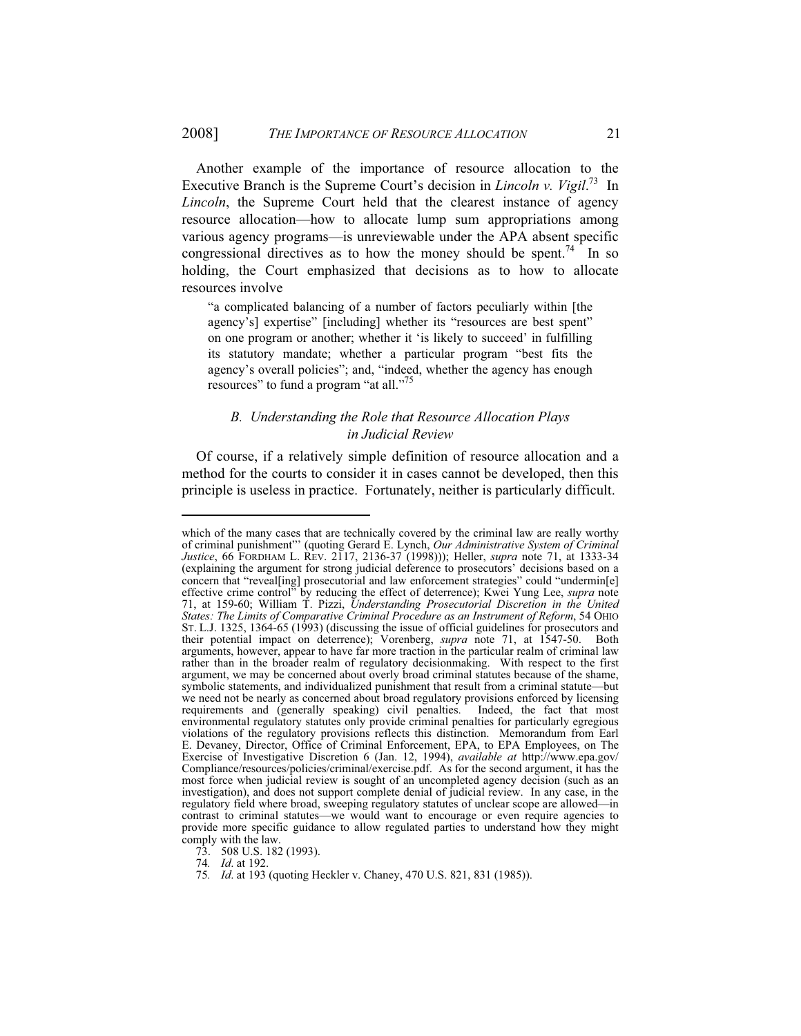Another example of the importance of resource allocation to the Executive Branch is the Supreme Court's decision in *Lincoln v. Vigil*.[73] In *Lincoln*, the Supreme Court held that the clearest instance of agency resource allocation—how to allocate lump sum appropriations among various agency programs—is unreviewable under the APA absent specific congressional directives as to how the money should be spent.[74] In so holding, the Court emphasized that decisions as to how to allocate resources involve

> "a complicated balancing of a number of factors peculiarly within [the agency's] expertise" [including] whether its "resources are best spent" on one program or another; whether it 'is likely to succeed' in fulfilling its statutory mandate; whether a particular program "best fits the agency's overall policies"; and, "indeed, whether the agency has enough resources" to fund a program "at all."[75]

### *B. Understanding the Role that Resource Allocation Plays in Judicial Review*

Of course, if a relatively simple definition of resource allocation and a method for the courts to consider it in cases cannot be developed, then this principle is useless in practice. Fortunately, neither is particularly difficult.

---

which of the many cases that are technically covered by the criminal law are really worthy of criminal punishment"' (quoting Gerard E. Lynch, *Our Administrative System of Criminal Justice*, 66 FORDHAM L. REV. 2117, 2136-37 (1998))); Heller, *supra* note 71, at 1333-34 (explaining the argument for strong judicial deference to prosecutors' decisions based on a concern that "reveal[ing] prosecutorial and law enforcement strategies" could "undermin[e] effective crime control" by reducing the effect of deterrence); Kwei Yung Lee, *supra* note 71, at 159-60; William T. Pizzi, *Understanding Prosecutorial Discretion in the United States: The Limits of Comparative Criminal Procedure as an Instrument of Reform*, 54 OHIO ST. L.J. 1325, 1364-65 (1993) (discussing the issue of official guidelines for prosecutors and their potential impact on deterrence); Vorenberg, *supra* note 71, at 1547-50. Both arguments, however, appear to have far more traction in the particular realm of criminal law rather than in the broader realm of regulatory decisionmaking. With respect to the first argument, we may be concerned about overly broad criminal statutes because of the shame, symbolic statements, and individualized punishment that result from a criminal statute—but we need not be nearly as concerned about broad regulatory provisions enforced by licensing requirements and (generally speaking) civil penalties. Indeed, the fact that most environmental regulatory statutes only provide criminal penalties for particularly egregious violations of the regulatory provisions reflects this distinction. Memorandum from Earl E. Devaney, Director, Office of Criminal Enforcement, EPA, to EPA Employees, on The Exercise of Investigative Discretion 6 (Jan. 12, 1994), *available at* http://www.epa.gov/Compliance/resources/policies/criminal/exercise.pdf. As for the second argument, it has the most force when judicial review is sought of an uncompleted agency decision (such as an investigation), and does not support complete denial of judicial review. In any case, in the regulatory field where broad, sweeping regulatory statutes of unclear scope are allowed—in contrast to criminal statutes—we would want to encourage or even require agencies to provide more specific guidance to allow regulated parties to understand how they might comply with the law.

73. 508 U.S. 182 (1993).

74. *Id*. at 192.

75. *Id*. at 193 (quoting Heckler v. Chaney, 470 U.S. 821, 831 (1985)).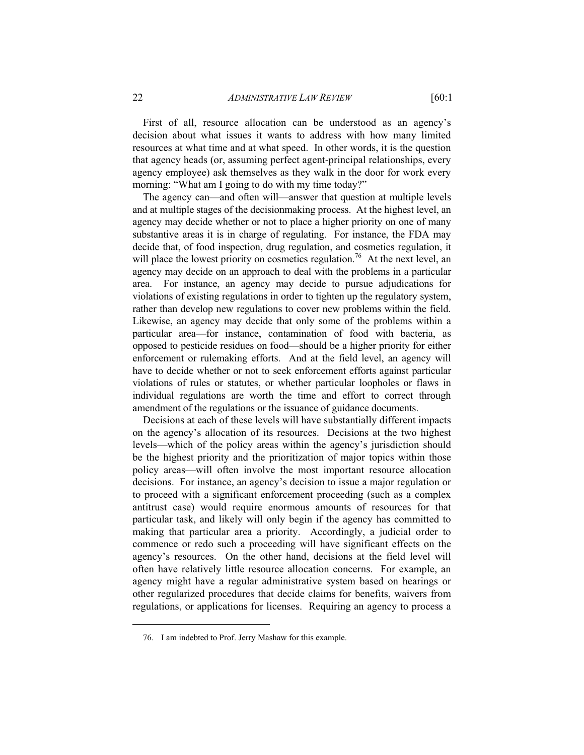First of all, resource allocation can be understood as an agency's decision about what issues it wants to address with how many limited resources at what time and at what speed. In other words, it is the question that agency heads (or, assuming perfect agent-principal relationships, every agency employee) ask themselves as they walk in the door for work every morning: "What am I going to do with my time today?"

The agency can—and often will—answer that question at multiple levels and at multiple stages of the decisionmaking process. At the highest level, an agency may decide whether or not to place a higher priority on one of many substantive areas it is in charge of regulating. For instance, the FDA may decide that, of food inspection, drug regulation, and cosmetics regulation, it will place the lowest priority on cosmetics regulation.[76] At the next level, an agency may decide on an approach to deal with the problems in a particular area. For instance, an agency may decide to pursue adjudications for violations of existing regulations in order to tighten up the regulatory system, rather than develop new regulations to cover new problems within the field. Likewise, an agency may decide that only some of the problems within a particular area—for instance, contamination of food with bacteria, as opposed to pesticide residues on food—should be a higher priority for either enforcement or rulemaking efforts. And at the field level, an agency will have to decide whether or not to seek enforcement efforts against particular violations of rules or statutes, or whether particular loopholes or flaws in individual regulations are worth the time and effort to correct through amendment of the regulations or the issuance of guidance documents.

Decisions at each of these levels will have substantially different impacts on the agency's allocation of its resources. Decisions at the two highest levels—which of the policy areas within the agency's jurisdiction should be the highest priority and the prioritization of major topics within those policy areas—will often involve the most important resource allocation decisions. For instance, an agency's decision to issue a major regulation or to proceed with a significant enforcement proceeding (such as a complex antitrust case) would require enormous amounts of resources for that particular task, and likely will only begin if the agency has committed to making that particular area a priority. Accordingly, a judicial order to commence or redo such a proceeding will have significant effects on the agency's resources. On the other hand, decisions at the field level will often have relatively little resource allocation concerns. For example, an agency might have a regular administrative system based on hearings or other regularized procedures that decide claims for benefits, waivers from regulations, or applications for licenses. Requiring an agency to process a

76. I am indebted to Prof. Jerry Mashaw for this example.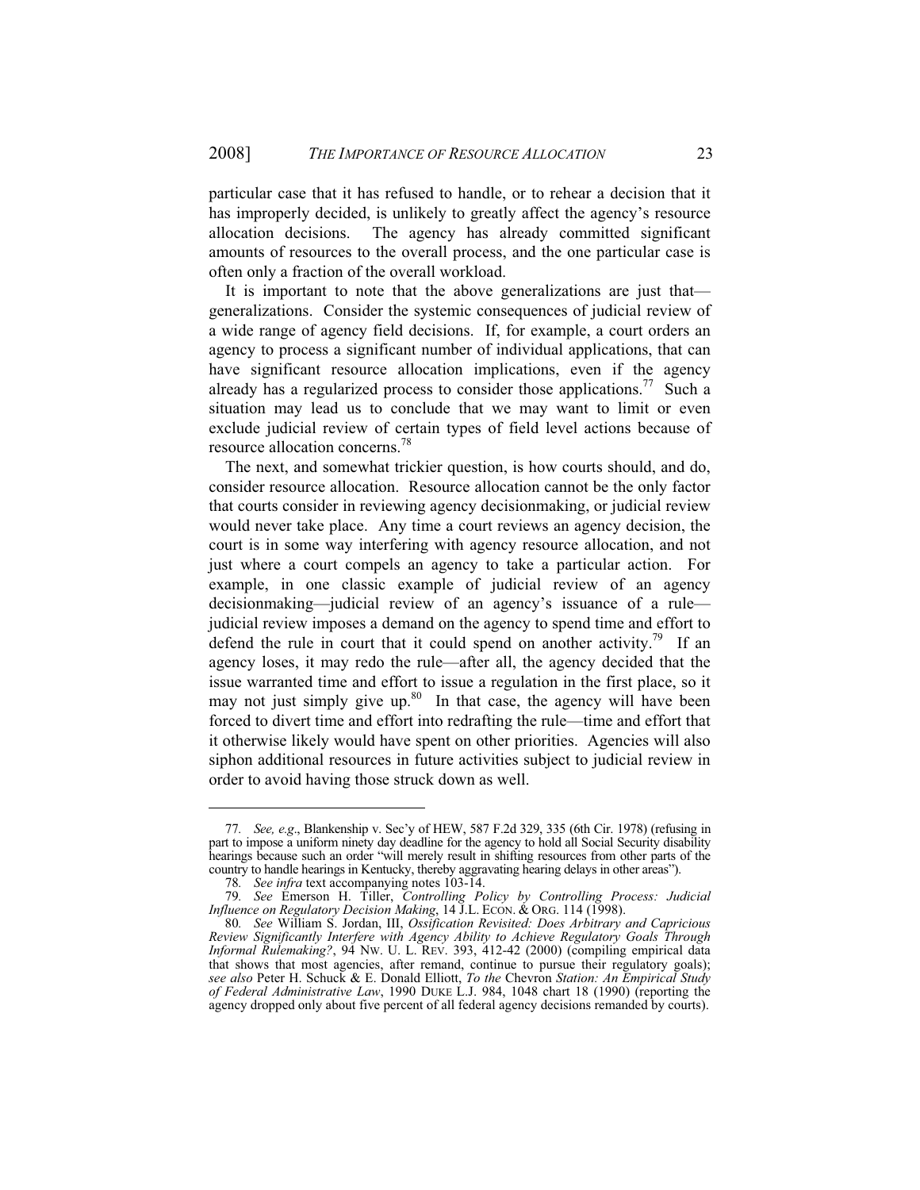particular case that it has refused to handle, or to rehear a decision that it has improperly decided, is unlikely to greatly affect the agency's resource allocation decisions. The agency has already committed significant amounts of resources to the overall process, and the one particular case is often only a fraction of the overall workload.

It is important to note that the above generalizations are just that—generalizations. Consider the systemic consequences of judicial review of a wide range of agency field decisions. If, for example, a court orders an agency to process a significant number of individual applications, that can have significant resource allocation implications, even if the agency already has a regularized process to consider those applications.[77] Such a situation may lead us to conclude that we may want to limit or even exclude judicial review of certain types of field level actions because of resource allocation concerns.[78]

The next, and somewhat trickier question, is how courts should, and do, consider resource allocation. Resource allocation cannot be the only factor that courts consider in reviewing agency decisionmaking, or judicial review would never take place. Any time a court reviews an agency decision, the court is in some way interfering with agency resource allocation, and not just where a court compels an agency to take a particular action. For example, in one classic example of judicial review of an agency decisionmaking—judicial review of an agency's issuance of a rule—judicial review imposes a demand on the agency to spend time and effort to defend the rule in court that it could spend on another activity.[79] If an agency loses, it may redo the rule—after all, the agency decided that the issue warranted time and effort to issue a regulation in the first place, so it may not just simply give up.[80] In that case, the agency will have been forced to divert time and effort into redrafting the rule—time and effort that it otherwise likely would have spent on other priorities. Agencies will also siphon additional resources in future activities subject to judicial review in order to avoid having those struck down as well.

---

77. *See, e.g.*, Blankenship v. Sec'y of HEW, 587 F.2d 329, 335 (6th Cir. 1978) (refusing in part to impose a uniform ninety day deadline for the agency to hold all Social Security disability hearings because such an order "will merely result in shifting resources from other parts of the country to handle hearings in Kentucky, thereby aggravating hearing delays in other areas").

78. *See infra* text accompanying notes 103-14.

79. *See* Emerson H. Tiller, *Controlling Policy by Controlling Process: Judicial Influence on Regulatory Decision Making*, 14 J.L. ECON. & ORG. 114 (1998).

80. *See* William S. Jordan, III, *Ossification Revisited: Does Arbitrary and Capricious Review Significantly Interfere with Agency Ability to Achieve Regulatory Goals Through Informal Rulemaking?*, 94 NW. U. L. REV. 393, 412-42 (2000) (compiling empirical data that shows that most agencies, after remand, continue to pursue their regulatory goals); *see also* Peter H. Schuck & E. Donald Elliott, *To the* Chevron *Station: An Empirical Study of Federal Administrative Law*, 1990 DUKE L.J. 984, 1048 chart 18 (1990) (reporting the agency dropped only about five percent of all federal agency decisions remanded by courts).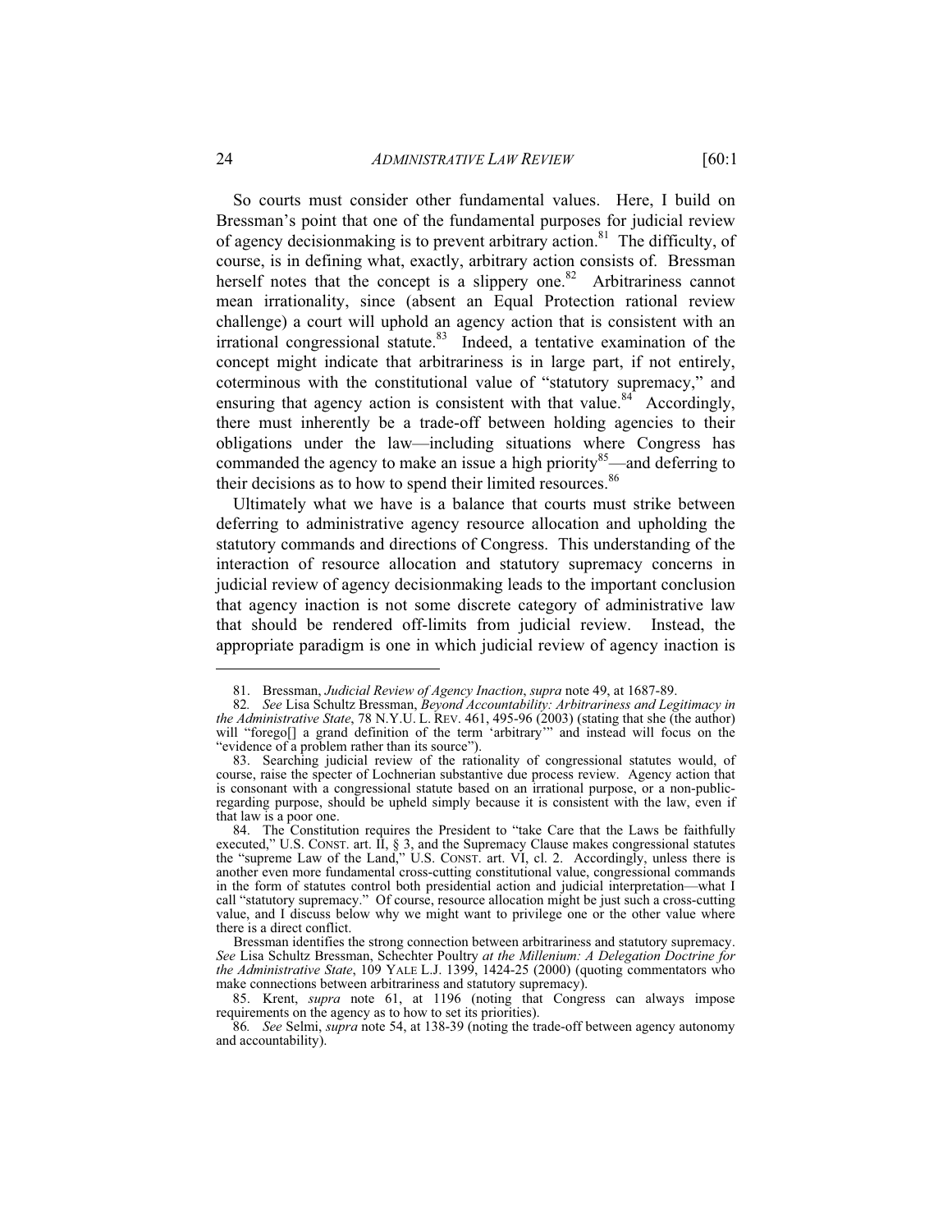So courts must consider other fundamental values. Here, I build on Bressman's point that one of the fundamental purposes for judicial review of agency decisionmaking is to prevent arbitrary action.[81] The difficulty, of course, is in defining what, exactly, arbitrary action consists of. Bressman herself notes that the concept is a slippery one.[82] Arbitrariness cannot mean irrationality, since (absent an Equal Protection rational review challenge) a court will uphold an agency action that is consistent with an irrational congressional statute.[83] Indeed, a tentative examination of the concept might indicate that arbitrariness is in large part, if not entirely, coterminous with the constitutional value of "statutory supremacy," and ensuring that agency action is consistent with that value.[84] Accordingly, there must inherently be a trade-off between holding agencies to their obligations under the law—including situations where Congress has commanded the agency to make an issue a high priority[85]—and deferring to their decisions as to how to spend their limited resources.[86]

Ultimately what we have is a balance that courts must strike between deferring to administrative agency resource allocation and upholding the statutory commands and directions of Congress. This understanding of the interaction of resource allocation and statutory supremacy concerns in judicial review of agency decisionmaking leads to the important conclusion that agency inaction is not some discrete category of administrative law that should be rendered off-limits from judicial review. Instead, the appropriate paradigm is one in which judicial review of agency inaction is

---

81. Bressman, *Judicial Review of Agency Inaction*, *supra* note 49, at 1687-89.

82. *See* Lisa Schultz Bressman, *Beyond Accountability: Arbitrariness and Legitimacy in the Administrative State*, 78 N.Y.U. L. REV. 461, 495-96 (2003) (stating that she (the author) will "forego[] a grand definition of the term 'arbitrary'" and instead will focus on the "evidence of a problem rather than its source").

83. Searching judicial review of the rationality of congressional statutes would, of course, raise the specter of Lochnerian substantive due process review. Agency action that is consonant with a congressional statute based on an irrational purpose, or a non-public-regarding purpose, should be upheld simply because it is consistent with the law, even if that law is a poor one.

84. The Constitution requires the President to "take Care that the Laws be faithfully executed," U.S. CONST. art. II, § 3, and the Supremacy Clause makes congressional statutes the "supreme Law of the Land," U.S. CONST. art. VI, cl. 2. Accordingly, unless there is another even more fundamental cross-cutting constitutional value, congressional commands in the form of statutes control both presidential action and judicial interpretation—what I call "statutory supremacy." Of course, resource allocation might be just such a cross-cutting value, and I discuss below why we might want to privilege one or the other value where there is a direct conflict.

Bressman identifies the strong connection between arbitrariness and statutory supremacy. *See* Lisa Schultz Bressman, Schechter Poultry *at the Millenium: A Delegation Doctrine for the Administrative State*, 109 YALE L.J. 1399, 1424-25 (2000) (quoting commentators who make connections between arbitrariness and statutory supremacy).

85. Krent, *supra* note 61, at 1196 (noting that Congress can always impose requirements on the agency as to how to set its priorities).

86. *See* Selmi, *supra* note 54, at 138-39 (noting the trade-off between agency autonomy and accountability).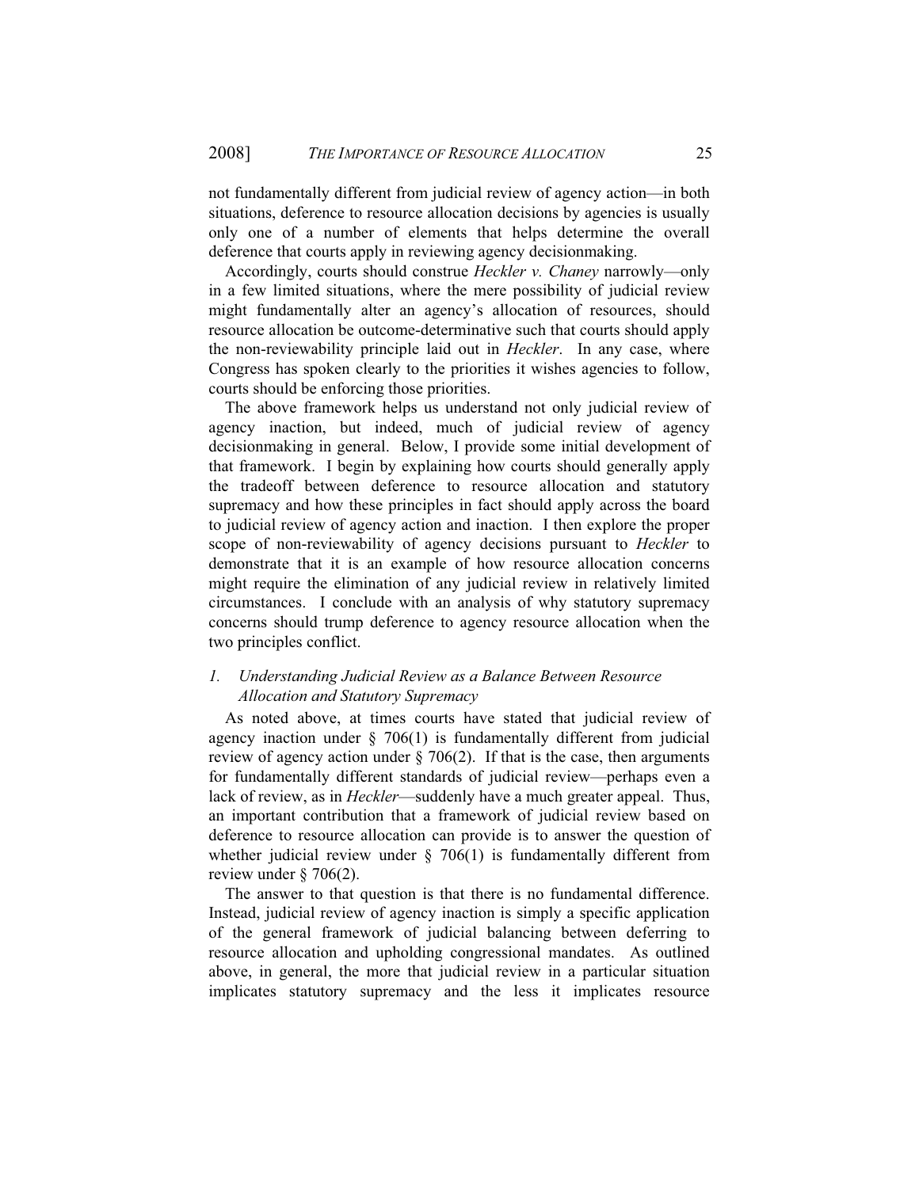not fundamentally different from judicial review of agency action—in both situations, deference to resource allocation decisions by agencies is usually only one of a number of elements that helps determine the overall deference that courts apply in reviewing agency decisionmaking.

Accordingly, courts should construe *Heckler v. Chaney* narrowly—only in a few limited situations, where the mere possibility of judicial review might fundamentally alter an agency's allocation of resources, should resource allocation be outcome-determinative such that courts should apply the non-reviewability principle laid out in *Heckler*. In any case, where Congress has spoken clearly to the priorities it wishes agencies to follow, courts should be enforcing those priorities.

The above framework helps us understand not only judicial review of agency inaction, but indeed, much of judicial review of agency decisionmaking in general. Below, I provide some initial development of that framework. I begin by explaining how courts should generally apply the tradeoff between deference to resource allocation and statutory supremacy and how these principles in fact should apply across the board to judicial review of agency action and inaction. I then explore the proper scope of non-reviewability of agency decisions pursuant to *Heckler* to demonstrate that it is an example of how resource allocation concerns might require the elimination of any judicial review in relatively limited circumstances. I conclude with an analysis of why statutory supremacy concerns should trump deference to agency resource allocation when the two principles conflict.

### *1. Understanding Judicial Review as a Balance Between Resource Allocation and Statutory Supremacy*

As noted above, at times courts have stated that judicial review of agency inaction under § 706(1) is fundamentally different from judicial review of agency action under § 706(2). If that is the case, then arguments for fundamentally different standards of judicial review—perhaps even a lack of review, as in *Heckler*—suddenly have a much greater appeal. Thus, an important contribution that a framework of judicial review based on deference to resource allocation can provide is to answer the question of whether judicial review under § 706(1) is fundamentally different from review under § 706(2).

The answer to that question is that there is no fundamental difference. Instead, judicial review of agency inaction is simply a specific application of the general framework of judicial balancing between deferring to resource allocation and upholding congressional mandates. As outlined above, in general, the more that judicial review in a particular situation implicates statutory supremacy and the less it implicates resource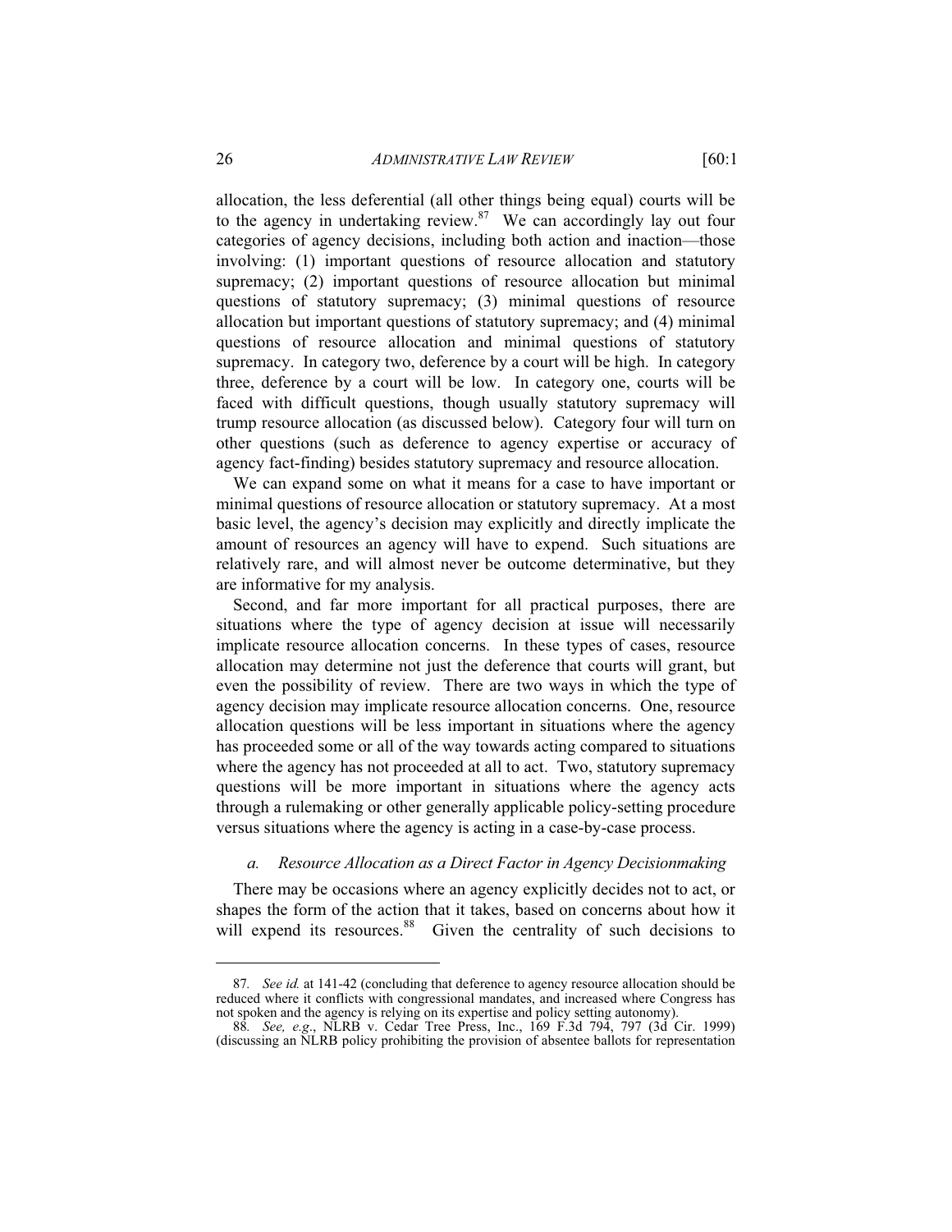allocation, the less deferential (all other things being equal) courts will be to the agency in undertaking review.[87] We can accordingly lay out four categories of agency decisions, including both action and inaction—those involving: (1) important questions of resource allocation and statutory supremacy; (2) important questions of resource allocation but minimal questions of statutory supremacy; (3) minimal questions of resource allocation but important questions of statutory supremacy; and (4) minimal questions of resource allocation and minimal questions of statutory supremacy. In category two, deference by a court will be high. In category three, deference by a court will be low. In category one, courts will be faced with difficult questions, though usually statutory supremacy will trump resource allocation (as discussed below). Category four will turn on other questions (such as deference to agency expertise or accuracy of agency fact-finding) besides statutory supremacy and resource allocation.

We can expand some on what it means for a case to have important or minimal questions of resource allocation or statutory supremacy. At a most basic level, the agency's decision may explicitly and directly implicate the amount of resources an agency will have to expend. Such situations are relatively rare, and will almost never be outcome determinative, but they are informative for my analysis.

Second, and far more important for all practical purposes, there are situations where the type of agency decision at issue will necessarily implicate resource allocation concerns. In these types of cases, resource allocation may determine not just the deference that courts will grant, but even the possibility of review. There are two ways in which the type of agency decision may implicate resource allocation concerns. One, resource allocation questions will be less important in situations where the agency has proceeded some or all of the way towards acting compared to situations where the agency has not proceeded at all to act. Two, statutory supremacy questions will be more important in situations where the agency acts through a rulemaking or other generally applicable policy-setting procedure versus situations where the agency is acting in a case-by-case process.

### *a. Resource Allocation as a Direct Factor in Agency Decisionmaking*

There may be occasions where an agency explicitly decides not to act, or shapes the form of the action that it takes, based on concerns about how it will expend its resources.[88] Given the centrality of such decisions to

---

87. *See id.* at 141-42 (concluding that deference to agency resource allocation should be reduced where it conflicts with congressional mandates, and increased where Congress has not spoken and the agency is relying on its expertise and policy setting autonomy).

88. *See, e.g.*, NLRB v. Cedar Tree Press, Inc., 169 F.3d 794, 797 (3d Cir. 1999) (discussing an NLRB policy prohibiting the provision of absentee ballots for representation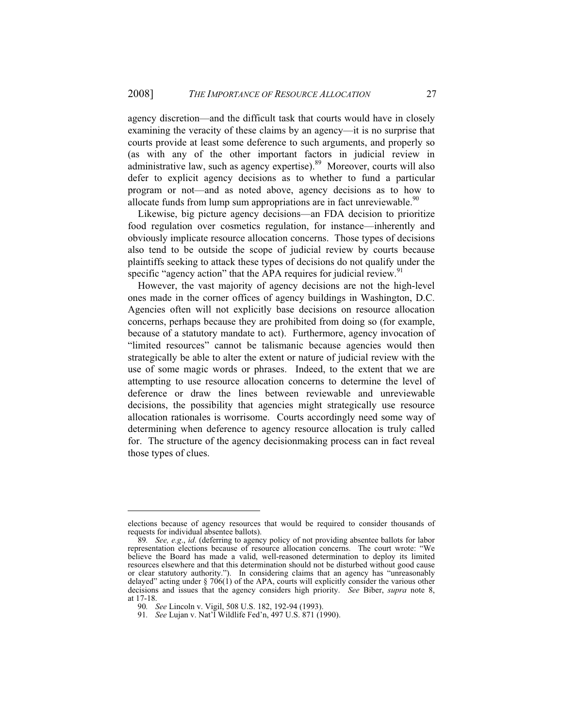agency discretion—and the difficult task that courts would have in closely examining the veracity of these claims by an agency—it is no surprise that courts provide at least some deference to such arguments, and properly so (as with any of the other important factors in judicial review in administrative law, such as agency expertise).[89] Moreover, courts will also defer to explicit agency decisions as to whether to fund a particular program or not—and as noted above, agency decisions as to how to allocate funds from lump sum appropriations are in fact unreviewable.[90]

Likewise, big picture agency decisions—an FDA decision to prioritize food regulation over cosmetics regulation, for instance—inherently and obviously implicate resource allocation concerns. Those types of decisions also tend to be outside the scope of judicial review by courts because plaintiffs seeking to attack these types of decisions do not qualify under the specific "agency action" that the APA requires for judicial review.[91]

However, the vast majority of agency decisions are not the high-level ones made in the corner offices of agency buildings in Washington, D.C. Agencies often will not explicitly base decisions on resource allocation concerns, perhaps because they are prohibited from doing so (for example, because of a statutory mandate to act). Furthermore, agency invocation of "limited resources" cannot be talismanic because agencies would then strategically be able to alter the extent or nature of judicial review with the use of some magic words or phrases. Indeed, to the extent that we are attempting to use resource allocation concerns to determine the level of deference or draw the lines between reviewable and unreviewable decisions, the possibility that agencies might strategically use resource allocation rationales is worrisome. Courts accordingly need some way of determining when deference to agency resource allocation is truly called for. The structure of the agency decisionmaking process can in fact reveal those types of clues.

---

elections because of agency resources that would be required to consider thousands of requests for individual absentee ballots).

89. *See, e.g.*, *id*. (deferring to agency policy of not providing absentee ballots for labor representation elections because of resource allocation concerns. The court wrote: "We believe the Board has made a valid, well-reasoned determination to deploy its limited resources elsewhere and that this determination should not be disturbed without good cause or clear statutory authority."). In considering claims that an agency has "unreasonably delayed" acting under § 706(1) of the APA, courts will explicitly consider the various other decisions and issues that the agency considers high priority. *See* Biber, *supra* note 8, at 17-18.

90. *See* Lincoln v. Vigil, 508 U.S. 182, 192-94 (1993).

91. *See* Lujan v. Nat'l Wildlife Fed'n, 497 U.S. 871 (1990).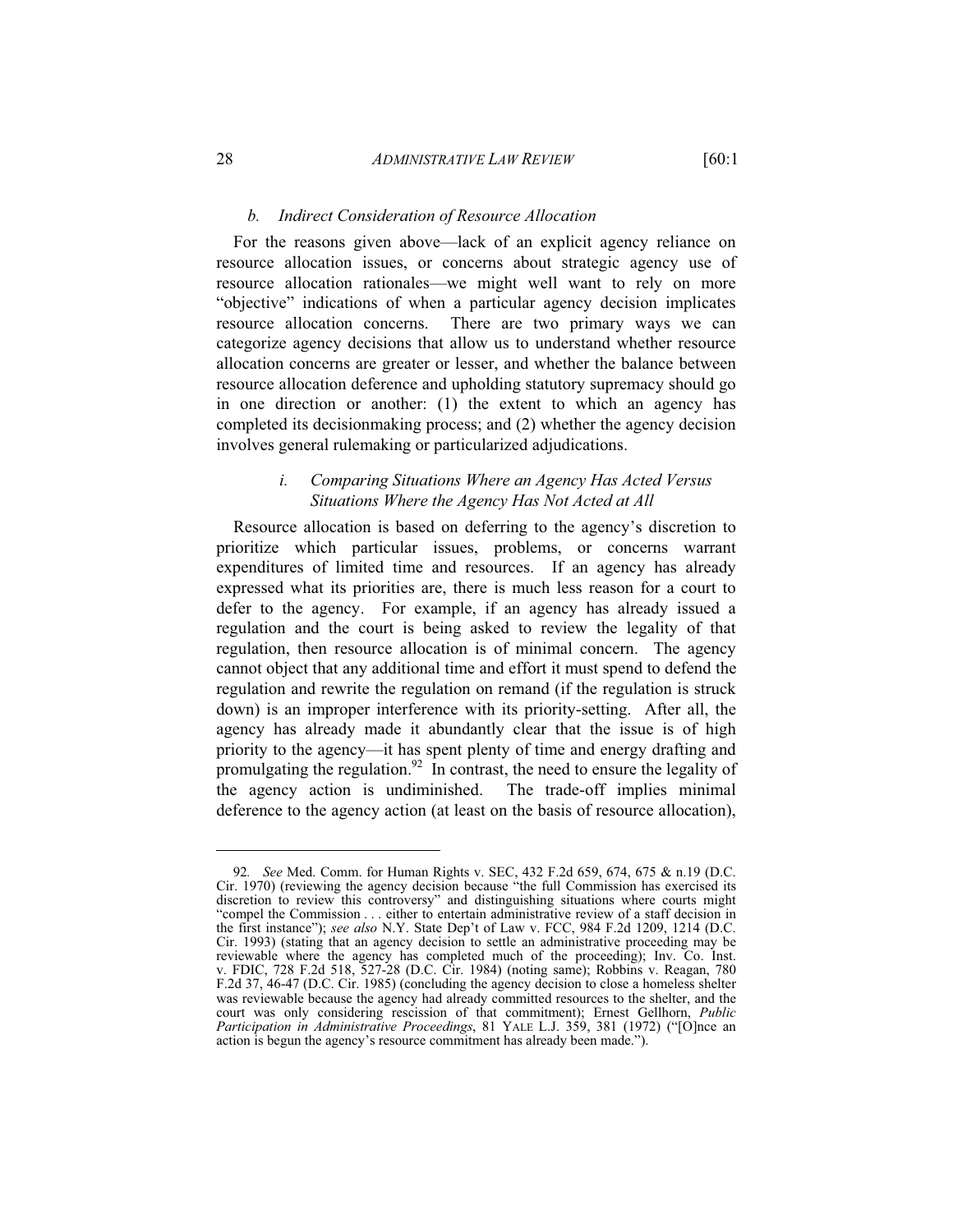#### *b. Indirect Consideration of Resource Allocation*

For the reasons given above—lack of an explicit agency reliance on resource allocation issues, or concerns about strategic agency use of resource allocation rationales—we might well want to rely on more "objective" indications of when a particular agency decision implicates resource allocation concerns. There are two primary ways we can categorize agency decisions that allow us to understand whether resource allocation concerns are greater or lesser, and whether the balance between resource allocation deference and upholding statutory supremacy should go in one direction or another: (1) the extent to which an agency has completed its decisionmaking process; and (2) whether the agency decision involves general rulemaking or particularized adjudications.

##### *i. Comparing Situations Where an Agency Has Acted Versus Situations Where the Agency Has Not Acted at All*

Resource allocation is based on deferring to the agency's discretion to prioritize which particular issues, problems, or concerns warrant expenditures of limited time and resources. If an agency has already expressed what its priorities are, there is much less reason for a court to defer to the agency. For example, if an agency has already issued a regulation and the court is being asked to review the legality of that regulation, then resource allocation is of minimal concern. The agency cannot object that any additional time and effort it must spend to defend the regulation and rewrite the regulation on remand (if the regulation is struck down) is an improper interference with its priority-setting. After all, the agency has already made it abundantly clear that the issue is of high priority to the agency—it has spent plenty of time and energy drafting and promulgating the regulation.[92] In contrast, the need to ensure the legality of the agency action is undiminished. The trade-off implies minimal deference to the agency action (at least on the basis of resource allocation),

---

92. *See* Med. Comm. for Human Rights v. SEC, 432 F.2d 659, 674, 675 & n.19 (D.C. Cir. 1970) (reviewing the agency decision because "the full Commission has exercised its discretion to review this controversy" and distinguishing situations where courts might "compel the Commission . . . either to entertain administrative review of a staff decision in the first instance"); *see also* N.Y. State Dep't of Law v. FCC, 984 F.2d 1209, 1214 (D.C. Cir. 1993) (stating that an agency decision to settle an administrative proceeding may be reviewable where the agency has completed much of the proceeding); Inv. Co. Inst. v. FDIC, 728 F.2d 518, 527-28 (D.C. Cir. 1984) (noting same); Robbins v. Reagan, 780 F.2d 37, 46-47 (D.C. Cir. 1985) (concluding the agency decision to close a homeless shelter was reviewable because the agency had already committed resources to the shelter, and the court was only considering rescission of that commitment); Ernest Gellhorn, *Public Participation in Administrative Proceedings*, 81 YALE L.J. 359, 381 (1972) ("[O]nce an action is begun the agency's resource commitment has already been made.").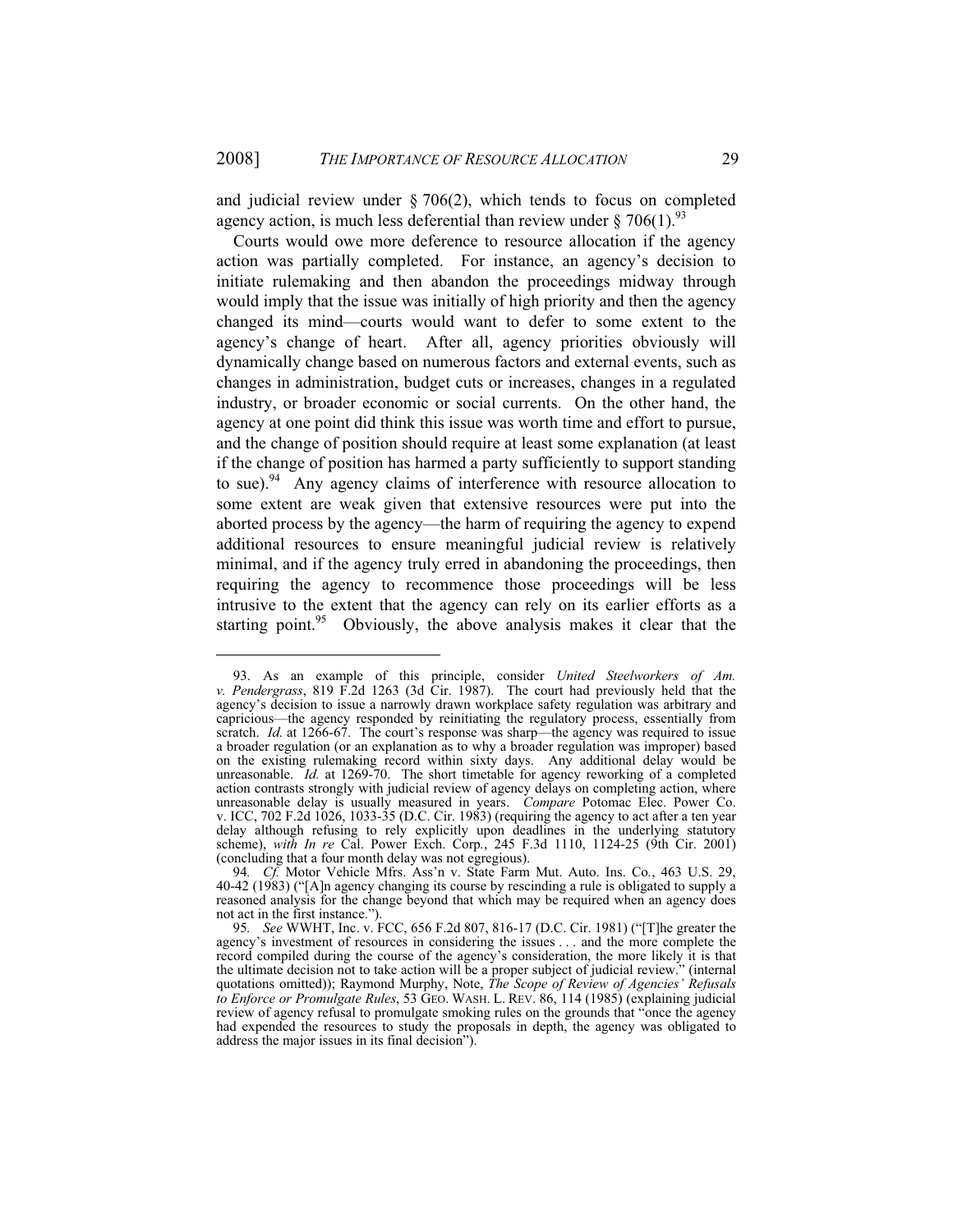and judicial review under § 706(2), which tends to focus on completed agency action, is much less deferential than review under § 706(1).[93]

Courts would owe more deference to resource allocation if the agency action was partially completed. For instance, an agency's decision to initiate rulemaking and then abandon the proceedings midway through would imply that the issue was initially of high priority and then the agency changed its mind—courts would want to defer to some extent to the agency's change of heart. After all, agency priorities obviously will dynamically change based on numerous factors and external events, such as changes in administration, budget cuts or increases, changes in a regulated industry, or broader economic or social currents. On the other hand, the agency at one point did think this issue was worth time and effort to pursue, and the change of position should require at least some explanation (at least if the change of position has harmed a party sufficiently to support standing to sue).[94] Any agency claims of interference with resource allocation to some extent are weak given that extensive resources were put into the aborted process by the agency—the harm of requiring the agency to expend additional resources to ensure meaningful judicial review is relatively minimal, and if the agency truly erred in abandoning the proceedings, then requiring the agency to recommence those proceedings will be less intrusive to the extent that the agency can rely on its earlier efforts as a starting point.[95] Obviously, the above analysis makes it clear that the

---

93. As an example of this principle, consider *United Steelworkers of Am. v. Pendergrass*, 819 F.2d 1263 (3d Cir. 1987). The court had previously held that the agency's decision to issue a narrowly drawn workplace safety regulation was arbitrary and capricious—the agency responded by reinitiating the regulatory process, essentially from scratch. *Id.* at 1266-67. The court's response was sharp—the agency was required to issue a broader regulation (or an explanation as to why a broader regulation was improper) based on the existing rulemaking record within sixty days. Any additional delay would be unreasonable. *Id.* at 1269-70. The short timetable for agency reworking of a completed action contrasts strongly with judicial review of agency delays on completing action, where unreasonable delay is usually measured in years. *Compare* Potomac Elec. Power Co. v. ICC, 702 F.2d 1026, 1033-35 (D.C. Cir. 1983) (requiring the agency to act after a ten year delay although refusing to rely explicitly upon deadlines in the underlying statutory scheme), *with In re* Cal. Power Exch. Corp., 245 F.3d 1110, 1124-25 (9th Cir. 2001) (concluding that a four month delay was not egregious).

94. *Cf.* Motor Vehicle Mfrs. Ass'n v. State Farm Mut. Auto. Ins. Co., 463 U.S. 29, 40-42 (1983) ("[A]n agency changing its course by rescinding a rule is obligated to supply a reasoned analysis for the change beyond that which may be required when an agency does not act in the first instance.").

95. *See* WWHT, Inc. v. FCC, 656 F.2d 807, 816-17 (D.C. Cir. 1981) ("[T]he greater the agency's investment of resources in considering the issues . . . and the more complete the record compiled during the course of the agency's consideration, the more likely it is that the ultimate decision not to take action will be a proper subject of judicial review." (internal quotations omitted)); Raymond Murphy, Note, *The Scope of Review of Agencies' Refusals to Enforce or Promulgate Rules*, 53 GEO. WASH. L. REV. 86, 114 (1985) (explaining judicial review of agency refusal to promulgate smoking rules on the grounds that "once the agency had expended the resources to study the proposals in depth, the agency was obligated to address the major issues in its final decision").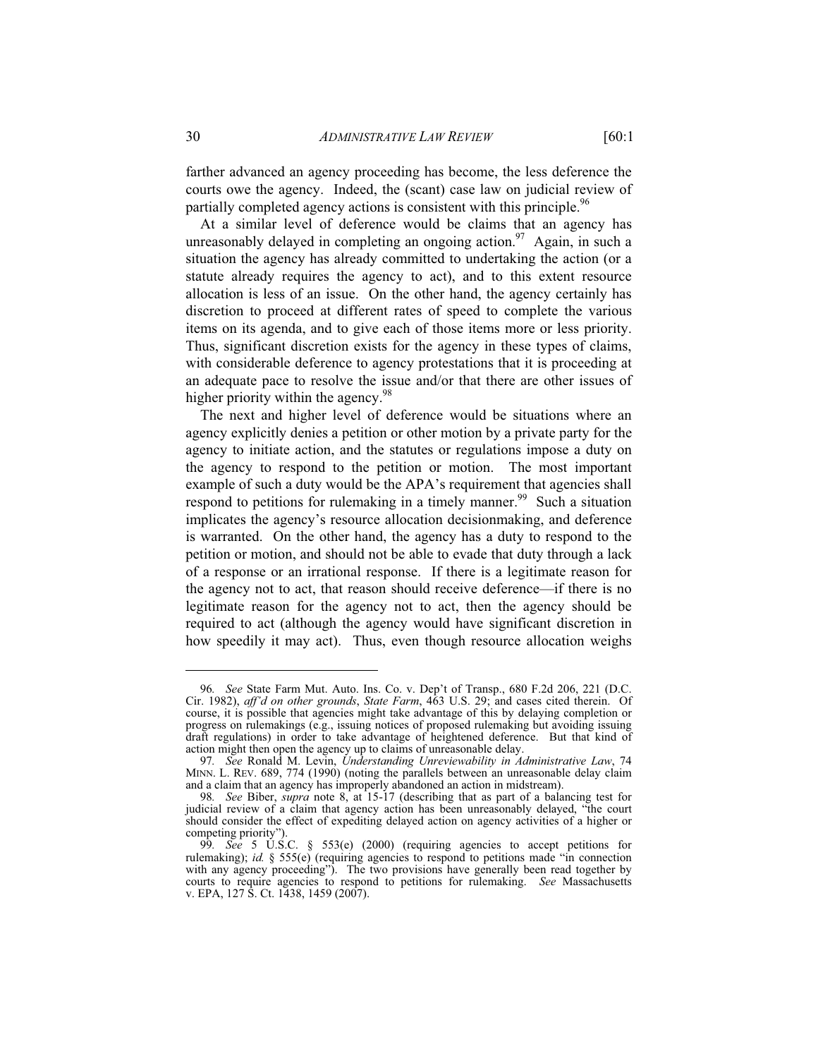farther advanced an agency proceeding has become, the less deference the courts owe the agency. Indeed, the (scant) case law on judicial review of partially completed agency actions is consistent with this principle.[96]

At a similar level of deference would be claims that an agency has unreasonably delayed in completing an ongoing action.[97] Again, in such a situation the agency has already committed to undertaking the action (or a statute already requires the agency to act), and to this extent resource allocation is less of an issue. On the other hand, the agency certainly has discretion to proceed at different rates of speed to complete the various items on its agenda, and to give each of those items more or less priority. Thus, significant discretion exists for the agency in these types of claims, with considerable deference to agency protestations that it is proceeding at an adequate pace to resolve the issue and/or that there are other issues of higher priority within the agency.[98]

The next and higher level of deference would be situations where an agency explicitly denies a petition or other motion by a private party for the agency to initiate action, and the statutes or regulations impose a duty on the agency to respond to the petition or motion. The most important example of such a duty would be the APA's requirement that agencies shall respond to petitions for rulemaking in a timely manner.[99] Such a situation implicates the agency's resource allocation decisionmaking, and deference is warranted. On the other hand, the agency has a duty to respond to the petition or motion, and should not be able to evade that duty through a lack of a response or an irrational response. If there is a legitimate reason for the agency not to act, that reason should receive deference—if there is no legitimate reason for the agency not to act, then the agency should be required to act (although the agency would have significant discretion in how speedily it may act). Thus, even though resource allocation weighs

---

96. *See* State Farm Mut. Auto. Ins. Co. v. Dep't of Transp., 680 F.2d 206, 221 (D.C. Cir. 1982), *aff'd on other grounds*, *State Farm*, 463 U.S. 29; and cases cited therein. Of course, it is possible that agencies might take advantage of this by delaying completion or progress on rulemakings (e.g., issuing notices of proposed rulemaking but avoiding issuing draft regulations) in order to take advantage of heightened deference. But that kind of action might then open the agency up to claims of unreasonable delay.

97. *See* Ronald M. Levin, *Understanding Unreviewability in Administrative Law*, 74 MINN. L. REV. 689, 774 (1990) (noting the parallels between an unreasonable delay claim and a claim that an agency has improperly abandoned an action in midstream).

98. *See* Biber, *supra* note 8, at 15-17 (describing that as part of a balancing test for judicial review of a claim that agency action has been unreasonably delayed, "the court should consider the effect of expediting delayed action on agency activities of a higher or competing priority").

99. *See* 5 U.S.C. § 553(e) (2000) (requiring agencies to accept petitions for rulemaking); *id.* § 555(e) (requiring agencies to respond to petitions made "in connection with any agency proceeding"). The two provisions have generally been read together by courts to require agencies to respond to petitions for rulemaking. *See* Massachusetts v. EPA, 127 S. Ct. 1438, 1459 (2007).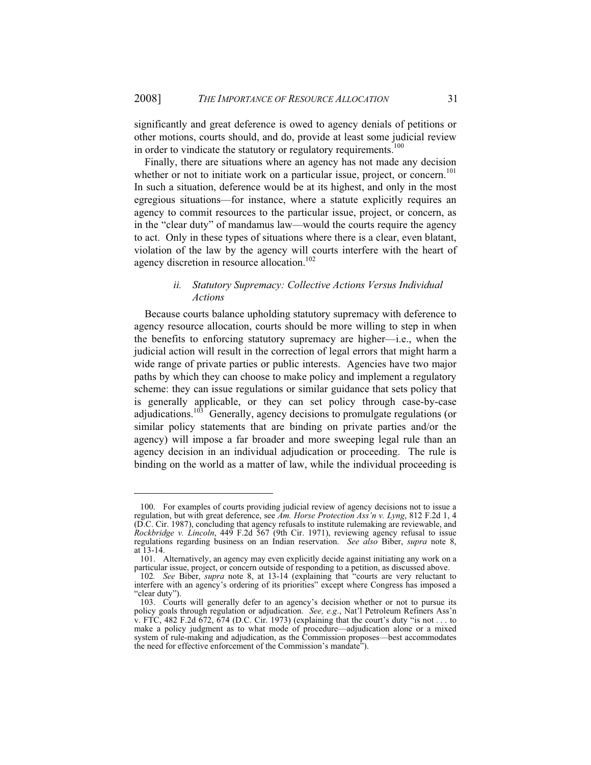significantly and great deference is owed to agency denials of petitions or other motions, courts should, and do, provide at least some judicial review in order to vindicate the statutory or regulatory requirements.[100]

Finally, there are situations where an agency has not made any decision whether or not to initiate work on a particular issue, project, or concern.[101] In such a situation, deference would be at its highest, and only in the most egregious situations—for instance, where a statute explicitly requires an agency to commit resources to the particular issue, project, or concern, as in the "clear duty" of mandamus law—would the courts require the agency to act. Only in these types of situations where there is a clear, even blatant, violation of the law by the agency will courts interfere with the heart of agency discretion in resource allocation.[102]

#### *ii. Statutory Supremacy: Collective Actions Versus Individual Actions*

Because courts balance upholding statutory supremacy with deference to agency resource allocation, courts should be more willing to step in when the benefits to enforcing statutory supremacy are higher—i.e., when the judicial action will result in the correction of legal errors that might harm a wide range of private parties or public interests. Agencies have two major paths by which they can choose to make policy and implement a regulatory scheme: they can issue regulations or similar guidance that sets policy that is generally applicable, or they can set policy through case-by-case adjudications.[103] Generally, agency decisions to promulgate regulations (or similar policy statements that are binding on private parties and/or the agency) will impose a far broader and more sweeping legal rule than an agency decision in an individual adjudication or proceeding. The rule is binding on the world as a matter of law, while the individual proceeding is

---

100. For examples of courts providing judicial review of agency decisions not to issue a regulation, but with great deference, see *Am. Horse Protection Ass'n v. Lyng*, 812 F.2d 1, 4 (D.C. Cir. 1987), concluding that agency refusals to institute rulemaking are reviewable, and *Rockbridge v. Lincoln*, 449 F.2d 567 (9th Cir. 1971), reviewing agency refusal to issue regulations regarding business on an Indian reservation. *See also* Biber, *supra* note 8, at 13-14.

101. Alternatively, an agency may even explicitly decide against initiating any work on a particular issue, project, or concern outside of responding to a petition, as discussed above.

102. *See* Biber, *supra* note 8, at 13-14 (explaining that "courts are very reluctant to interfere with an agency's ordering of its priorities" except where Congress has imposed a "clear duty").

103. Courts will generally defer to an agency's decision whether or not to pursue its policy goals through regulation or adjudication. *See, e.g.*, Nat'l Petroleum Refiners Ass'n v. FTC, 482 F.2d 672, 674 (D.C. Cir. 1973) (explaining that the court's duty "is not . . . to make a policy judgment as to what mode of procedure—adjudication alone or a mixed system of rule-making and adjudication, as the Commission proposes—best accommodates the need for effective enforcement of the Commission's mandate").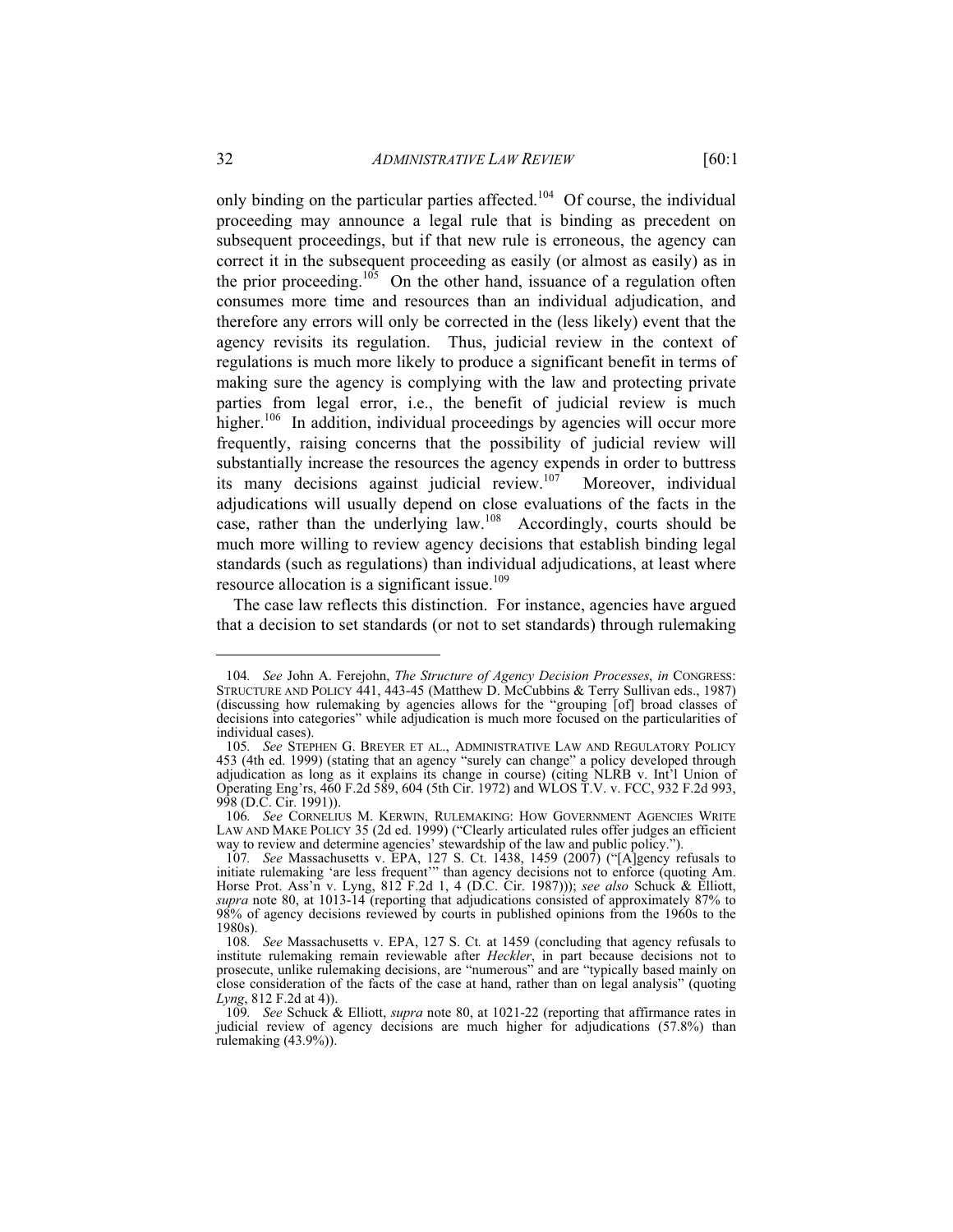only binding on the particular parties affected.[104] Of course, the individual proceeding may announce a legal rule that is binding as precedent on subsequent proceedings, but if that new rule is erroneous, the agency can correct it in the subsequent proceeding as easily (or almost as easily) as in the prior proceeding.[105] On the other hand, issuance of a regulation often consumes more time and resources than an individual adjudication, and therefore any errors will only be corrected in the (less likely) event that the agency revisits its regulation. Thus, judicial review in the context of regulations is much more likely to produce a significant benefit in terms of making sure the agency is complying with the law and protecting private parties from legal error, i.e., the benefit of judicial review is much higher.[106] In addition, individual proceedings by agencies will occur more frequently, raising concerns that the possibility of judicial review will substantially increase the resources the agency expends in order to buttress its many decisions against judicial review.[107] Moreover, individual adjudications will usually depend on close evaluations of the facts in the case, rather than the underlying law.[108] Accordingly, courts should be much more willing to review agency decisions that establish binding legal standards (such as regulations) than individual adjudications, at least where resource allocation is a significant issue.[109]

The case law reflects this distinction. For instance, agencies have argued that a decision to set standards (or not to set standards) through rulemaking

---

104. *See* John A. Ferejohn, *The Structure of Agency Decision Processes*, *in* CONGRESS: STRUCTURE AND POLICY 441, 443-45 (Matthew D. McCubbins & Terry Sullivan eds., 1987) (discussing how rulemaking by agencies allows for the "grouping [of] broad classes of decisions into categories" while adjudication is much more focused on the particularities of individual cases).

105. *See* STEPHEN G. BREYER ET AL., ADMINISTRATIVE LAW AND REGULATORY POLICY 453 (4th ed. 1999) (stating that an agency "surely can change" a policy developed through adjudication as long as it explains its change in course) (citing NLRB v. Int'l Union of Operating Eng'rs, 460 F.2d 589, 604 (5th Cir. 1972) and WLOS T.V. v. FCC, 932 F.2d 993, 998 (D.C. Cir. 1991)).

106. *See* CORNELIUS M. KERWIN, RULEMAKING: HOW GOVERNMENT AGENCIES WRITE LAW AND MAKE POLICY 35 (2d ed. 1999) ("Clearly articulated rules offer judges an efficient way to review and determine agencies' stewardship of the law and public policy.").

107. *See* Massachusetts v. EPA, 127 S. Ct. 1438, 1459 (2007) ("[A]gency refusals to initiate rulemaking 'are less frequent'" than agency decisions not to enforce (quoting Am. Horse Prot. Ass'n v. Lyng, 812 F.2d 1, 4 (D.C. Cir. 1987))); *see also* Schuck & Elliott, *supra* note 80, at 1013-14 (reporting that adjudications consisted of approximately 87% to 98% of agency decisions reviewed by courts in published opinions from the 1960s to the 1980s).

108. *See* Massachusetts v. EPA, 127 S. Ct. at 1459 (concluding that agency refusals to institute rulemaking remain reviewable after *Heckler*, in part because decisions not to prosecute, unlike rulemaking decisions, are "numerous" and are "typically based mainly on close consideration of the facts of the case at hand, rather than on legal analysis" (quoting *Lyng*, 812 F.2d at 4)).

109. *See* Schuck & Elliott, *supra* note 80, at 1021-22 (reporting that affirmance rates in judicial review of agency decisions are much higher for adjudications (57.8%) than rulemaking (43.9%)).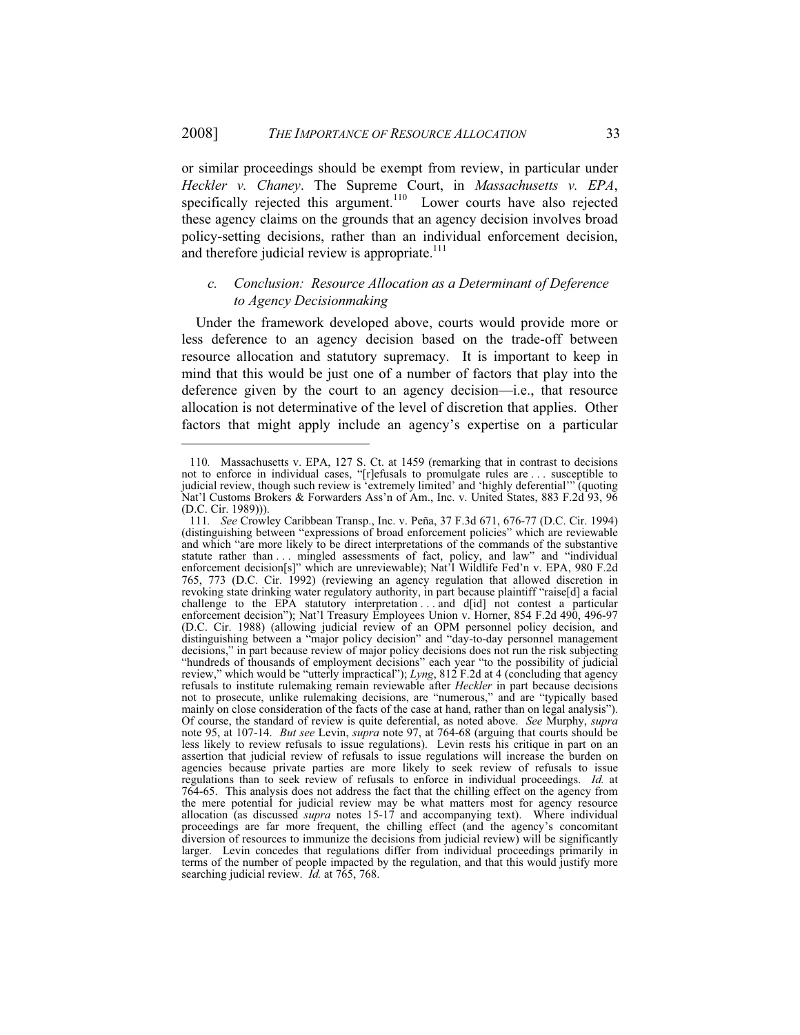or similar proceedings should be exempt from review, in particular under *Heckler v. Chaney*. The Supreme Court, in *Massachusetts v. EPA*, specifically rejected this argument.[110] Lower courts have also rejected these agency claims on the grounds that an agency decision involves broad policy-setting decisions, rather than an individual enforcement decision, and therefore judicial review is appropriate.[111]

### *c. Conclusion: Resource Allocation as a Determinant of Deference to Agency Decisionmaking*

Under the framework developed above, courts would provide more or less deference to an agency decision based on the trade-off between resource allocation and statutory supremacy. It is important to keep in mind that this would be just one of a number of factors that play into the deference given by the court to an agency decision—i.e., that resource allocation is not determinative of the level of discretion that applies. Other factors that might apply include an agency's expertise on a particular

---

110. Massachusetts v. EPA, 127 S. Ct. at 1459 (remarking that in contrast to decisions not to enforce in individual cases, "[r]efusals to promulgate rules are . . . susceptible to judicial review, though such review is 'extremely limited' and 'highly deferential'" (quoting Nat'l Customs Brokers & Forwarders Ass'n of Am., Inc. v. United States, 883 F.2d 93, 96 (D.C. Cir. 1989))).

111. *See* Crowley Caribbean Transp., Inc. v. Peña, 37 F.3d 671, 676-77 (D.C. Cir. 1994) (distinguishing between "expressions of broad enforcement policies" which are reviewable and which "are more likely to be direct interpretations of the commands of the substantive statute rather than . . . mingled assessments of fact, policy, and law" and "individual enforcement decision[s]" which are unreviewable); Nat'l Wildlife Fed'n v. EPA, 980 F.2d 765, 773 (D.C. Cir. 1992) (reviewing an agency regulation that allowed discretion in revoking state drinking water regulatory authority, in part because plaintiff "raise[d] a facial challenge to the EPA statutory interpretation . . . and d[id] not contest a particular enforcement decision"); Nat'l Treasury Employees Union v. Horner, 854 F.2d 490, 496-97 (D.C. Cir. 1988) (allowing judicial review of an OPM personnel policy decision, and distinguishing between a "major policy decision" and "day-to-day personnel management decisions," in part because review of major policy decisions does not run the risk subjecting "hundreds of thousands of employment decisions" each year "to the possibility of judicial review," which would be "utterly impractical"); *Lyng*, 812 F.2d at 4 (concluding that agency refusals to institute rulemaking remain reviewable after *Heckler* in part because decisions not to prosecute, unlike rulemaking decisions, are "numerous," and are "typically based mainly on close consideration of the facts of the case at hand, rather than on legal analysis"). Of course, the standard of review is quite deferential, as noted above. *See* Murphy, *supra* note 95, at 107-14. *But see* Levin, *supra* note 97, at 764-68 (arguing that courts should be less likely to review refusals to issue regulations). Levin rests his critique in part on an assertion that judicial review of refusals to issue regulations will increase the burden on agencies because private parties are more likely to seek review of refusals to issue regulations than to seek review of refusals to enforce in individual proceedings. *Id.* at 764-65. This analysis does not address the fact that the chilling effect on the agency from the mere potential for judicial review may be what matters most for agency resource allocation (as discussed *supra* notes 15-17 and accompanying text). Where individual proceedings are far more frequent, the chilling effect (and the agency's concomitant diversion of resources to immunize the decisions from judicial review) will be significantly larger. Levin concedes that regulations differ from individual proceedings primarily in terms of the number of people impacted by the regulation, and that this would justify more searching judicial review. *Id.* at 765, 768.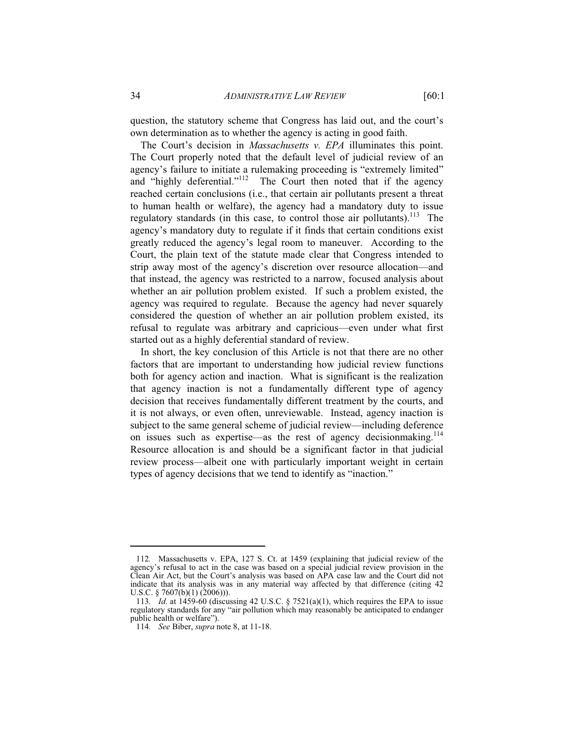question, the statutory scheme that Congress has laid out, and the court's own determination as to whether the agency is acting in good faith.

The Court's decision in *Massachusetts v. EPA* illuminates this point. The Court properly noted that the default level of judicial review of an agency's failure to initiate a rulemaking proceeding is "extremely limited" and "highly deferential."[112] The Court then noted that if the agency reached certain conclusions (i.e., that certain air pollutants present a threat to human health or welfare), the agency had a mandatory duty to issue regulatory standards (in this case, to control those air pollutants).[113] The agency's mandatory duty to regulate if it finds that certain conditions exist greatly reduced the agency's legal room to maneuver. According to the Court, the plain text of the statute made clear that Congress intended to strip away most of the agency's discretion over resource allocation—and that instead, the agency was restricted to a narrow, focused analysis about whether an air pollution problem existed. If such a problem existed, the agency was required to regulate. Because the agency had never squarely considered the question of whether an air pollution problem existed, its refusal to regulate was arbitrary and capricious—even under what first started out as a highly deferential standard of review.

In short, the key conclusion of this Article is not that there are no other factors that are important to understanding how judicial review functions both for agency action and inaction. What is significant is the realization that agency inaction is not a fundamentally different type of agency decision that receives fundamentally different treatment by the courts, and it is not always, or even often, unreviewable. Instead, agency inaction is subject to the same general scheme of judicial review—including deference on issues such as expertise—as the rest of agency decisionmaking.[114] Resource allocation is and should be a significant factor in that judicial review process—albeit one with particularly important weight in certain types of agency decisions that we tend to identify as "inaction."

---

112. Massachusetts v. EPA, 127 S. Ct. at 1459 (explaining that judicial review of the agency's refusal to act in the case was based on a special judicial review provision in the Clean Air Act, but the Court's analysis was based on APA case law and the Court did not indicate that its analysis was in any material way affected by that difference (citing 42 U.S.C. § 7607(b)(1) (2006))).

113. *Id.* at 1459-60 (discussing 42 U.S.C. § 7521(a)(1), which requires the EPA to issue regulatory standards for any "air pollution which may reasonably be anticipated to endanger public health or welfare").

114. *See* Biber, *supra* note 8, at 11-18.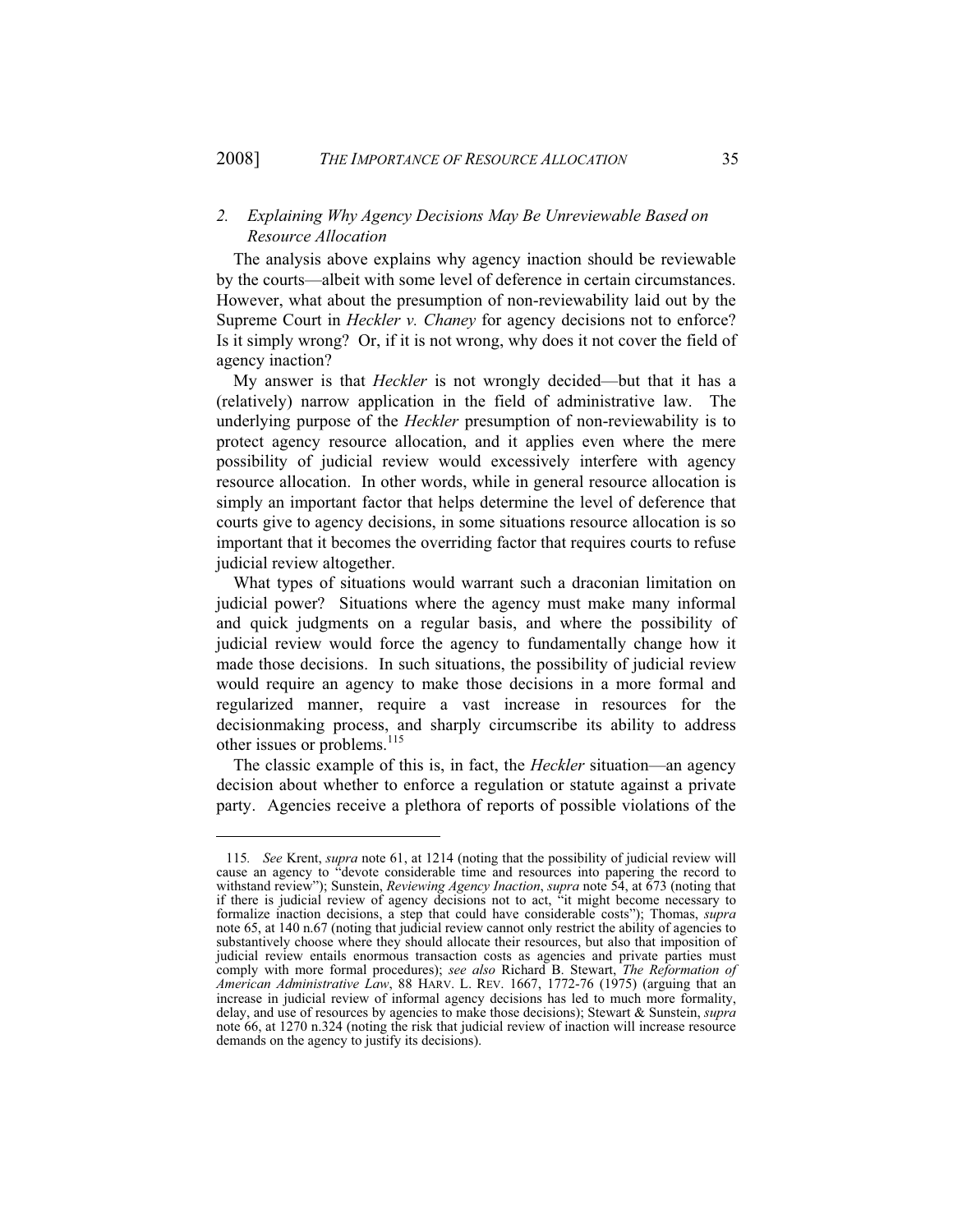### 2. *Explaining Why Agency Decisions May Be Unreviewable Based on Resource Allocation*

The analysis above explains why agency inaction should be reviewable by the courts—albeit with some level of deference in certain circumstances. However, what about the presumption of non-reviewability laid out by the Supreme Court in *Heckler v. Chaney* for agency decisions not to enforce? Is it simply wrong? Or, if it is not wrong, why does it not cover the field of agency inaction?

My answer is that *Heckler* is not wrongly decided—but that it has a (relatively) narrow application in the field of administrative law. The underlying purpose of the *Heckler* presumption of non-reviewability is to protect agency resource allocation, and it applies even where the mere possibility of judicial review would excessively interfere with agency resource allocation. In other words, while in general resource allocation is simply an important factor that helps determine the level of deference that courts give to agency decisions, in some situations resource allocation is so important that it becomes the overriding factor that requires courts to refuse judicial review altogether.

What types of situations would warrant such a draconian limitation on judicial power? Situations where the agency must make many informal and quick judgments on a regular basis, and where the possibility of judicial review would force the agency to fundamentally change how it made those decisions. In such situations, the possibility of judicial review would require an agency to make those decisions in a more formal and regularized manner, require a vast increase in resources for the decisionmaking process, and sharply circumscribe its ability to address other issues or problems.[115]

The classic example of this is, in fact, the *Heckler* situation—an agency decision about whether to enforce a regulation or statute against a private party. Agencies receive a plethora of reports of possible violations of the

---

115. *See* Krent, *supra* note 61, at 1214 (noting that the possibility of judicial review will cause an agency to "devote considerable time and resources into papering the record to withstand review"); Sunstein, *Reviewing Agency Inaction*, *supra* note 54, at 673 (noting that if there is judicial review of agency decisions not to act, "it might become necessary to formalize inaction decisions, a step that could have considerable costs"); Thomas, *supra* note 65, at 140 n.67 (noting that judicial review cannot only restrict the ability of agencies to substantively choose where they should allocate their resources, but also that imposition of judicial review entails enormous transaction costs as agencies and private parties must comply with more formal procedures); *see also* Richard B. Stewart, *The Reformation of American Administrative Law*, 88 HARV. L. REV. 1667, 1772-76 (1975) (arguing that an increase in judicial review of informal agency decisions has led to much more formality, delay, and use of resources by agencies to make those decisions); Stewart & Sunstein, *supra* note 66, at 1270 n.324 (noting the risk that judicial review of inaction will increase resource demands on the agency to justify its decisions).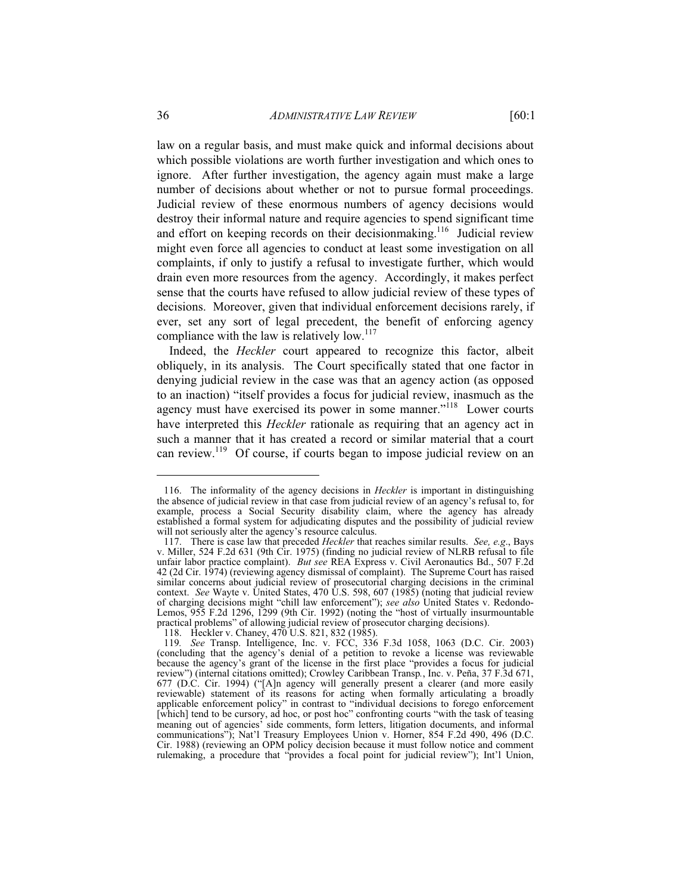law on a regular basis, and must make quick and informal decisions about which possible violations are worth further investigation and which ones to ignore. After further investigation, the agency again must make a large number of decisions about whether or not to pursue formal proceedings. Judicial review of these enormous numbers of agency decisions would destroy their informal nature and require agencies to spend significant time and effort on keeping records on their decisionmaking.[116] Judicial review might even force all agencies to conduct at least some investigation on all complaints, if only to justify a refusal to investigate further, which would drain even more resources from the agency. Accordingly, it makes perfect sense that the courts have refused to allow judicial review of these types of decisions. Moreover, given that individual enforcement decisions rarely, if ever, set any sort of legal precedent, the benefit of enforcing agency compliance with the law is relatively low.[117]

Indeed, the *Heckler* court appeared to recognize this factor, albeit obliquely, in its analysis. The Court specifically stated that one factor in denying judicial review in the case was that an agency action (as opposed to an inaction) "itself provides a focus for judicial review, inasmuch as the agency must have exercised its power in some manner."[118] Lower courts have interpreted this *Heckler* rationale as requiring that an agency act in such a manner that it has created a record or similar material that a court can review.[119] Of course, if courts began to impose judicial review on an

---

116. The informality of the agency decisions in *Heckler* is important in distinguishing the absence of judicial review in that case from judicial review of an agency's refusal to, for example, process a Social Security disability claim, where the agency has already established a formal system for adjudicating disputes and the possibility of judicial review will not seriously alter the agency's resource calculus.

117. There is case law that preceded *Heckler* that reaches similar results. *See, e.g.*, Bays v. Miller, 524 F.2d 631 (9th Cir. 1975) (finding no judicial review of NLRB refusal to file unfair labor practice complaint). *But see* REA Express v. Civil Aeronautics Bd., 507 F.2d 42 (2d Cir. 1974) (reviewing agency dismissal of complaint). The Supreme Court has raised similar concerns about judicial review of prosecutorial charging decisions in the criminal context. *See* Wayte v. United States, 470 U.S. 598, 607 (1985) (noting that judicial review of charging decisions might "chill law enforcement"); *see also* United States v. Redondo-Lemos, 955 F.2d 1296, 1299 (9th Cir. 1992) (noting the "host of virtually insurmountable practical problems" of allowing judicial review of prosecutor charging decisions).

118. Heckler v. Chaney, 470 U.S. 821, 832 (1985).

119. *See* Transp. Intelligence, Inc. v. FCC, 336 F.3d 1058, 1063 (D.C. Cir. 2003) (concluding that the agency's denial of a petition to revoke a license was reviewable because the agency's grant of the license in the first place "provides a focus for judicial review") (internal citations omitted); Crowley Caribbean Transp., Inc. v. Peña, 37 F.3d 671, 677 (D.C. Cir. 1994) ("[A]n agency will generally present a clearer (and more easily reviewable) statement of its reasons for acting when formally articulating a broadly applicable enforcement policy" in contrast to "individual decisions to forego enforcement [which] tend to be cursory, ad hoc, or post hoc" confronting courts "with the task of teasing meaning out of agencies' side comments, form letters, litigation documents, and informal communications"); Nat'l Treasury Employees Union v. Horner, 854 F.2d 490, 496 (D.C. Cir. 1988) (reviewing an OPM policy decision because it must follow notice and comment rulemaking, a procedure that "provides a focal point for judicial review"); Int'l Union,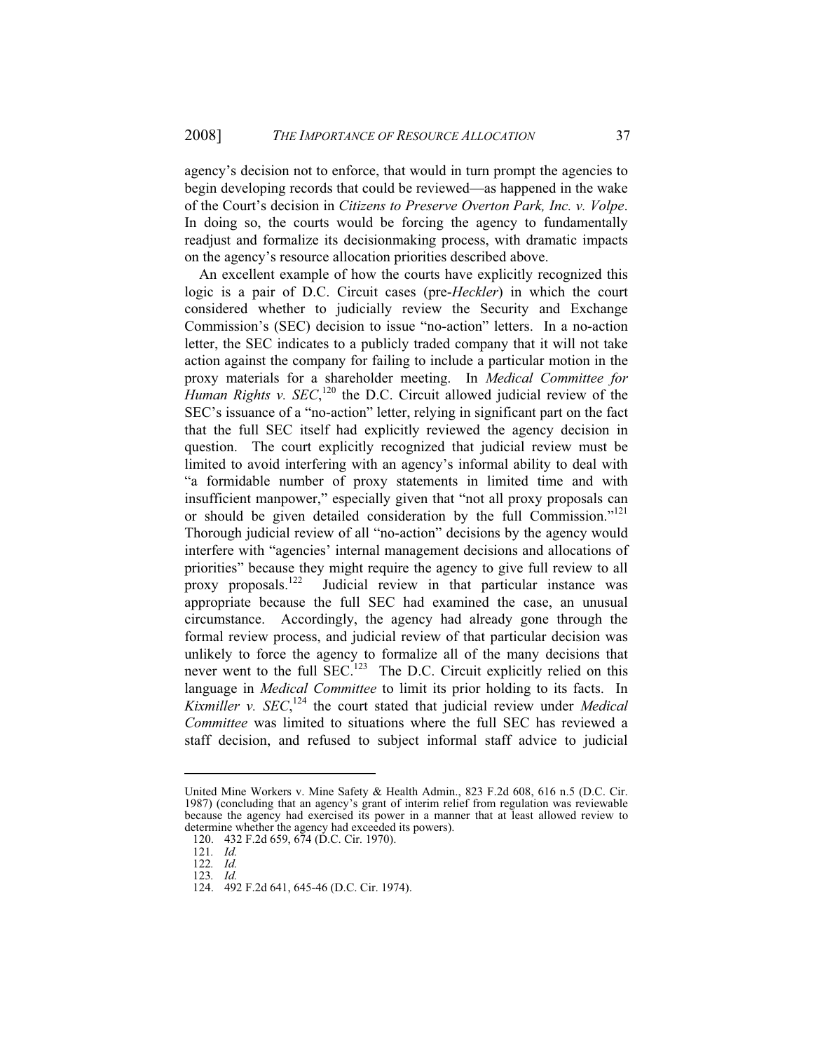agency's decision not to enforce, that would in turn prompt the agencies to begin developing records that could be reviewed—as happened in the wake of the Court's decision in *Citizens to Preserve Overton Park, Inc. v. Volpe*. In doing so, the courts would be forcing the agency to fundamentally readjust and formalize its decisionmaking process, with dramatic impacts on the agency's resource allocation priorities described above.

An excellent example of how the courts have explicitly recognized this logic is a pair of D.C. Circuit cases (pre-*Heckler*) in which the court considered whether to judicially review the Security and Exchange Commission's (SEC) decision to issue "no-action" letters. In a no-action letter, the SEC indicates to a publicly traded company that it will not take action against the company for failing to include a particular motion in the proxy materials for a shareholder meeting. In *Medical Committee for Human Rights v. SEC*,[120] the D.C. Circuit allowed judicial review of the SEC's issuance of a "no-action" letter, relying in significant part on the fact that the full SEC itself had explicitly reviewed the agency decision in question. The court explicitly recognized that judicial review must be limited to avoid interfering with an agency's informal ability to deal with "a formidable number of proxy statements in limited time and with insufficient manpower," especially given that "not all proxy proposals can or should be given detailed consideration by the full Commission."[121] Thorough judicial review of all "no-action" decisions by the agency would interfere with "agencies' internal management decisions and allocations of priorities" because they might require the agency to give full review to all proxy proposals.[122] Judicial review in that particular instance was appropriate because the full SEC had examined the case, an unusual circumstance. Accordingly, the agency had already gone through the formal review process, and judicial review of that particular decision was unlikely to force the agency to formalize all of the many decisions that never went to the full SEC.[123] The D.C. Circuit explicitly relied on this language in *Medical Committee* to limit its prior holding to its facts. In *Kixmiller v. SEC*,[124] the court stated that judicial review under *Medical Committee* was limited to situations where the full SEC has reviewed a staff decision, and refused to subject informal staff advice to judicial

---

United Mine Workers v. Mine Safety & Health Admin., 823 F.2d 608, 616 n.5 (D.C. Cir. 1987) (concluding that an agency's grant of interim relief from regulation was reviewable because the agency had exercised its power in a manner that at least allowed review to determine whether the agency had exceeded its powers).

120. 432 F.2d 659, 674 (D.C. Cir. 1970).

121. *Id.*

122. *Id.*

123. *Id.*

124. 492 F.2d 641, 645-46 (D.C. Cir. 1974).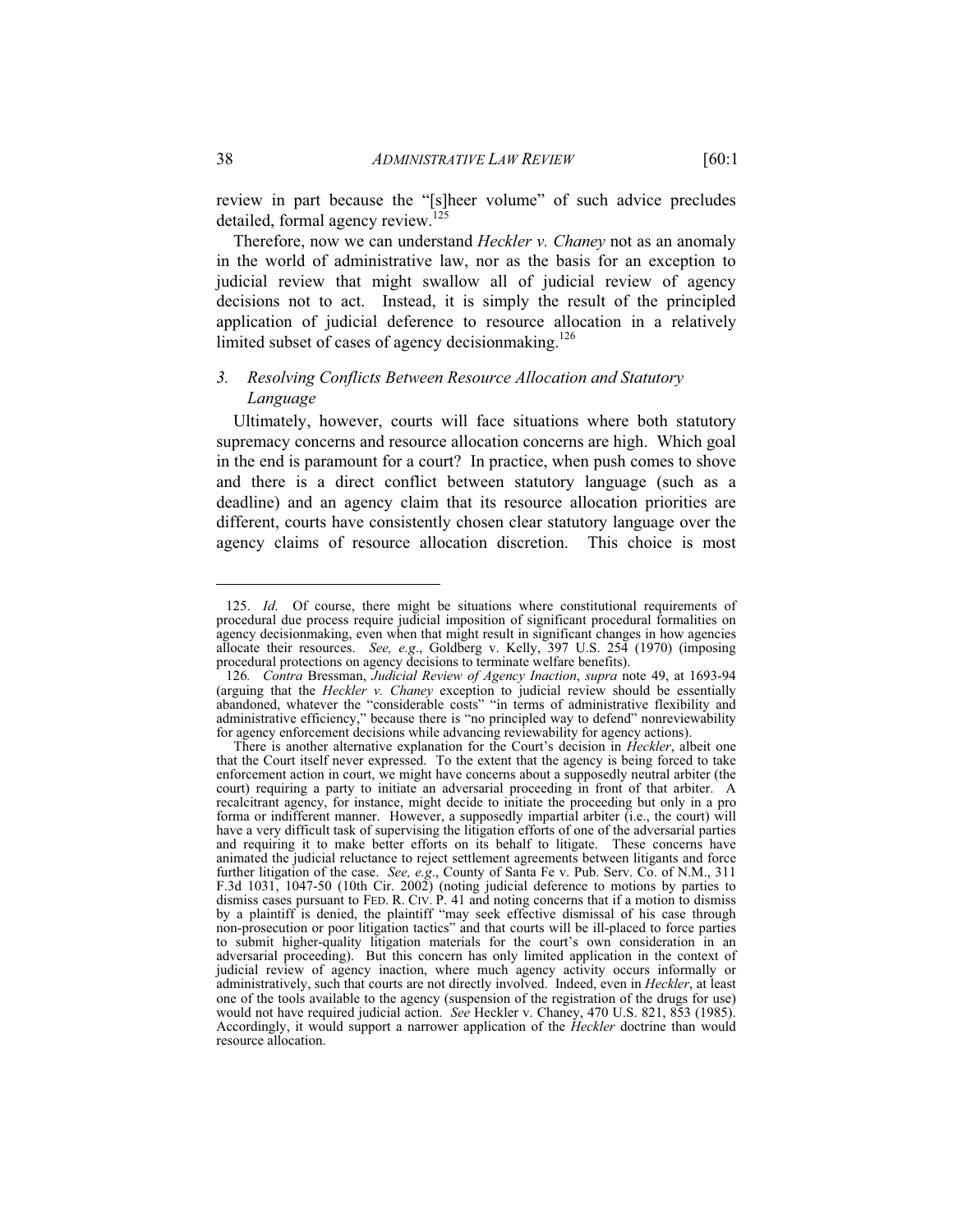review in part because the "[s]heer volume" of such advice precludes detailed, formal agency review.[125]

Therefore, now we can understand *Heckler v. Chaney* not as an anomaly in the world of administrative law, nor as the basis for an exception to judicial review that might swallow all of judicial review of agency decisions not to act. Instead, it is simply the result of the principled application of judicial deference to resource allocation in a relatively limited subset of cases of agency decisionmaking.[126]

### 3. *Resolving Conflicts Between Resource Allocation and Statutory Language*

Ultimately, however, courts will face situations where both statutory supremacy concerns and resource allocation concerns are high. Which goal in the end is paramount for a court? In practice, when push comes to shove and there is a direct conflict between statutory language (such as a deadline) and an agency claim that its resource allocation priorities are different, courts have consistently chosen clear statutory language over the agency claims of resource allocation discretion. This choice is most

---

125. *Id.* Of course, there might be situations where constitutional requirements of procedural due process require judicial imposition of significant procedural formalities on agency decisionmaking, even when that might result in significant changes in how agencies allocate their resources. *See, e.g.*, Goldberg v. Kelly, 397 U.S. 254 (1970) (imposing procedural protections on agency decisions to terminate welfare benefits).

126. *Contra* Bressman, *Judicial Review of Agency Inaction*, *supra* note 49, at 1693-94 (arguing that the *Heckler v. Chaney* exception to judicial review should be essentially abandoned, whatever the "considerable costs" "in terms of administrative flexibility and administrative efficiency," because there is "no principled way to defend" nonreviewability for agency enforcement decisions while advancing reviewability for agency actions).

There is another alternative explanation for the Court's decision in *Heckler*, albeit one that the Court itself never expressed. To the extent that the agency is being forced to take enforcement action in court, we might have concerns about a supposedly neutral arbiter (the court) requiring a party to initiate an adversarial proceeding in front of that arbiter. A recalcitrant agency, for instance, might decide to initiate the proceeding but only in a pro forma or indifferent manner. However, a supposedly impartial arbiter (i.e., the court) will have a very difficult task of supervising the litigation efforts of one of the adversarial parties and requiring it to make better efforts on its behalf to litigate. These concerns have animated the judicial reluctance to reject settlement agreements between litigants and force further litigation of the case. *See, e.g.*, County of Santa Fe v. Pub. Serv. Co. of N.M., 311 F.3d 1031, 1047-50 (10th Cir. 2002) (noting judicial deference to motions by parties to dismiss cases pursuant to FED. R. CIV. P. 41 and noting concerns that if a motion to dismiss by a plaintiff is denied, the plaintiff "may seek effective dismissal of his case through non-prosecution or poor litigation tactics" and that courts will be ill-placed to force parties to submit higher-quality litigation materials for the court's own consideration in an adversarial proceeding). But this concern has only limited application in the context of judicial review of agency inaction, where much agency activity occurs informally or administratively, such that courts are not directly involved. Indeed, even in *Heckler*, at least one of the tools available to the agency (suspension of the registration of the drugs for use) would not have required judicial action. *See* Heckler v. Chaney, 470 U.S. 821, 853 (1985). Accordingly, it would support a narrower application of the *Heckler* doctrine than would resource allocation.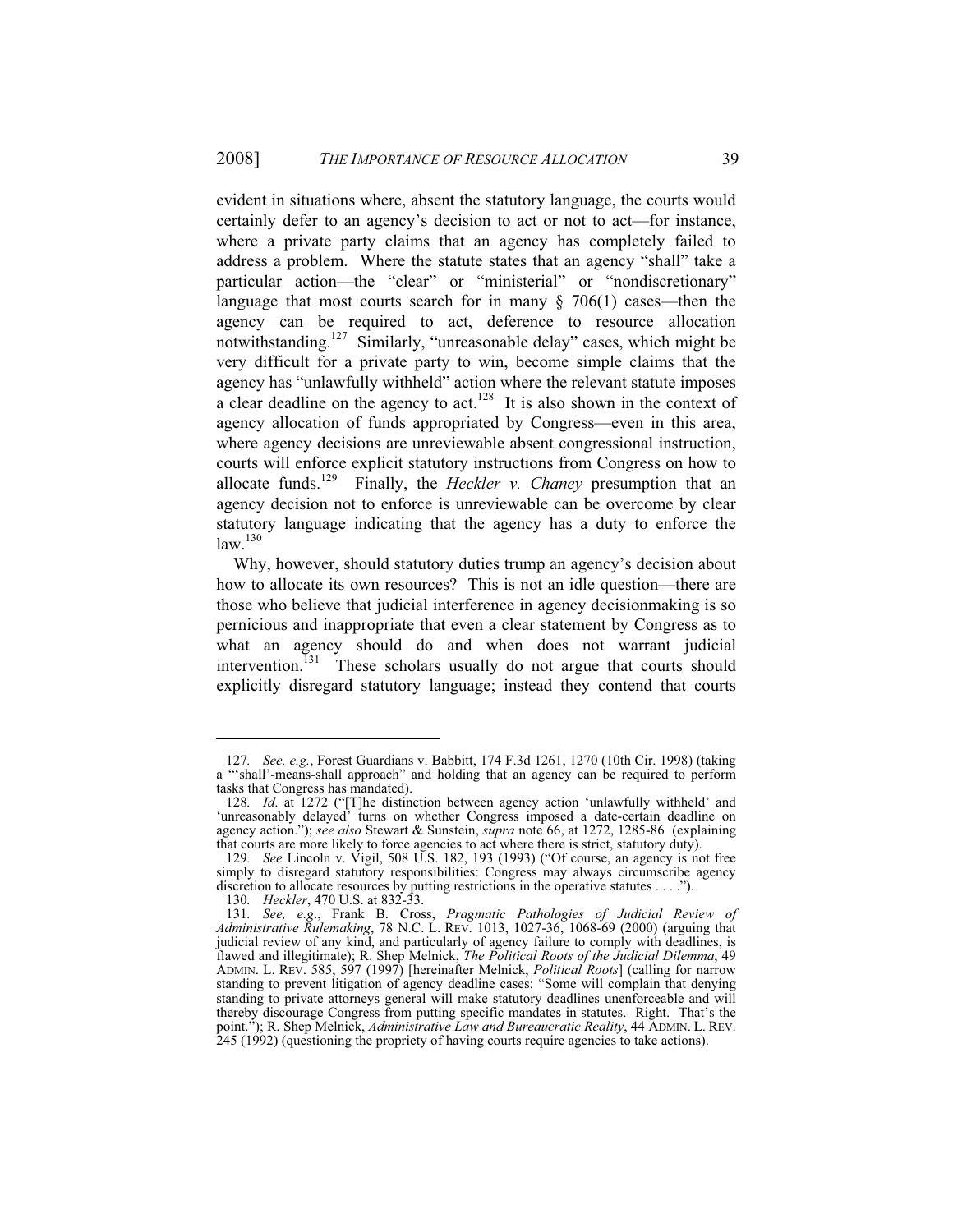evident in situations where, absent the statutory language, the courts would certainly defer to an agency's decision to act or not to act—for instance, where a private party claims that an agency has completely failed to address a problem. Where the statute states that an agency "shall" take a particular action—the "clear" or "ministerial" or "nondiscretionary" language that most courts search for in many § 706(1) cases—then the agency can be required to act, deference to resource allocation notwithstanding.[127] Similarly, "unreasonable delay" cases, which might be very difficult for a private party to win, become simple claims that the agency has "unlawfully withheld" action where the relevant statute imposes a clear deadline on the agency to act.[128] It is also shown in the context of agency allocation of funds appropriated by Congress—even in this area, where agency decisions are unreviewable absent congressional instruction, courts will enforce explicit statutory instructions from Congress on how to allocate funds.[129] Finally, the *Heckler v. Chaney* presumption that an agency decision not to enforce is unreviewable can be overcome by clear statutory language indicating that the agency has a duty to enforce the law.[130]

Why, however, should statutory duties trump an agency's decision about how to allocate its own resources? This is not an idle question—there are those who believe that judicial interference in agency decisionmaking is so pernicious and inappropriate that even a clear statement by Congress as to what an agency should do and when does not warrant judicial intervention.[131] These scholars usually do not argue that courts should explicitly disregard statutory language; instead they contend that courts

---

127. *See, e.g.*, Forest Guardians v. Babbitt, 174 F.3d 1261, 1270 (10th Cir. 1998) (taking a "'shall'-means-shall approach" and holding that an agency can be required to perform tasks that Congress has mandated).

128. *Id*. at 1272 ("[T]he distinction between agency action 'unlawfully withheld' and 'unreasonably delayed' turns on whether Congress imposed a date-certain deadline on agency action."); *see also* Stewart & Sunstein, *supra* note 66, at 1272, 1285-86 (explaining that courts are more likely to force agencies to act where there is strict, statutory duty).

129. *See* Lincoln v. Vigil, 508 U.S. 182, 193 (1993) ("Of course, an agency is not free simply to disregard statutory responsibilities: Congress may always circumscribe agency discretion to allocate resources by putting restrictions in the operative statutes . . . .").

130. *Heckler*, 470 U.S. at 832-33.

131. *See, e.g.*, Frank B. Cross, *Pragmatic Pathologies of Judicial Review of Administrative Rulemaking*, 78 N.C. L. REV. 1013, 1027-36, 1068-69 (2000) (arguing that judicial review of any kind, and particularly of agency failure to comply with deadlines, is flawed and illegitimate); R. Shep Melnick, *The Political Roots of the Judicial Dilemma*, 49 ADMIN. L. REV. 585, 597 (1997) [hereinafter Melnick, *Political Roots*] (calling for narrow standing to prevent litigation of agency deadline cases: "Some will complain that denying standing to private attorneys general will make statutory deadlines unenforceable and will thereby discourage Congress from putting specific mandates in statutes. Right. That's the point."); R. Shep Melnick, *Administrative Law and Bureaucratic Reality*, 44 ADMIN. L. REV. 245 (1992) (questioning the propriety of having courts require agencies to take actions).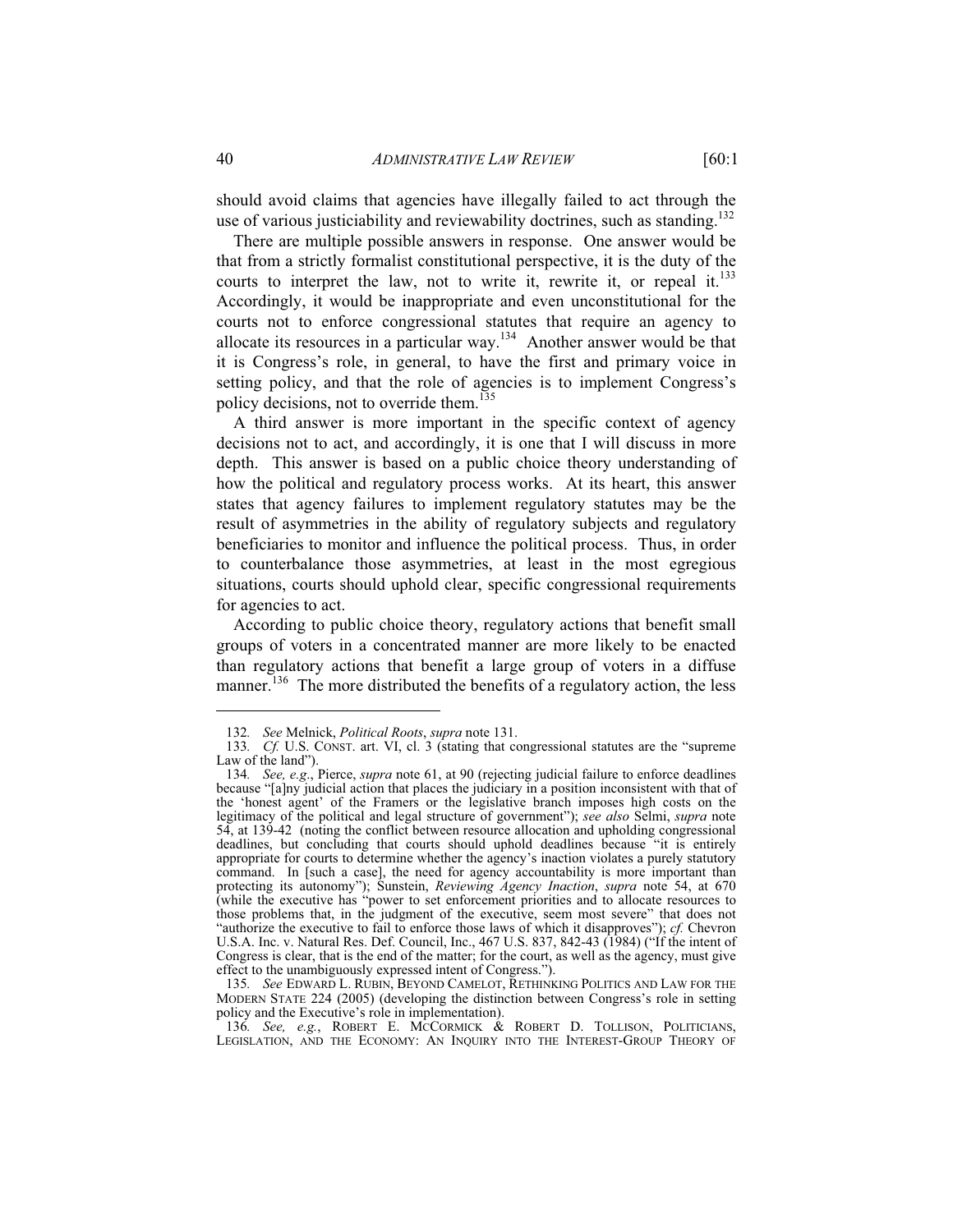should avoid claims that agencies have illegally failed to act through the use of various justiciability and reviewability doctrines, such as standing.[132]

There are multiple possible answers in response. One answer would be that from a strictly formalist constitutional perspective, it is the duty of the courts to interpret the law, not to write it, rewrite it, or repeal it.[133] Accordingly, it would be inappropriate and even unconstitutional for the courts not to enforce congressional statutes that require an agency to allocate its resources in a particular way.[134] Another answer would be that it is Congress's role, in general, to have the first and primary voice in setting policy, and that the role of agencies is to implement Congress's policy decisions, not to override them.[135]

A third answer is more important in the specific context of agency decisions not to act, and accordingly, it is one that I will discuss in more depth. This answer is based on a public choice theory understanding of how the political and regulatory process works. At its heart, this answer states that agency failures to implement regulatory statutes may be the result of asymmetries in the ability of regulatory subjects and regulatory beneficiaries to monitor and influence the political process. Thus, in order to counterbalance those asymmetries, at least in the most egregious situations, courts should uphold clear, specific congressional requirements for agencies to act.

According to public choice theory, regulatory actions that benefit small groups of voters in a concentrated manner are more likely to be enacted than regulatory actions that benefit a large group of voters in a diffuse manner.[136] The more distributed the benefits of a regulatory action, the less

---

132. *See* Melnick, *Political Roots*, *supra* note 131.

133. *Cf.* U.S. CONST. art. VI, cl. 3 (stating that congressional statutes are the "supreme Law of the land").

134. *See, e.g.*, Pierce, *supra* note 61, at 90 (rejecting judicial failure to enforce deadlines because "[a]ny judicial action that places the judiciary in a position inconsistent with that of the 'honest agent' of the Framers or the legislative branch imposes high costs on the legitimacy of the political and legal structure of government"); *see also* Selmi, *supra* note 54, at 139-42 (noting the conflict between resource allocation and upholding congressional deadlines, but concluding that courts should uphold deadlines because "it is entirely appropriate for courts to determine whether the agency's inaction violates a purely statutory command. In [such a case], the need for agency accountability is more important than protecting its autonomy"); Sunstein, *Reviewing Agency Inaction*, *supra* note 54, at 670 (while the executive has "power to set enforcement priorities and to allocate resources to those problems that, in the judgment of the executive, seem most severe" that does not "authorize the executive to fail to enforce those laws of which it disapproves"); *cf.* Chevron U.S.A. Inc. v. Natural Res. Def. Council, Inc., 467 U.S. 837, 842-43 (1984) ("If the intent of Congress is clear, that is the end of the matter; for the court, as well as the agency, must give effect to the unambiguously expressed intent of Congress.").

135. *See* EDWARD L. RUBIN, BEYOND CAMELOT, RETHINKING POLITICS AND LAW FOR THE MODERN STATE 224 (2005) (developing the distinction between Congress's role in setting policy and the Executive's role in implementation).

136. *See, e.g.*, ROBERT E. MCCORMICK & ROBERT D. TOLLISON, POLITICIANS, LEGISLATION, AND THE ECONOMY: AN INQUIRY INTO THE INTEREST-GROUP THEORY OF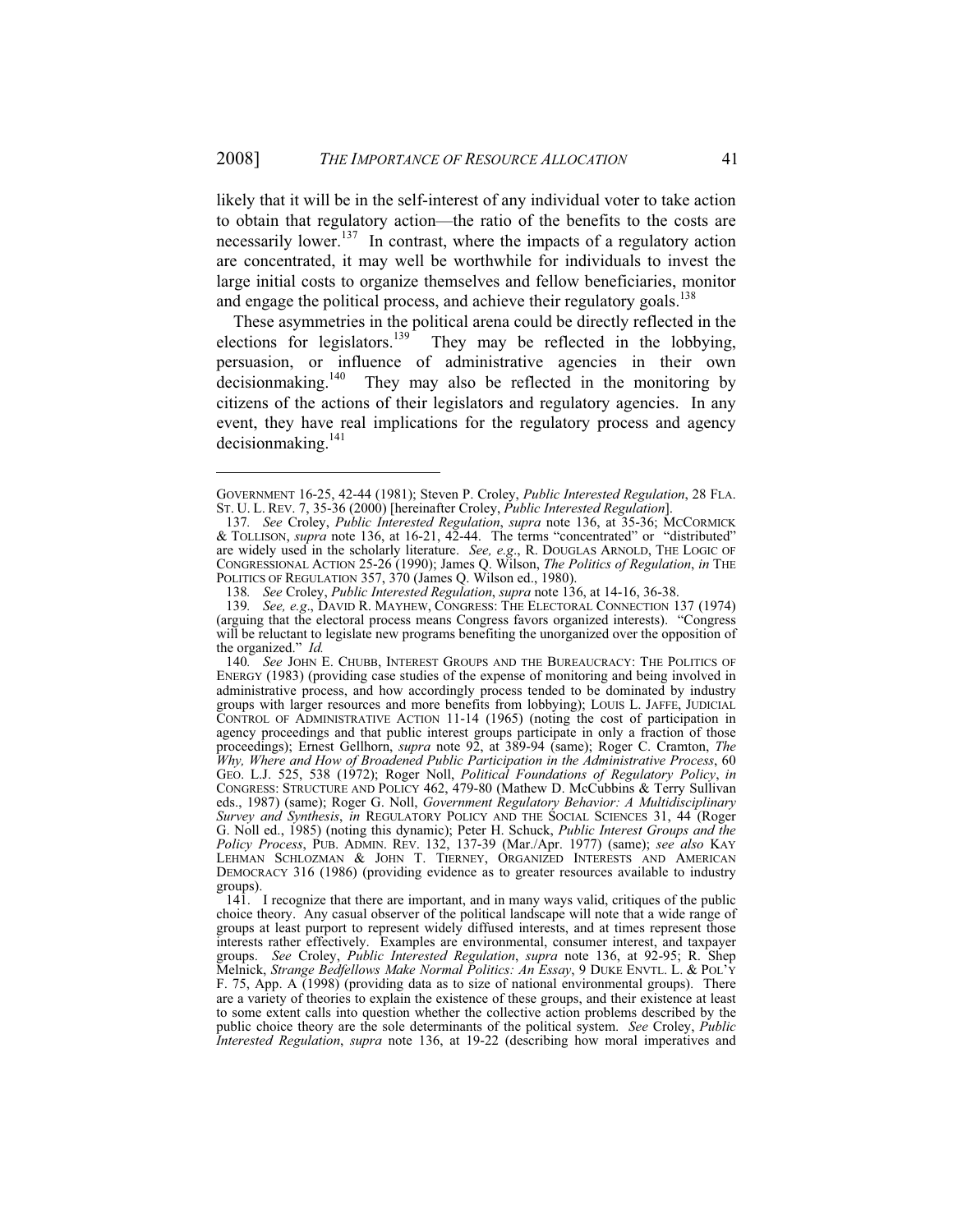likely that it will be in the self-interest of any individual voter to take action to obtain that regulatory action—the ratio of the benefits to the costs are necessarily lower.[137] In contrast, where the impacts of a regulatory action are concentrated, it may well be worthwhile for individuals to invest the large initial costs to organize themselves and fellow beneficiaries, monitor and engage the political process, and achieve their regulatory goals.[138]

These asymmetries in the political arena could be directly reflected in the elections for legislators.[139] They may be reflected in the lobbying, persuasion, or influence of administrative agencies in their own decisionmaking.[140] They may also be reflected in the monitoring by citizens of the actions of their legislators and regulatory agencies. In any event, they have real implications for the regulatory process and agency decisionmaking.[141]

---

GOVERNMENT 16-25, 42-44 (1981); Steven P. Croley, *Public Interested Regulation*, 28 FLA. ST. U. L. REV. 7, 35-36 (2000) [hereinafter Croley, *Public Interested Regulation*].

137. *See* Croley, *Public Interested Regulation*, *supra* note 136, at 35-36; MCCORMICK & TOLLISON, *supra* note 136, at 16-21, 42-44. The terms "concentrated" or "distributed" are widely used in the scholarly literature. *See, e.g.*, R. DOUGLAS ARNOLD, THE LOGIC OF CONGRESSIONAL ACTION 25-26 (1990); James Q. Wilson, *The Politics of Regulation*, *in* THE POLITICS OF REGULATION 357, 370 (James Q. Wilson ed., 1980).

138. *See* Croley, *Public Interested Regulation*, *supra* note 136, at 14-16, 36-38.

139. *See, e.g.*, DAVID R. MAYHEW, CONGRESS: THE ELECTORAL CONNECTION 137 (1974) (arguing that the electoral process means Congress favors organized interests). "Congress will be reluctant to legislate new programs benefiting the unorganized over the opposition of the organized." *Id.*

140. *See* JOHN E. CHUBB, INTEREST GROUPS AND THE BUREAUCRACY: THE POLITICS OF ENERGY (1983) (providing case studies of the expense of monitoring and being involved in administrative process, and how accordingly process tended to be dominated by industry groups with larger resources and more benefits from lobbying); LOUIS L. JAFFE, JUDICIAL CONTROL OF ADMINISTRATIVE ACTION 11-14 (1965) (noting the cost of participation in agency proceedings and that public interest groups participate in only a fraction of those proceedings); Ernest Gellhorn, *supra* note 92, at 389-94 (same); Roger C. Cramton, *The Why, Where and How of Broadened Public Participation in the Administrative Process*, 60 GEO. L.J. 525, 538 (1972); Roger Noll, *Political Foundations of Regulatory Policy*, *in* CONGRESS: STRUCTURE AND POLICY 462, 479-80 (Mathew D. McCubbins & Terry Sullivan eds., 1987) (same); Roger G. Noll, *Government Regulatory Behavior: A Multidisciplinary Survey and Synthesis*, *in* REGULATORY POLICY AND THE SOCIAL SCIENCES 31, 44 (Roger G. Noll ed., 1985) (noting this dynamic); Peter H. Schuck, *Public Interest Groups and the Policy Process*, PUB. ADMIN. REV. 132, 137-39 (Mar./Apr. 1977) (same); *see also* KAY LEHMAN SCHLOZMAN & JOHN T. TIERNEY, ORGANIZED INTERESTS AND AMERICAN DEMOCRACY 316 (1986) (providing evidence as to greater resources available to industry groups).

141. I recognize that there are important, and in many ways valid, critiques of the public choice theory. Any casual observer of the political landscape will note that a wide range of groups at least purport to represent widely diffused interests, and at times represent those interests rather effectively. Examples are environmental, consumer interest, and taxpayer groups. *See* Croley, *Public Interested Regulation*, *supra* note 136, at 92-95; R. Shep Melnick, *Strange Bedfellows Make Normal Politics: An Essay*, 9 DUKE ENVTL. L. & POL'Y F. 75, App. A (1998) (providing data as to size of national environmental groups). There are a variety of theories to explain the existence of these groups, and their existence at least to some extent calls into question whether the collective action problems described by the public choice theory are the sole determinants of the political system. *See* Croley, *Public Interested Regulation*, *supra* note 136, at 19-22 (describing how moral imperatives and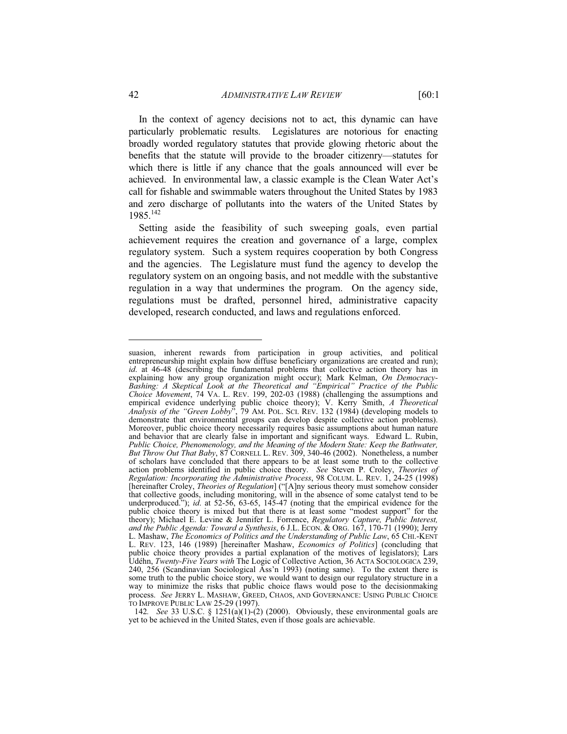In the context of agency decisions not to act, this dynamic can have particularly problematic results. Legislatures are notorious for enacting broadly worded regulatory statutes that provide glowing rhetoric about the benefits that the statute will provide to the broader citizenry—statutes for which there is little if any chance that the goals announced will ever be achieved. In environmental law, a classic example is the Clean Water Act's call for fishable and swimmable waters throughout the United States by 1983 and zero discharge of pollutants into the waters of the United States by 1985.[142]

Setting aside the feasibility of such sweeping goals, even partial achievement requires the creation and governance of a large, complex regulatory system. Such a system requires cooperation by both Congress and the agencies. The Legislature must fund the agency to develop the regulatory system on an ongoing basis, and not meddle with the substantive regulation in a way that undermines the program. On the agency side, regulations must be drafted, personnel hired, administrative capacity developed, research conducted, and laws and regulations enforced.

---

suasion, inherent rewards from participation in group activities, and political entrepreneurship might explain how diffuse beneficiary organizations are created and run); *id.* at 46-48 (describing the fundamental problems that collective action theory has in explaining how any group organization might occur); Mark Kelman, *On Democracy-Bashing: A Skeptical Look at the Theoretical and "Empirical" Practice of the Public Choice Movement*, 74 VA. L. REV. 199, 202-03 (1988) (challenging the assumptions and empirical evidence underlying public choice theory); V. Kerry Smith, *A Theoretical Analysis of the "Green Lobby"*, 79 AM. POL. SCI. REV. 132 (1984) (developing models to demonstrate that environmental groups can develop despite collective action problems). Moreover, public choice theory necessarily requires basic assumptions about human nature and behavior that are clearly false in important and significant ways. Edward L. Rubin, *Public Choice, Phenomenology, and the Meaning of the Modern State: Keep the Bathwater, But Throw Out That Baby*, 87 CORNELL L. REV. 309, 340-46 (2002). Nonetheless, a number of scholars have concluded that there appears to be at least some truth to the collective action problems identified in public choice theory. *See* Steven P. Croley, *Theories of Regulation: Incorporating the Administrative Process*, 98 COLUM. L. REV. 1, 24-25 (1998) [hereinafter Croley, *Theories of Regulation*] ("[A]ny serious theory must somehow consider that collective goods, including monitoring, will in the absence of some catalyst tend to be underproduced."); *id.* at 52-56, 63-65, 145-47 (noting that the empirical evidence for the public choice theory is mixed but that there is at least some "modest support" for the theory); Michael E. Levine & Jennifer L. Forrence, *Regulatory Capture, Public Interest, and the Public Agenda: Toward a Synthesis*, 6 J.L. ECON. & ORG. 167, 170-71 (1990); Jerry L. Mashaw, *The Economics of Politics and the Understanding of Public Law*, 65 CHI.-KENT L. REV. 123, 146 (1989) [hereinafter Mashaw, *Economics of Politics*] (concluding that public choice theory provides a partial explanation of the motives of legislators); Lars Udéhn, *Twenty-Five Years with* The Logic of Collective Action, 36 ACTA SOCIOLOGICA 239, 240, 256 (Scandinavian Sociological Ass'n 1993) (noting same). To the extent there is some truth to the public choice story, we would want to design our regulatory structure in a way to minimize the risks that public choice flaws would pose to the decisionmaking process. *See* JERRY L. MASHAW, GREED, CHAOS, AND GOVERNANCE: USING PUBLIC CHOICE TO IMPROVE PUBLIC LAW 25-29 (1997).

142. *See* 33 U.S.C. § 1251(a)(1)-(2) (2000). Obviously, these environmental goals are yet to be achieved in the United States, even if those goals are achievable.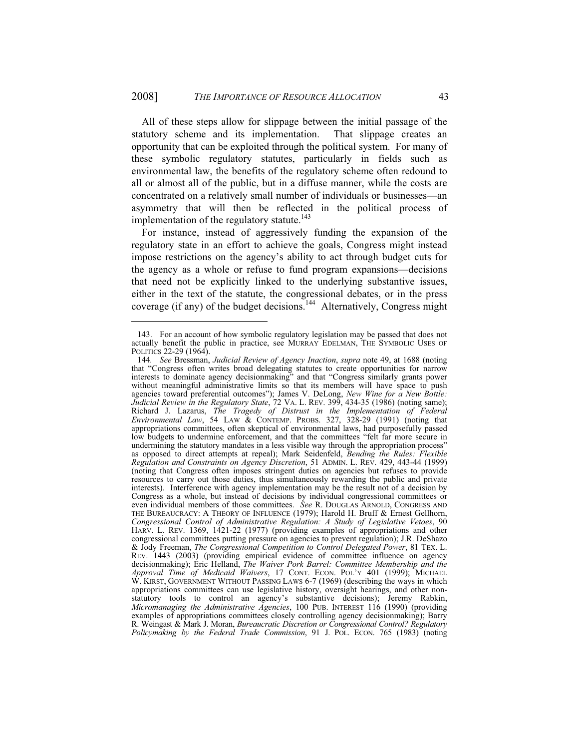All of these steps allow for slippage between the initial passage of the statutory scheme and its implementation. That slippage creates an opportunity that can be exploited through the political system. For many of these symbolic regulatory statutes, particularly in fields such as environmental law, the benefits of the regulatory scheme often redound to all or almost all of the public, but in a diffuse manner, while the costs are concentrated on a relatively small number of individuals or businesses—an asymmetry that will then be reflected in the political process of implementation of the regulatory statute.[143]

For instance, instead of aggressively funding the expansion of the regulatory state in an effort to achieve the goals, Congress might instead impose restrictions on the agency's ability to act through budget cuts for the agency as a whole or refuse to fund program expansions—decisions that need not be explicitly linked to the underlying substantive issues, either in the text of the statute, the congressional debates, or in the press coverage (if any) of the budget decisions.[144] Alternatively, Congress might

---

143. For an account of how symbolic regulatory legislation may be passed that does not actually benefit the public in practice, see MURRAY EDELMAN, THE SYMBOLIC USES OF POLITICS 22-29 (1964).

144. *See* Bressman, *Judicial Review of Agency Inaction*, *supra* note 49, at 1688 (noting that "Congress often writes broad delegating statutes to create opportunities for narrow interests to dominate agency decisionmaking" and that "Congress similarly grants power without meaningful administrative limits so that its members will have space to push agencies toward preferential outcomes"); James V. DeLong, *New Wine for a New Bottle: Judicial Review in the Regulatory State*, 72 VA. L. REV. 399, 434-35 (1986) (noting same); Richard J. Lazarus, *The Tragedy of Distrust in the Implementation of Federal Environmental Law*, 54 LAW & CONTEMP. PROBS. 327, 328-29 (1991) (noting that appropriations committees, often skeptical of environmental laws, had purposefully passed low budgets to undermine enforcement, and that the committees "felt far more secure in undermining the statutory mandates in a less visible way through the appropriation process" as opposed to direct attempts at repeal); Mark Seidenfeld, *Bending the Rules: Flexible Regulation and Constraints on Agency Discretion*, 51 ADMIN. L. REV. 429, 443-44 (1999) (noting that Congress often imposes stringent duties on agencies but refuses to provide resources to carry out those duties, thus simultaneously rewarding the public and private interests). Interference with agency implementation may be the result not of a decision by Congress as a whole, but instead of decisions by individual congressional committees or even individual members of those committees. *See* R. DOUGLAS ARNOLD, CONGRESS AND THE BUREAUCRACY: A THEORY OF INFLUENCE (1979); Harold H. Bruff & Ernest Gellhorn, *Congressional Control of Administrative Regulation: A Study of Legislative Vetoes*, 90 HARV. L. REV. 1369, 1421-22 (1977) (providing examples of appropriations and other congressional committees putting pressure on agencies to prevent regulation); J.R. DeShazo & Jody Freeman, *The Congressional Competition to Control Delegated Power*, 81 TEX. L. REV. 1443 (2003) (providing empirical evidence of committee influence on agency decisionmaking); Eric Helland, *The Waiver Pork Barrel: Committee Membership and the Approval Time of Medicaid Waivers*, 17 CONT. ECON. POL'Y 401 (1999); MICHAEL W. KIRST, GOVERNMENT WITHOUT PASSING LAWS 6-7 (1969) (describing the ways in which appropriations committees can use legislative history, oversight hearings, and other non-statutory tools to control an agency's substantive decisions); Jeremy Rabkin, *Micromanaging the Administrative Agencies*, 100 PUB. INTEREST 116 (1990) (providing examples of appropriations committees closely controlling agency decisionmaking); Barry R. Weingast & Mark J. Moran, *Bureaucratic Discretion or Congressional Control? Regulatory Policymaking by the Federal Trade Commission*, 91 J. POL. ECON. 765 (1983) (noting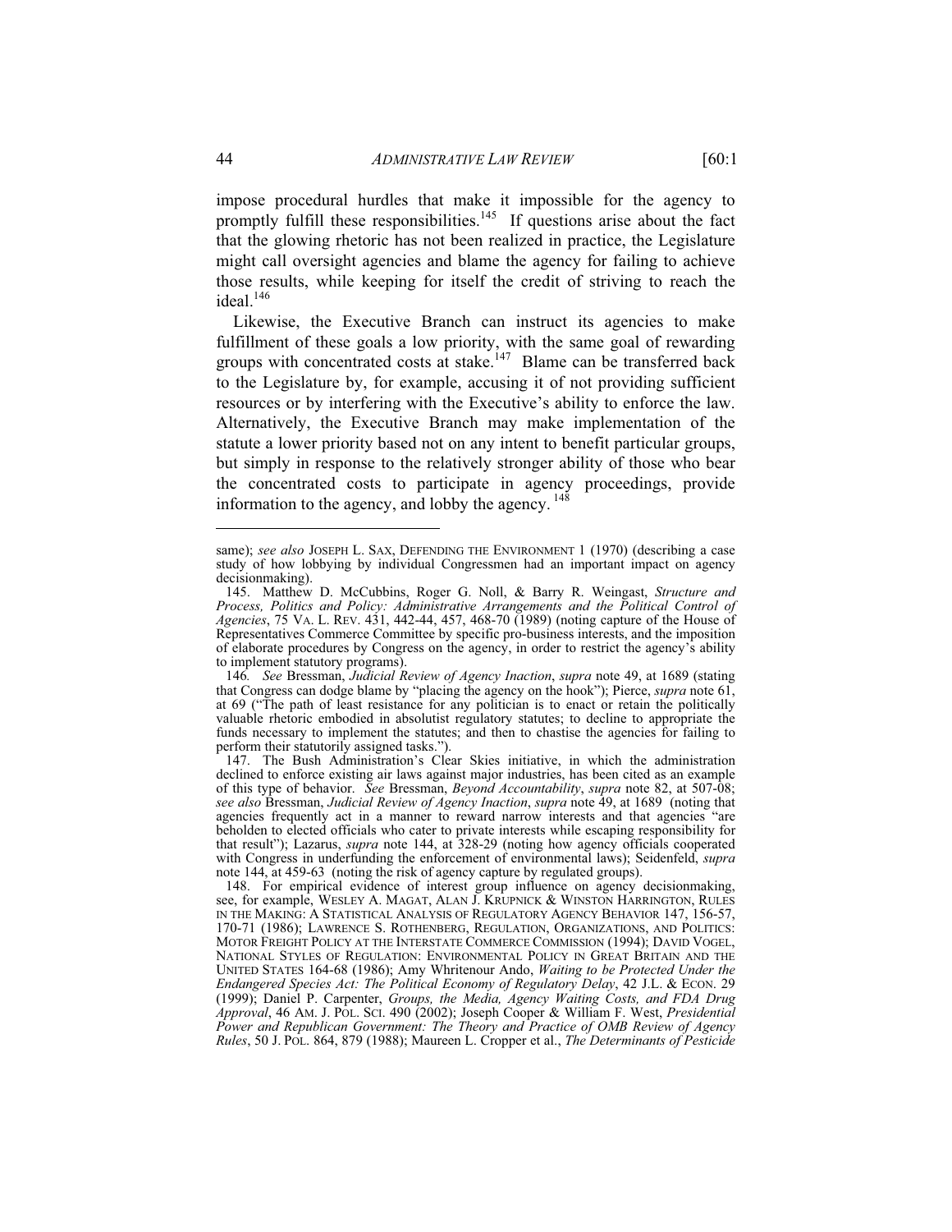impose procedural hurdles that make it impossible for the agency to promptly fulfill these responsibilities.[145] If questions arise about the fact that the glowing rhetoric has not been realized in practice, the Legislature might call oversight agencies and blame the agency for failing to achieve those results, while keeping for itself the credit of striving to reach the ideal.[146]

Likewise, the Executive Branch can instruct its agencies to make fulfillment of these goals a low priority, with the same goal of rewarding groups with concentrated costs at stake.[147] Blame can be transferred back to the Legislature by, for example, accusing it of not providing sufficient resources or by interfering with the Executive's ability to enforce the law. Alternatively, the Executive Branch may make implementation of the statute a lower priority based not on any intent to benefit particular groups, but simply in response to the relatively stronger ability of those who bear the concentrated costs to participate in agency proceedings, provide information to the agency, and lobby the agency.[148]

---

same); *see also* JOSEPH L. SAX, DEFENDING THE ENVIRONMENT 1 (1970) (describing a case study of how lobbying by individual Congressmen had an important impact on agency decisionmaking).

145. Matthew D. McCubbins, Roger G. Noll, & Barry R. Weingast, *Structure and Process, Politics and Policy: Administrative Arrangements and the Political Control of Agencies*, 75 VA. L. REV. 431, 442-44, 457, 468-70 (1989) (noting capture of the House of Representatives Commerce Committee by specific pro-business interests, and the imposition of elaborate procedures by Congress on the agency, in order to restrict the agency's ability to implement statutory programs).

146. *See* Bressman, *Judicial Review of Agency Inaction*, *supra* note 49, at 1689 (stating that Congress can dodge blame by "placing the agency on the hook"); Pierce, *supra* note 61, at 69 ("The path of least resistance for any politician is to enact or retain the politically valuable rhetoric embodied in absolutist regulatory statutes; to decline to appropriate the funds necessary to implement the statutes; and then to chastise the agencies for failing to perform their statutorily assigned tasks.").

147. The Bush Administration's Clear Skies initiative, in which the administration declined to enforce existing air laws against major industries, has been cited as an example of this type of behavior. *See* Bressman, *Beyond Accountability*, *supra* note 82, at 507-08; *see also* Bressman, *Judicial Review of Agency Inaction*, *supra* note 49, at 1689 (noting that agencies frequently act in a manner to reward narrow interests and that agencies "are beholden to elected officials who cater to private interests while escaping responsibility for that result"); Lazarus, *supra* note 144, at 328-29 (noting how agency officials cooperated with Congress in underfunding the enforcement of environmental laws); Seidenfeld, *supra* note 144, at 459-63 (noting the risk of agency capture by regulated groups).

148. For empirical evidence of interest group influence on agency decisionmaking, see, for example, WESLEY A. MAGAT, ALAN J. KRUPNICK & WINSTON HARRINGTON, RULES IN THE MAKING: A STATISTICAL ANALYSIS OF REGULATORY AGENCY BEHAVIOR 147, 156-57, 170-71 (1986); LAWRENCE S. ROTHENBERG, REGULATION, ORGANIZATIONS, AND POLITICS: MOTOR FREIGHT POLICY AT THE INTERSTATE COMMERCE COMMISSION (1994); DAVID VOGEL, NATIONAL STYLES OF REGULATION: ENVIRONMENTAL POLICY IN GREAT BRITAIN AND THE UNITED STATES 164-68 (1986); Amy Whritenour Ando, *Waiting to be Protected Under the Endangered Species Act: The Political Economy of Regulatory Delay*, 42 J.L. & ECON. 29 (1999); Daniel P. Carpenter, *Groups, the Media, Agency Waiting Costs, and FDA Drug Approval*, 46 AM. J. POL. SCI. 490 (2002); Joseph Cooper & William F. West, *Presidential Power and Republican Government: The Theory and Practice of OMB Review of Agency Rules*, 50 J. POL. 864, 879 (1988); Maureen L. Cropper et al., *The Determinants of Pesticide*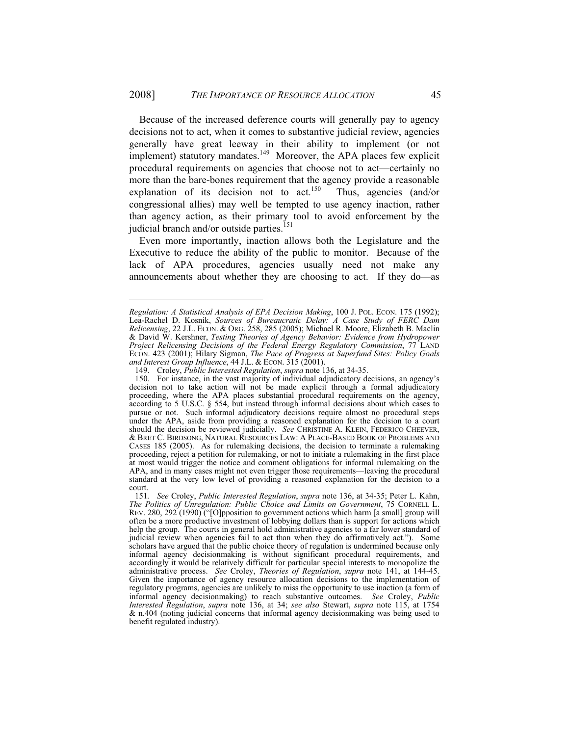Because of the increased deference courts will generally pay to agency decisions not to act, when it comes to substantive judicial review, agencies generally have great leeway in their ability to implement (or not implement) statutory mandates.[149] Moreover, the APA places few explicit procedural requirements on agencies that choose not to act—certainly no more than the bare-bones requirement that the agency provide a reasonable explanation of its decision not to act.[150] Thus, agencies (and/or congressional allies) may well be tempted to use agency inaction, rather than agency action, as their primary tool to avoid enforcement by the judicial branch and/or outside parties.[151]

Even more importantly, inaction allows both the Legislature and the Executive to reduce the ability of the public to monitor. Because of the lack of APA procedures, agencies usually need not make any announcements about whether they are choosing to act. If they do—as

---

*Regulation: A Statistical Analysis of EPA Decision Making*, 100 J. POL. ECON. 175 (1992); Lea-Rachel D. Kosnik, *Sources of Bureaucratic Delay: A Case Study of FERC Dam Relicensing*, 22 J.L. ECON. & ORG. 258, 285 (2005); Michael R. Moore, Elizabeth B. Maclin & David W. Kershner, *Testing Theories of Agency Behavior: Evidence from Hydropower Project Relicensing Decisions of the Federal Energy Regulatory Commission*, 77 LAND ECON. 423 (2001); Hilary Sigman, *The Pace of Progress at Superfund Sites: Policy Goals and Interest Group Influence*, 44 J.L. & ECON. 315 (2001).

149. Croley, *Public Interested Regulation*, *supra* note 136, at 34-35.

150. For instance, in the vast majority of individual adjudicatory decisions, an agency's decision not to take action will not be made explicit through a formal adjudicatory proceeding, where the APA places substantial procedural requirements on the agency, according to 5 U.S.C. § 554, but instead through informal decisions about which cases to pursue or not. Such informal adjudicatory decisions require almost no procedural steps under the APA, aside from providing a reasoned explanation for the decision to a court should the decision be reviewed judicially. *See* CHRISTINE A. KLEIN, FEDERICO CHEEVER, & BRET C. BIRDSONG, NATURAL RESOURCES LAW: A PLACE-BASED BOOK OF PROBLEMS AND CASES 185 (2005). As for rulemaking decisions, the decision to terminate a rulemaking proceeding, reject a petition for rulemaking, or not to initiate a rulemaking in the first place at most would trigger the notice and comment obligations for informal rulemaking on the APA, and in many cases might not even trigger those requirements—leaving the procedural standard at the very low level of providing a reasoned explanation for the decision to a court.

151. *See* Croley, *Public Interested Regulation*, *supra* note 136, at 34-35; Peter L. Kahn, *The Politics of Unregulation: Public Choice and Limits on Government*, 75 CORNELL L. REV. 280, 292 (1990) ("[O]pposition to government actions which harm [a small] group will often be a more productive investment of lobbying dollars than is support for actions which help the group. The courts in general hold administrative agencies to a far lower standard of judicial review when agencies fail to act than when they do affirmatively act."). Some scholars have argued that the public choice theory of regulation is undermined because only informal agency decisionmaking is without significant procedural requirements, and accordingly it would be relatively difficult for particular special interests to monopolize the administrative process. *See* Croley, *Theories of Regulation*, *supra* note 141, at 144-45. Given the importance of agency resource allocation decisions to the implementation of regulatory programs, agencies are unlikely to miss the opportunity to use inaction (a form of informal agency decisionmaking) to reach substantive outcomes. *See* Croley, *Public Interested Regulation*, *supra* note 136, at 34; *see also* Stewart, *supra* note 115, at 1754 & n.404 (noting judicial concerns that informal agency decisionmaking was being used to benefit regulated industry).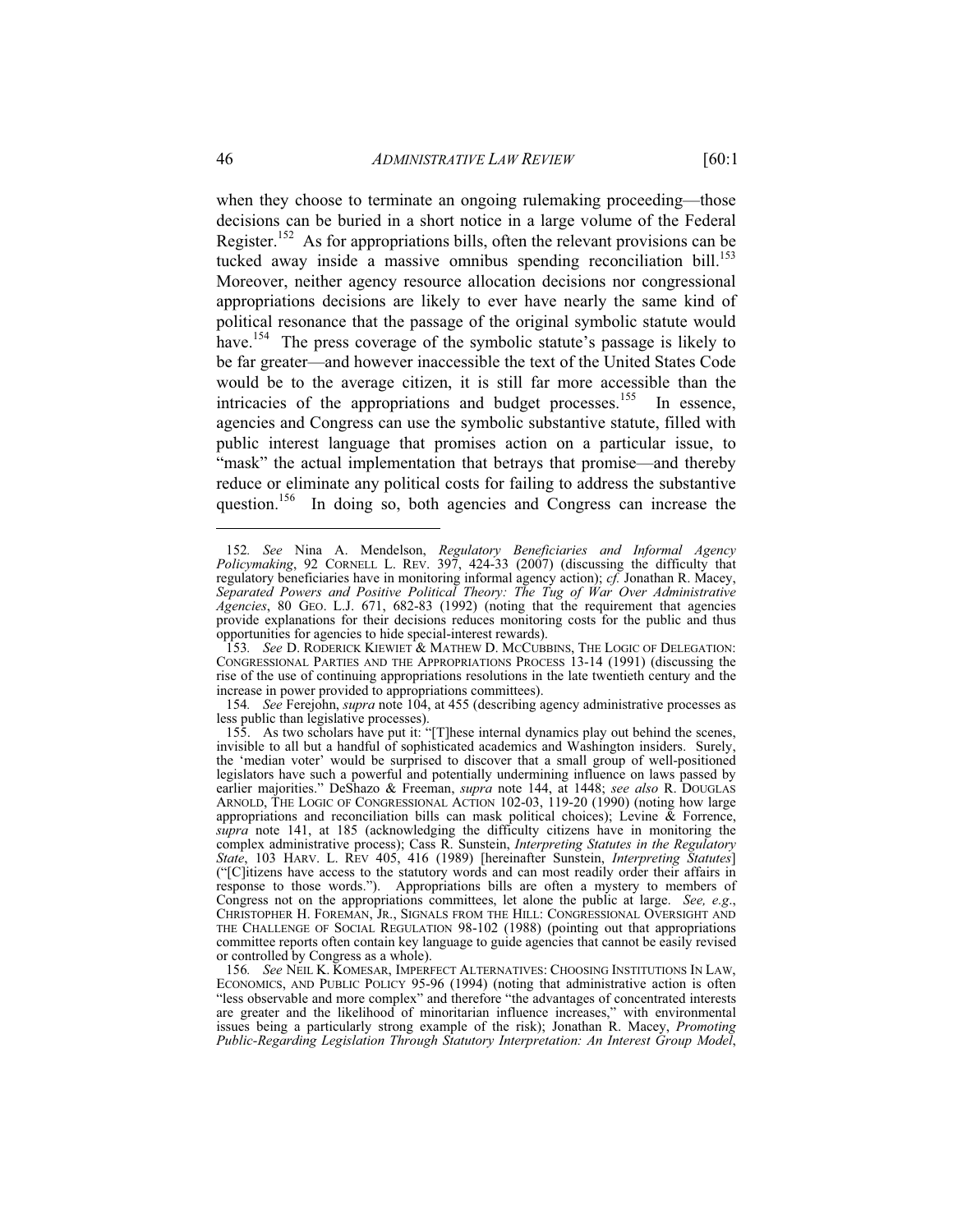when they choose to terminate an ongoing rulemaking proceeding—those decisions can be buried in a short notice in a large volume of the Federal Register.[152] As for appropriations bills, often the relevant provisions can be tucked away inside a massive omnibus spending reconciliation bill.[153] Moreover, neither agency resource allocation decisions nor congressional appropriations decisions are likely to ever have nearly the same kind of political resonance that the passage of the original symbolic statute would have.[154] The press coverage of the symbolic statute's passage is likely to be far greater—and however inaccessible the text of the United States Code would be to the average citizen, it is still far more accessible than the intricacies of the appropriations and budget processes.[155] In essence, agencies and Congress can use the symbolic substantive statute, filled with public interest language that promises action on a particular issue, to "mask" the actual implementation that betrays that promise—and thereby reduce or eliminate any political costs for failing to address the substantive question.[156] In doing so, both agencies and Congress can increase the

---

152. *See* Nina A. Mendelson, *Regulatory Beneficiaries and Informal Agency Policymaking*, 92 CORNELL L. REV. 397, 424-33 (2007) (discussing the difficulty that regulatory beneficiaries have in monitoring informal agency action); *cf.* Jonathan R. Macey, *Separated Powers and Positive Political Theory: The Tug of War Over Administrative Agencies*, 80 GEO. L.J. 671, 682-83 (1992) (noting that the requirement that agencies provide explanations for their decisions reduces monitoring costs for the public and thus opportunities for agencies to hide special-interest rewards).

153. *See* D. RODERICK KIEWIET & MATHEW D. MCCUBBINS, THE LOGIC OF DELEGATION: CONGRESSIONAL PARTIES AND THE APPROPRIATIONS PROCESS 13-14 (1991) (discussing the rise of the use of continuing appropriations resolutions in the late twentieth century and the increase in power provided to appropriations committees).

154. *See* Ferejohn, *supra* note 104, at 455 (describing agency administrative processes as less public than legislative processes).

155. As two scholars have put it: "[T]hese internal dynamics play out behind the scenes, invisible to all but a handful of sophisticated academics and Washington insiders. Surely, the 'median voter' would be surprised to discover that a small group of well-positioned legislators have such a powerful and potentially undermining influence on laws passed by earlier majorities." DeShazo & Freeman, *supra* note 144, at 1448; *see also* R. DOUGLAS ARNOLD, THE LOGIC OF CONGRESSIONAL ACTION 102-03, 119-20 (1990) (noting how large appropriations and reconciliation bills can mask political choices); Levine & Forrence, *supra* note 141, at 185 (acknowledging the difficulty citizens have in monitoring the complex administrative process); Cass R. Sunstein, *Interpreting Statutes in the Regulatory State*, 103 HARV. L. REV 405, 416 (1989) [hereinafter Sunstein, *Interpreting Statutes*] ("[C]itizens have access to the statutory words and can most readily order their affairs in response to those words."). Appropriations bills are often a mystery to members of Congress not on the appropriations committees, let alone the public at large. *See, e.g.*, CHRISTOPHER H. FOREMAN, JR., SIGNALS FROM THE HILL: CONGRESSIONAL OVERSIGHT AND THE CHALLENGE OF SOCIAL REGULATION 98-102 (1988) (pointing out that appropriations committee reports often contain key language to guide agencies that cannot be easily revised or controlled by Congress as a whole).

156. *See* NEIL K. KOMESAR, IMPERFECT ALTERNATIVES: CHOOSING INSTITUTIONS IN LAW, ECONOMICS, AND PUBLIC POLICY 95-96 (1994) (noting that administrative action is often "less observable and more complex" and therefore "the advantages of concentrated interests are greater and the likelihood of minoritarian influence increases," with environmental issues being a particularly strong example of the risk); Jonathan R. Macey, *Promoting Public-Regarding Legislation Through Statutory Interpretation: An Interest Group Model*,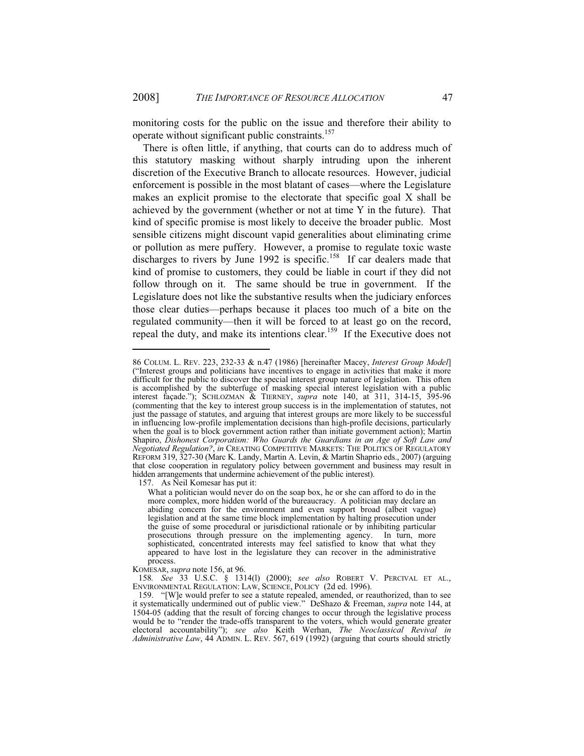monitoring costs for the public on the issue and therefore their ability to operate without significant public constraints.[157]

There is often little, if anything, that courts can do to address much of this statutory masking without sharply intruding upon the inherent discretion of the Executive Branch to allocate resources. However, judicial enforcement is possible in the most blatant of cases—where the Legislature makes an explicit promise to the electorate that specific goal X shall be achieved by the government (whether or not at time Y in the future). That kind of specific promise is most likely to deceive the broader public. Most sensible citizens might discount vapid generalities about eliminating crime or pollution as mere puffery. However, a promise to regulate toxic waste discharges to rivers by June 1992 is specific.[158] If car dealers made that kind of promise to customers, they could be liable in court if they did not follow through on it. The same should be true in government. If the Legislature does not like the substantive results when the judiciary enforces those clear duties—perhaps because it places too much of a bite on the regulated community—then it will be forced to at least go on the record, repeal the duty, and make its intentions clear.[159] If the Executive does not

---

86 COLUM. L. REV. 223, 232-33 & n.47 (1986) [hereinafter Macey, *Interest Group Model*] ("Interest groups and politicians have incentives to engage in activities that make it more difficult for the public to discover the special interest group nature of legislation. This often is accomplished by the subterfuge of masking special interest legislation with a public interest façade."); SCHLOZMAN & TIERNEY, *supra* note 140, at 311, 314-15, 395-96 (commenting that the key to interest group success is in the implementation of statutes, not just the passage of statutes, and arguing that interest groups are more likely to be successful in influencing low-profile implementation decisions than high-profile decisions, particularly when the goal is to block government action rather than initiate government action); Martin Shapiro, *Dishonest Corporatism: Who Guards the Guardians in an Age of Soft Law and Negotiated Regulation?*, *in* CREATING COMPETITIVE MARKETS: THE POLITICS OF REGULATORY REFORM 319, 327-30 (Marc K. Landy, Martin A. Levin, & Martin Shaprio eds., 2007) (arguing that close cooperation in regulatory policy between government and business may result in hidden arrangements that undermine achievement of the public interest).

157. As Neil Komesar has put it:

> What a politician would never do on the soap box, he or she can afford to do in the more complex, more hidden world of the bureaucracy. A politician may declare an abiding concern for the environment and even support broad (albeit vague) legislation and at the same time block implementation by halting prosecution under the guise of some procedural or jurisdictional rationale or by inhibiting particular prosecutions through pressure on the implementing agency. In turn, more sophisticated, concentrated interests may feel satisfied to know that what they appeared to have lost in the legislature they can recover in the administrative process.

KOMESAR, *supra* note 156, at 96.

158. *See* 33 U.S.C. § 1314(l) (2000); *see also* ROBERT V. PERCIVAL ET AL., ENVIRONMENTAL REGULATION: LAW, SCIENCE, POLICY (2d ed. 1996).

159. "[W]e would prefer to see a statute repealed, amended, or reauthorized, than to see it systematically undermined out of public view." DeShazo & Freeman, *supra* note 144, at 1504-05 (adding that the result of forcing changes to occur through the legislative process would be to "render the trade-offs transparent to the voters, which would generate greater electoral accountability"); *see also* Keith Werhan, *The Neoclassical Revival in Administrative Law*, 44 ADMIN. L. REV. 567, 619 (1992) (arguing that courts should strictly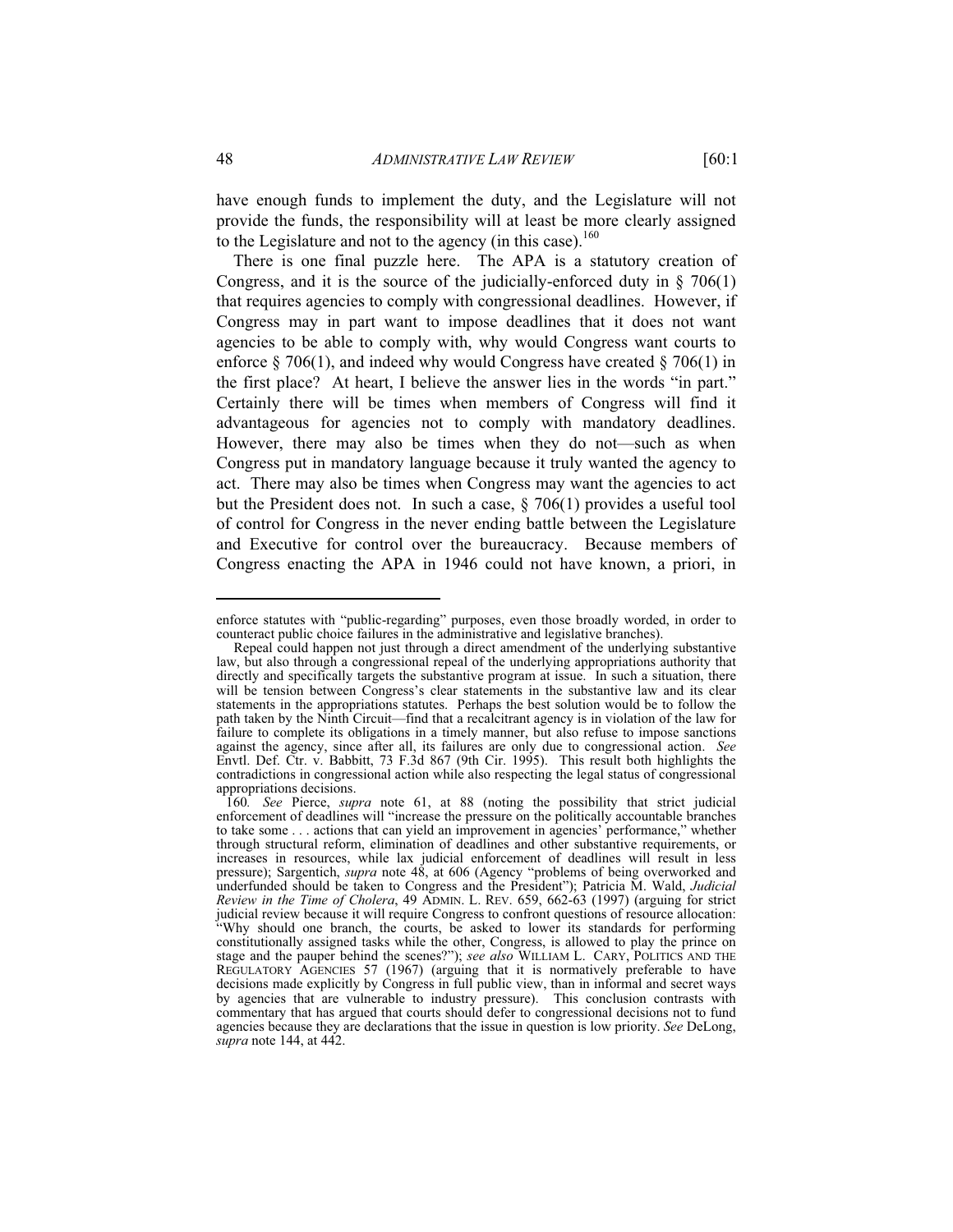have enough funds to implement the duty, and the Legislature will not provide the funds, the responsibility will at least be more clearly assigned to the Legislature and not to the agency (in this case).[160]

There is one final puzzle here. The APA is a statutory creation of Congress, and it is the source of the judicially-enforced duty in § 706(1) that requires agencies to comply with congressional deadlines. However, if Congress may in part want to impose deadlines that it does not want agencies to be able to comply with, why would Congress want courts to enforce § 706(1), and indeed why would Congress have created § 706(1) in the first place? At heart, I believe the answer lies in the words "in part." Certainly there will be times when members of Congress will find it advantageous for agencies not to comply with mandatory deadlines. However, there may also be times when they do not—such as when Congress put in mandatory language because it truly wanted the agency to act. There may also be times when Congress may want the agencies to act but the President does not. In such a case, § 706(1) provides a useful tool of control for Congress in the never ending battle between the Legislature and Executive for control over the bureaucracy. Because members of Congress enacting the APA in 1946 could not have known, a priori, in

---

enforce statutes with "public-regarding" purposes, even those broadly worded, in order to counteract public choice failures in the administrative and legislative branches).

Repeal could happen not just through a direct amendment of the underlying substantive law, but also through a congressional repeal of the underlying appropriations authority that directly and specifically targets the substantive program at issue. In such a situation, there will be tension between Congress's clear statements in the substantive law and its clear statements in the appropriations statutes. Perhaps the best solution would be to follow the path taken by the Ninth Circuit—find that a recalcitrant agency is in violation of the law for failure to complete its obligations in a timely manner, but also refuse to impose sanctions against the agency, since after all, its failures are only due to congressional action. *See* Envtl. Def. Ctr. v. Babbitt, 73 F.3d 867 (9th Cir. 1995). This result both highlights the contradictions in congressional action while also respecting the legal status of congressional appropriations decisions.

160. *See* Pierce, *supra* note 61, at 88 (noting the possibility that strict judicial enforcement of deadlines will "increase the pressure on the politically accountable branches to take some . . . actions that can yield an improvement in agencies' performance," whether through structural reform, elimination of deadlines and other substantive requirements, or increases in resources, while lax judicial enforcement of deadlines will result in less pressure); Sargentich, *supra* note 48, at 606 (Agency "problems of being overworked and underfunded should be taken to Congress and the President"); Patricia M. Wald, *Judicial Review in the Time of Cholera*, 49 ADMIN. L. REV. 659, 662-63 (1997) (arguing for strict judicial review because it will require Congress to confront questions of resource allocation: "Why should one branch, the courts, be asked to lower its standards for performing constitutionally assigned tasks while the other, Congress, is allowed to play the prince on stage and the pauper behind the scenes?"); *see also* WILLIAM L. CARY, POLITICS AND THE REGULATORY AGENCIES 57 (1967) (arguing that it is normatively preferable to have decisions made explicitly by Congress in full public view, than in informal and secret ways by agencies that are vulnerable to industry pressure). This conclusion contrasts with commentary that has argued that courts should defer to congressional decisions not to fund agencies because they are declarations that the issue in question is low priority. *See* DeLong, *supra* note 144, at 442.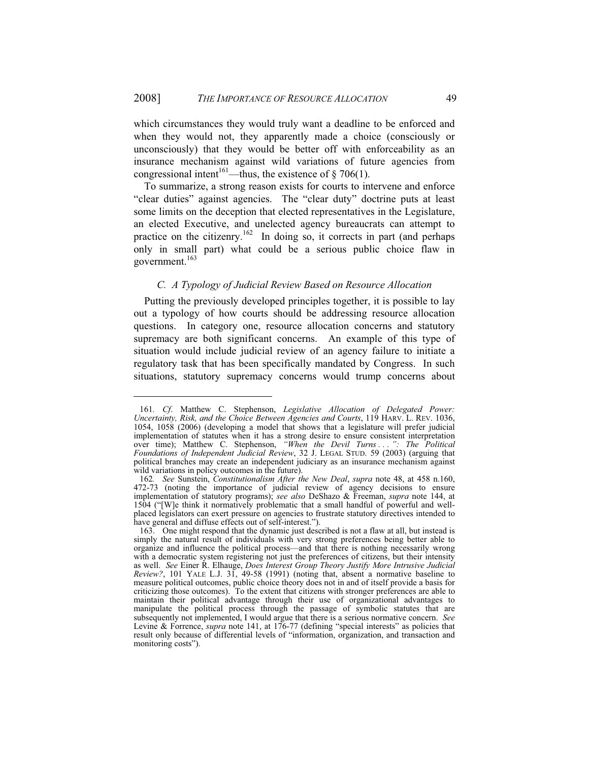which circumstances they would truly want a deadline to be enforced and when they would not, they apparently made a choice (consciously or unconsciously) that they would be better off with enforceability as an insurance mechanism against wild variations of future agencies from congressional intent[161]—thus, the existence of § 706(1).

To summarize, a strong reason exists for courts to intervene and enforce "clear duties" against agencies. The "clear duty" doctrine puts at least some limits on the deception that elected representatives in the Legislature, an elected Executive, and unelected agency bureaucrats can attempt to practice on the citizenry.[162] In doing so, it corrects in part (and perhaps only in small part) what could be a serious public choice flaw in government.[163]

### *C. A Typology of Judicial Review Based on Resource Allocation*

Putting the previously developed principles together, it is possible to lay out a typology of how courts should be addressing resource allocation questions. In category one, resource allocation concerns and statutory supremacy are both significant concerns. An example of this type of situation would include judicial review of an agency failure to initiate a regulatory task that has been specifically mandated by Congress. In such situations, statutory supremacy concerns would trump concerns about

---

161. *Cf.* Matthew C. Stephenson, *Legislative Allocation of Delegated Power: Uncertainty, Risk, and the Choice Between Agencies and Courts*, 119 HARV. L. REV. 1036, 1054, 1058 (2006) (developing a model that shows that a legislature will prefer judicial implementation of statutes when it has a strong desire to ensure consistent interpretation over time); Matthew C. Stephenson, *"When the Devil Turns . . .": The Political Foundations of Independent Judicial Review*, 32 J. LEGAL STUD. 59 (2003) (arguing that political branches may create an independent judiciary as an insurance mechanism against wild variations in policy outcomes in the future).

162. *See* Sunstein, *Constitutionalism After the New Deal*, *supra* note 48, at 458 n.160, 472-73 (noting the importance of judicial review of agency decisions to ensure implementation of statutory programs); *see also* DeShazo & Freeman, *supra* note 144, at 1504 ("[W]e think it normatively problematic that a small handful of powerful and well-placed legislators can exert pressure on agencies to frustrate statutory directives intended to have general and diffuse effects out of self-interest.").

163. One might respond that the dynamic just described is not a flaw at all, but instead is simply the natural result of individuals with very strong preferences being better able to organize and influence the political process—and that there is nothing necessarily wrong with a democratic system registering not just the preferences of citizens, but their intensity as well. *See* Einer R. Elhauge, *Does Interest Group Theory Justify More Intrusive Judicial Review?*, 101 YALE L.J. 31, 49-58 (1991) (noting that, absent a normative baseline to measure political outcomes, public choice theory does not in and of itself provide a basis for criticizing those outcomes). To the extent that citizens with stronger preferences are able to maintain their political advantage through their use of organizational advantages to manipulate the political process through the passage of symbolic statutes that are subsequently not implemented, I would argue that there is a serious normative concern. *See* Levine & Forrence, *supra* note 141, at 176-77 (defining "special interests" as policies that result only because of differential levels of "information, organization, and transaction and monitoring costs").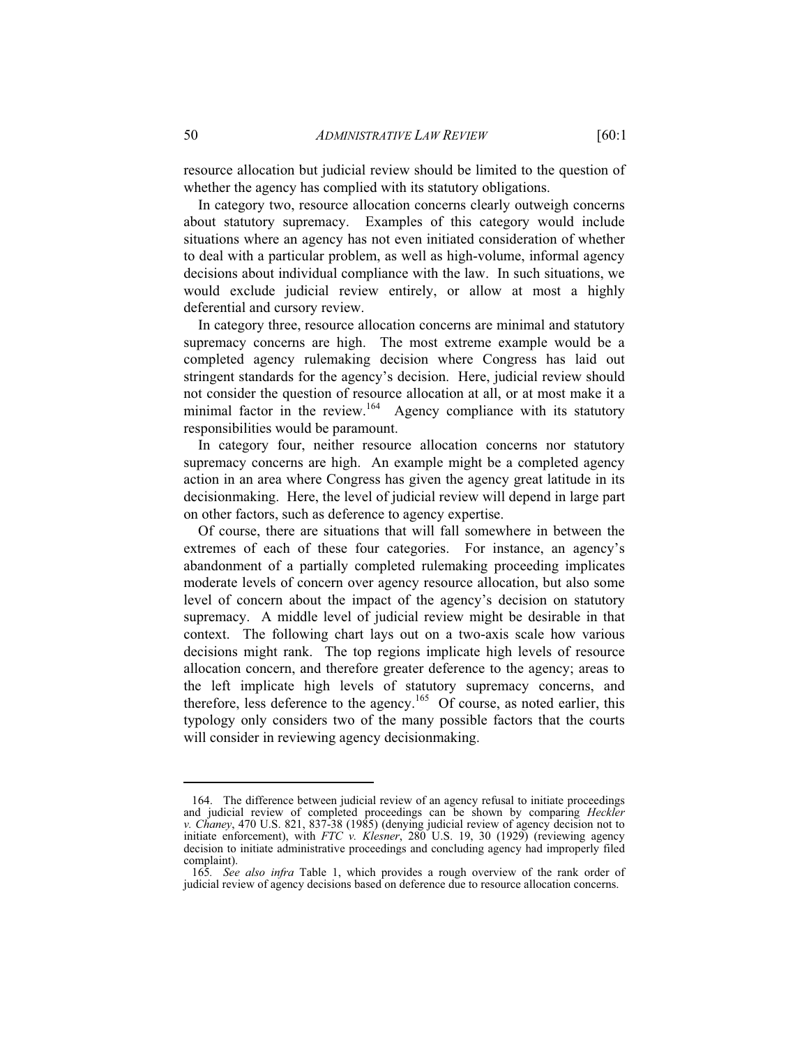resource allocation but judicial review should be limited to the question of whether the agency has complied with its statutory obligations.

In category two, resource allocation concerns clearly outweigh concerns about statutory supremacy. Examples of this category would include situations where an agency has not even initiated consideration of whether to deal with a particular problem, as well as high-volume, informal agency decisions about individual compliance with the law. In such situations, we would exclude judicial review entirely, or allow at most a highly deferential and cursory review.

In category three, resource allocation concerns are minimal and statutory supremacy concerns are high. The most extreme example would be a completed agency rulemaking decision where Congress has laid out stringent standards for the agency's decision. Here, judicial review should not consider the question of resource allocation at all, or at most make it a minimal factor in the review.[164] Agency compliance with its statutory responsibilities would be paramount.

In category four, neither resource allocation concerns nor statutory supremacy concerns are high. An example might be a completed agency action in an area where Congress has given the agency great latitude in its decisionmaking. Here, the level of judicial review will depend in large part on other factors, such as deference to agency expertise.

Of course, there are situations that will fall somewhere in between the extremes of each of these four categories. For instance, an agency's abandonment of a partially completed rulemaking proceeding implicates moderate levels of concern over agency resource allocation, but also some level of concern about the impact of the agency's decision on statutory supremacy. A middle level of judicial review might be desirable in that context. The following chart lays out on a two-axis scale how various decisions might rank. The top regions implicate high levels of resource allocation concern, and therefore greater deference to the agency; areas to the left implicate high levels of statutory supremacy concerns, and therefore, less deference to the agency.[165] Of course, as noted earlier, this typology only considers two of the many possible factors that the courts will consider in reviewing agency decisionmaking.

---

164. The difference between judicial review of an agency refusal to initiate proceedings and judicial review of completed proceedings can be shown by comparing *Heckler v. Chaney*, 470 U.S. 821, 837-38 (1985) (denying judicial review of agency decision not to initiate enforcement), with *FTC v. Klesner*, 280 U.S. 19, 30 (1929) (reviewing agency decision to initiate administrative proceedings and concluding agency had improperly filed complaint).

165. *See also infra* Table 1, which provides a rough overview of the rank order of judicial review of agency decisions based on deference due to resource allocation concerns.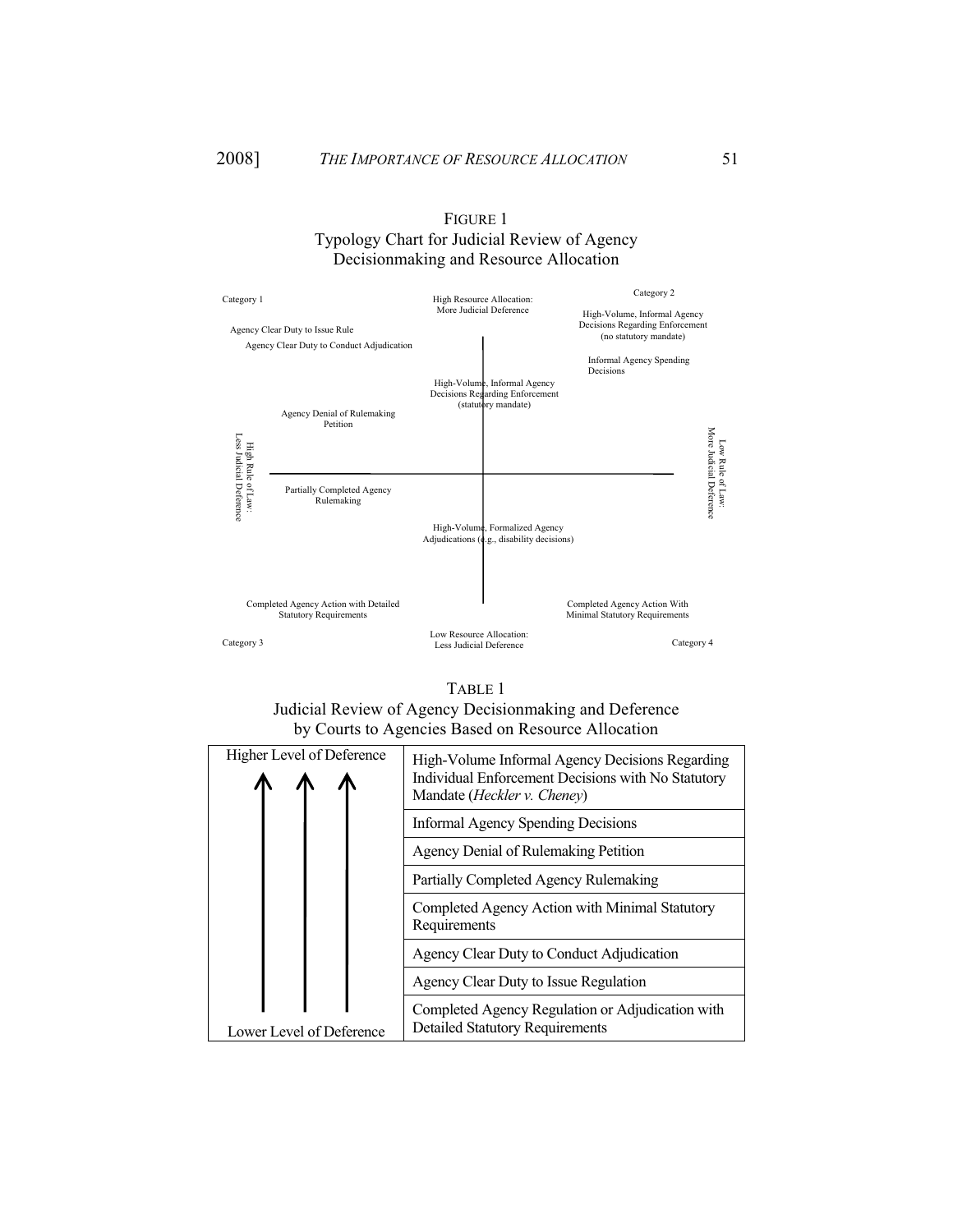FIGURE 1
Typology Chart for Judicial Review of Agency Decisionmaking and Resource Allocation

Category 1

High Resource Allocation: More Judicial Deference

Category 2

High-Volume, Informal Agency Decisions Regarding Enforcement (no statutory mandate)

Agency Clear Duty to Issue Rule

Agency Clear Duty to Conduct Adjudication

Informal Agency Spending Decisions

High-Volume, Informal Agency Decisions Regarding Enforcement (statutory mandate)

Agency Denial of Rulemaking Petition

High Rule of Law: Less Judicial Deference

Low Rule of Law: More Judicial Deference

Partially Completed Agency Rulemaking

High-Volume, Formalized Agency Adjudications (e.g., disability decisions)

Completed Agency Action with Detailed Statutory Requirements

Completed Agency Action With Minimal Statutory Requirements

Category 3

Low Resource Allocation: Less Judicial Deference

Category 4

TABLE 1
Judicial Review of Agency Decisionmaking and Deference by Courts to Agencies Based on Resource Allocation

| Higher Level of Deference ↑ | |
|---|---|
| | High-Volume Informal Agency Decisions Regarding Individual Enforcement Decisions with No Statutory Mandate (*Heckler v. Cheney*) |
| | Informal Agency Spending Decisions |
| | Agency Denial of Rulemaking Petition |
| | Partially Completed Agency Rulemaking |
| | Completed Agency Action with Minimal Statutory Requirements |
| | Agency Clear Duty to Conduct Adjudication |
| | Agency Clear Duty to Issue Regulation |
| Lower Level of Deference | Completed Agency Regulation or Adjudication with Detailed Statutory Requirements |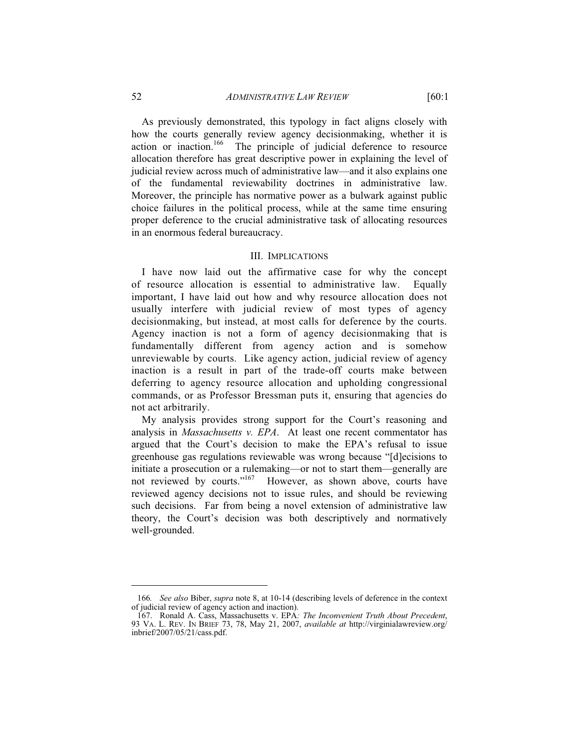As previously demonstrated, this typology in fact aligns closely with how the courts generally review agency decisionmaking, whether it is action or inaction.[166] The principle of judicial deference to resource allocation therefore has great descriptive power in explaining the level of judicial review across much of administrative law—and it also explains one of the fundamental reviewability doctrines in administrative law. Moreover, the principle has normative power as a bulwark against public choice failures in the political process, while at the same time ensuring proper deference to the crucial administrative task of allocating resources in an enormous federal bureaucracy.

## III. IMPLICATIONS

I have now laid out the affirmative case for why the concept of resource allocation is essential to administrative law. Equally important, I have laid out how and why resource allocation does not usually interfere with judicial review of most types of agency decisionmaking, but instead, at most calls for deference by the courts. Agency inaction is not a form of agency decisionmaking that is fundamentally different from agency action and is somehow unreviewable by courts. Like agency action, judicial review of agency inaction is a result in part of the trade-off courts make between deferring to agency resource allocation and upholding congressional commands, or as Professor Bressman puts it, ensuring that agencies do not act arbitrarily.

My analysis provides strong support for the Court's reasoning and analysis in *Massachusetts v. EPA*. At least one recent commentator has argued that the Court's decision to make the EPA's refusal to issue greenhouse gas regulations reviewable was wrong because "[d]ecisions to initiate a prosecution or a rulemaking—or not to start them—generally are not reviewed by courts."[167] However, as shown above, courts have reviewed agency decisions not to issue rules, and should be reviewing such decisions. Far from being a novel extension of administrative law theory, the Court's decision was both descriptively and normatively well-grounded.

---

166. *See also* Biber, *supra* note 8, at 10-14 (describing levels of deference in the context of judicial review of agency action and inaction).

167. Ronald A. Cass, Massachusetts v. EPA*: The Inconvenient Truth About Precedent*, 93 VA. L. REV. IN BRIEF 73, 78, May 21, 2007, *available at* http://virginialawreview.org/inbrief/2007/05/21/cass.pdf.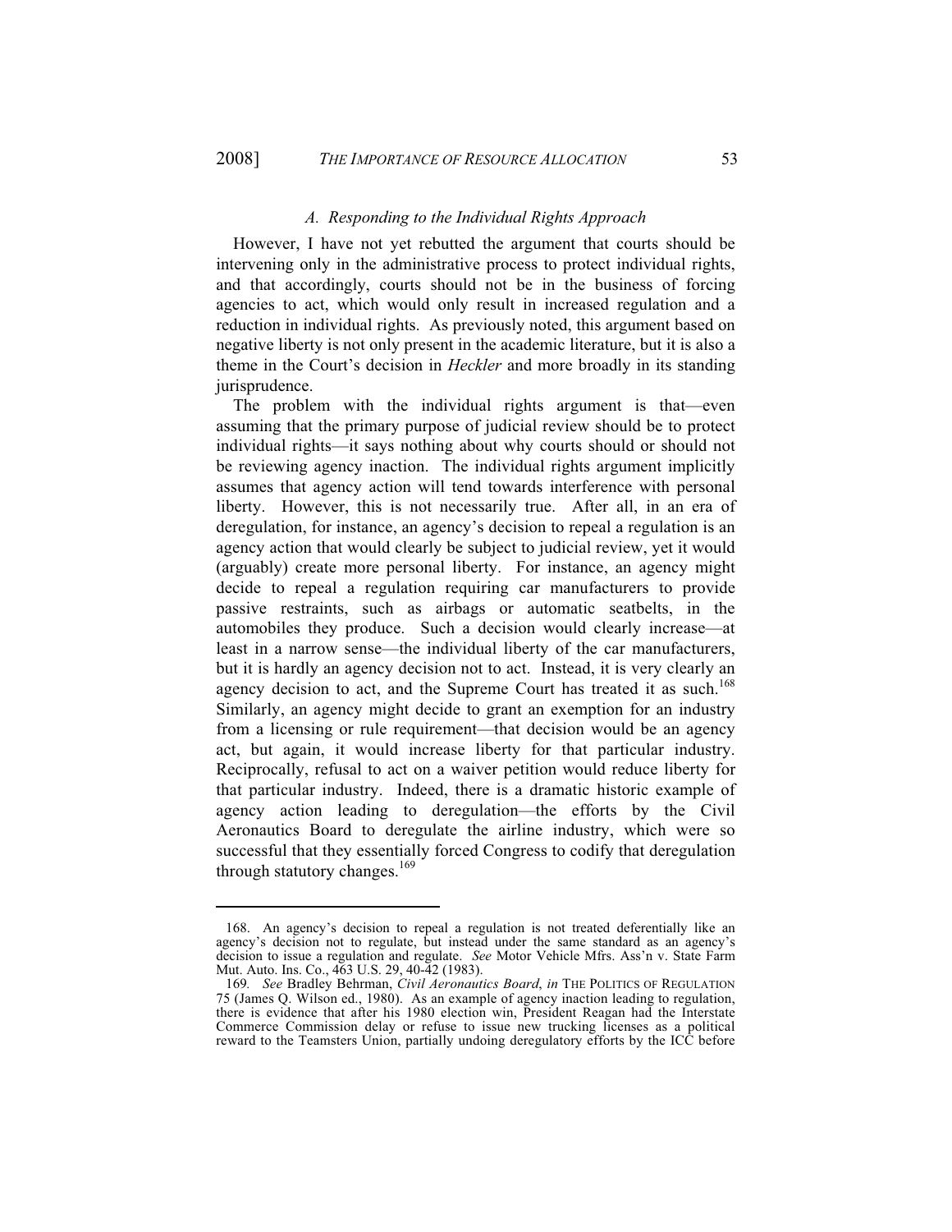### *A. Responding to the Individual Rights Approach*

However, I have not yet rebutted the argument that courts should be intervening only in the administrative process to protect individual rights, and that accordingly, courts should not be in the business of forcing agencies to act, which would only result in increased regulation and a reduction in individual rights. As previously noted, this argument based on negative liberty is not only present in the academic literature, but it is also a theme in the Court's decision in *Heckler* and more broadly in its standing jurisprudence.

The problem with the individual rights argument is that—even assuming that the primary purpose of judicial review should be to protect individual rights—it says nothing about why courts should or should not be reviewing agency inaction. The individual rights argument implicitly assumes that agency action will tend towards interference with personal liberty. However, this is not necessarily true. After all, in an era of deregulation, for instance, an agency's decision to repeal a regulation is an agency action that would clearly be subject to judicial review, yet it would (arguably) create more personal liberty. For instance, an agency might decide to repeal a regulation requiring car manufacturers to provide passive restraints, such as airbags or automatic seatbelts, in the automobiles they produce. Such a decision would clearly increase—at least in a narrow sense—the individual liberty of the car manufacturers, but it is hardly an agency decision not to act. Instead, it is very clearly an agency decision to act, and the Supreme Court has treated it as such.[168] Similarly, an agency might decide to grant an exemption for an industry from a licensing or rule requirement—that decision would be an agency act, but again, it would increase liberty for that particular industry. Reciprocally, refusal to act on a waiver petition would reduce liberty for that particular industry. Indeed, there is a dramatic historic example of agency action leading to deregulation—the efforts by the Civil Aeronautics Board to deregulate the airline industry, which were so successful that they essentially forced Congress to codify that deregulation through statutory changes.[169]

---

168. An agency's decision to repeal a regulation is not treated deferentially like an agency's decision not to regulate, but instead under the same standard as an agency's decision to issue a regulation and regulate. *See* Motor Vehicle Mfrs. Ass'n v. State Farm Mut. Auto. Ins. Co., 463 U.S. 29, 40-42 (1983).

169. *See* Bradley Behrman, *Civil Aeronautics Board*, *in* THE POLITICS OF REGULATION 75 (James Q. Wilson ed., 1980). As an example of agency inaction leading to regulation, there is evidence that after his 1980 election win, President Reagan had the Interstate Commerce Commission delay or refuse to issue new trucking licenses as a political reward to the Teamsters Union, partially undoing deregulatory efforts by the ICC before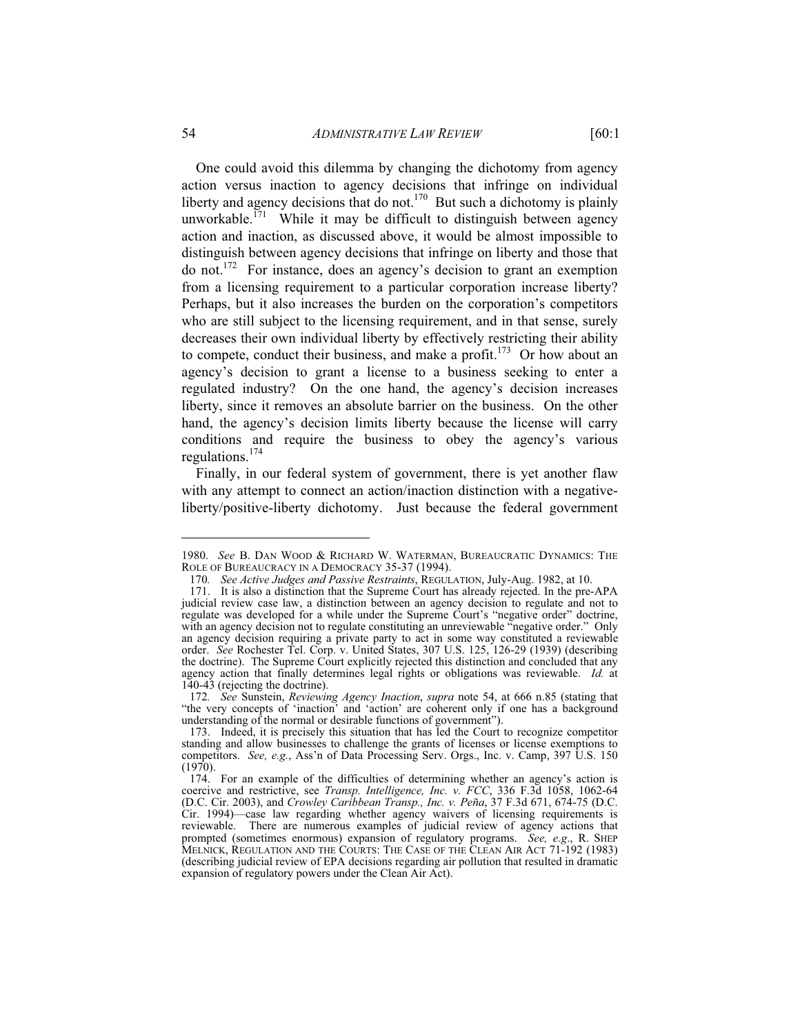One could avoid this dilemma by changing the dichotomy from agency action versus inaction to agency decisions that infringe on individual liberty and agency decisions that do not.[170] But such a dichotomy is plainly unworkable.[171] While it may be difficult to distinguish between agency action and inaction, as discussed above, it would be almost impossible to distinguish between agency decisions that infringe on liberty and those that do not.[172] For instance, does an agency's decision to grant an exemption from a licensing requirement to a particular corporation increase liberty? Perhaps, but it also increases the burden on the corporation's competitors who are still subject to the licensing requirement, and in that sense, surely decreases their own individual liberty by effectively restricting their ability to compete, conduct their business, and make a profit.[173] Or how about an agency's decision to grant a license to a business seeking to enter a regulated industry? On the one hand, the agency's decision increases liberty, since it removes an absolute barrier on the business. On the other hand, the agency's decision limits liberty because the license will carry conditions and require the business to obey the agency's various regulations.[174]

Finally, in our federal system of government, there is yet another flaw with any attempt to connect an action/inaction distinction with a negative-liberty/positive-liberty dichotomy. Just because the federal government

---

1980. *See* B. DAN WOOD & RICHARD W. WATERMAN, BUREAUCRATIC DYNAMICS: THE ROLE OF BUREAUCRACY IN A DEMOCRACY 35-37 (1994).

170. *See Active Judges and Passive Restraints*, REGULATION, July-Aug. 1982, at 10.

171. It is also a distinction that the Supreme Court has already rejected. In the pre-APA judicial review case law, a distinction between an agency decision to regulate and not to regulate was developed for a while under the Supreme Court's "negative order" doctrine, with an agency decision not to regulate constituting an unreviewable "negative order." Only an agency decision requiring a private party to act in some way constituted a reviewable order. *See* Rochester Tel. Corp. v. United States, 307 U.S. 125, 126-29 (1939) (describing the doctrine). The Supreme Court explicitly rejected this distinction and concluded that any agency action that finally determines legal rights or obligations was reviewable. *Id.* at 140-43 (rejecting the doctrine).

172. *See* Sunstein, *Reviewing Agency Inaction*, *supra* note 54, at 666 n.85 (stating that "the very concepts of 'inaction' and 'action' are coherent only if one has a background understanding of the normal or desirable functions of government").

173. Indeed, it is precisely this situation that has led the Court to recognize competitor standing and allow businesses to challenge the grants of licenses or license exemptions to competitors. *See, e.g.*, Ass'n of Data Processing Serv. Orgs., Inc. v. Camp, 397 U.S. 150 (1970).

174. For an example of the difficulties of determining whether an agency's action is coercive and restrictive, see *Transp. Intelligence, Inc. v. FCC*, 336 F.3d 1058, 1062-64 (D.C. Cir. 2003), and *Crowley Caribbean Transp., Inc. v. Peña*, 37 F.3d 671, 674-75 (D.C. Cir. 1994)—case law regarding whether agency waivers of licensing requirements is reviewable. There are numerous examples of judicial review of agency actions that prompted (sometimes enormous) expansion of regulatory programs. *See, e.g.*, R. SHEP MELNICK, REGULATION AND THE COURTS: THE CASE OF THE CLEAN AIR ACT 71-192 (1983) (describing judicial review of EPA decisions regarding air pollution that resulted in dramatic expansion of regulatory powers under the Clean Air Act).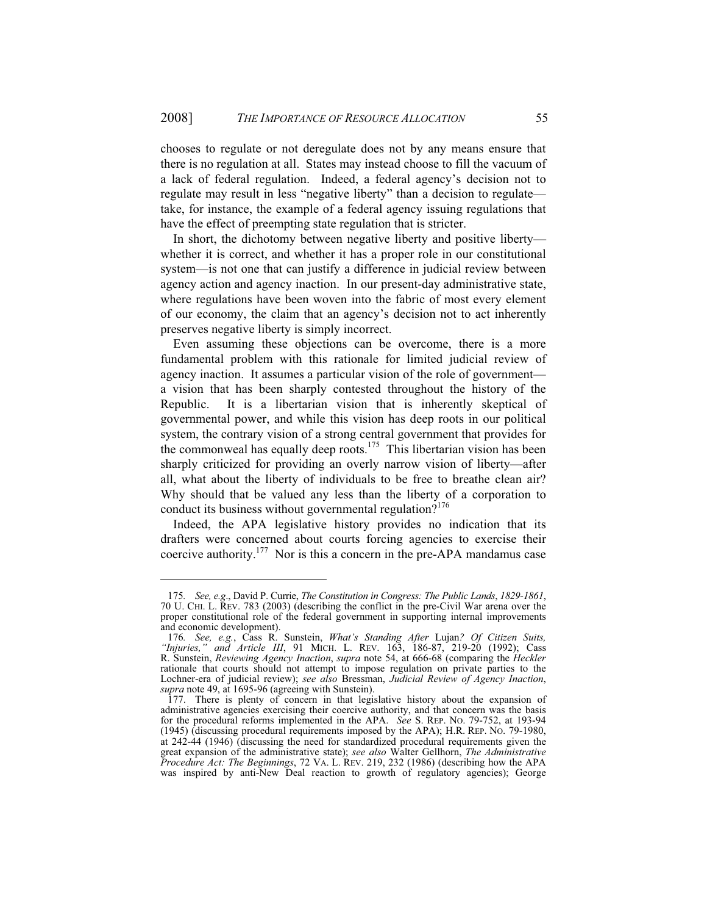chooses to regulate or not deregulate does not by any means ensure that there is no regulation at all. States may instead choose to fill the vacuum of a lack of federal regulation. Indeed, a federal agency's decision not to regulate may result in less "negative liberty" than a decision to regulate—take, for instance, the example of a federal agency issuing regulations that have the effect of preempting state regulation that is stricter.

In short, the dichotomy between negative liberty and positive liberty—whether it is correct, and whether it has a proper role in our constitutional system—is not one that can justify a difference in judicial review between agency action and agency inaction. In our present-day administrative state, where regulations have been woven into the fabric of most every element of our economy, the claim that an agency's decision not to act inherently preserves negative liberty is simply incorrect.

Even assuming these objections can be overcome, there is a more fundamental problem with this rationale for limited judicial review of agency inaction. It assumes a particular vision of the role of government—a vision that has been sharply contested throughout the history of the Republic. It is a libertarian vision that is inherently skeptical of governmental power, and while this vision has deep roots in our political system, the contrary vision of a strong central government that provides for the commonweal has equally deep roots.[175] This libertarian vision has been sharply criticized for providing an overly narrow vision of liberty—after all, what about the liberty of individuals to be free to breathe clean air? Why should that be valued any less than the liberty of a corporation to conduct its business without governmental regulation?[176]

Indeed, the APA legislative history provides no indication that its drafters were concerned about courts forcing agencies to exercise their coercive authority.[177] Nor is this a concern in the pre-APA mandamus case

---

175. *See, e.g.*, David P. Currie, *The Constitution in Congress: The Public Lands, 1829-1861*, 70 U. CHI. L. REV. 783 (2003) (describing the conflict in the pre-Civil War arena over the proper constitutional role of the federal government in supporting internal improvements and economic development).

176. *See, e.g.*, Cass R. Sunstein, *What's Standing After* Lujan*? Of Citizen Suits, "Injuries," and Article III*, 91 MICH. L. REV. 163, 186-87, 219-20 (1992); Cass R. Sunstein, *Reviewing Agency Inaction*, *supra* note 54, at 666-68 (comparing the *Heckler* rationale that courts should not attempt to impose regulation on private parties to the Lochner-era of judicial review); *see also* Bressman, *Judicial Review of Agency Inaction*, *supra* note 49, at 1695-96 (agreeing with Sunstein).

177. There is plenty of concern in that legislative history about the expansion of administrative agencies exercising their coercive authority, and that concern was the basis for the procedural reforms implemented in the APA. *See* S. REP. NO. 79-752, at 193-94 (1945) (discussing procedural requirements imposed by the APA); H.R. REP. NO. 79-1980, at 242-44 (1946) (discussing the need for standardized procedural requirements given the great expansion of the administrative state); *see also* Walter Gellhorn, *The Administrative Procedure Act: The Beginnings*, 72 VA. L. REV. 219, 232 (1986) (describing how the APA was inspired by anti-New Deal reaction to growth of regulatory agencies); George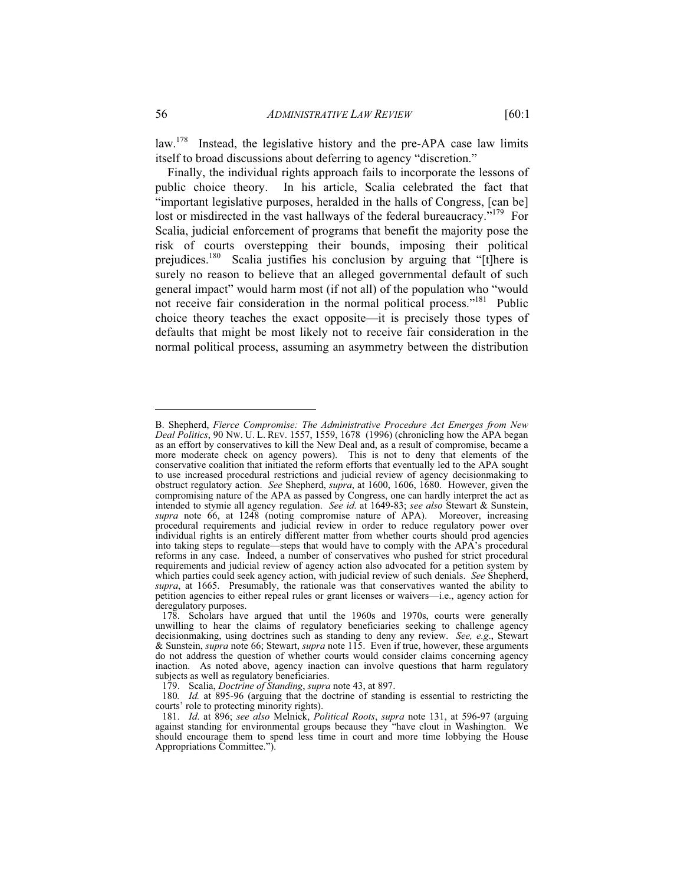law.[178] Instead, the legislative history and the pre-APA case law limits itself to broad discussions about deferring to agency "discretion."

Finally, the individual rights approach fails to incorporate the lessons of public choice theory. In his article, Scalia celebrated the fact that "important legislative purposes, heralded in the halls of Congress, [can be] lost or misdirected in the vast hallways of the federal bureaucracy."[179] For Scalia, judicial enforcement of programs that benefit the majority pose the risk of courts overstepping their bounds, imposing their political prejudices.[180] Scalia justifies his conclusion by arguing that "[t]here is surely no reason to believe that an alleged governmental default of such general impact" would harm most (if not all) of the population who "would not receive fair consideration in the normal political process."[181] Public choice theory teaches the exact opposite—it is precisely those types of defaults that might be most likely not to receive fair consideration in the normal political process, assuming an asymmetry between the distribution

---

B. Shepherd, *Fierce Compromise: The Administrative Procedure Act Emerges from New Deal Politics*, 90 NW. U. L. REV. 1557, 1559, 1678 (1996) (chronicling how the APA began as an effort by conservatives to kill the New Deal and, as a result of compromise, became a more moderate check on agency powers). This is not to deny that elements of the conservative coalition that initiated the reform efforts that eventually led to the APA sought to use increased procedural restrictions and judicial review of agency decisionmaking to obstruct regulatory action. *See* Shepherd, *supra*, at 1600, 1606, 1680. However, given the compromising nature of the APA as passed by Congress, one can hardly interpret the act as intended to stymie all agency regulation. *See id.* at 1649-83; *see also* Stewart & Sunstein, *supra* note 66, at 1248 (noting compromise nature of APA). Moreover, increasing procedural requirements and judicial review in order to reduce regulatory power over individual rights is an entirely different matter from whether courts should prod agencies into taking steps to regulate—steps that would have to comply with the APA's procedural reforms in any case. Indeed, a number of conservatives who pushed for strict procedural requirements and judicial review of agency action also advocated for a petition system by which parties could seek agency action, with judicial review of such denials. *See* Shepherd, *supra*, at 1665. Presumably, the rationale was that conservatives wanted the ability to petition agencies to either repeal rules or grant licenses or waivers—i.e., agency action for deregulatory purposes.

178. Scholars have argued that until the 1960s and 1970s, courts were generally unwilling to hear the claims of regulatory beneficiaries seeking to challenge agency decisionmaking, using doctrines such as standing to deny any review. *See, e.g.*, Stewart & Sunstein, *supra* note 66; Stewart, *supra* note 115. Even if true, however, these arguments do not address the question of whether courts would consider claims concerning agency inaction. As noted above, agency inaction can involve questions that harm regulatory subjects as well as regulatory beneficiaries.

179. Scalia, *Doctrine of Standing*, *supra* note 43, at 897.

180. *Id.* at 895-96 (arguing that the doctrine of standing is essential to restricting the courts' role to protecting minority rights).

181. *Id.* at 896; *see also* Melnick, *Political Roots*, *supra* note 131, at 596-97 (arguing against standing for environmental groups because they "have clout in Washington. We should encourage them to spend less time in court and more time lobbying the House Appropriations Committee.").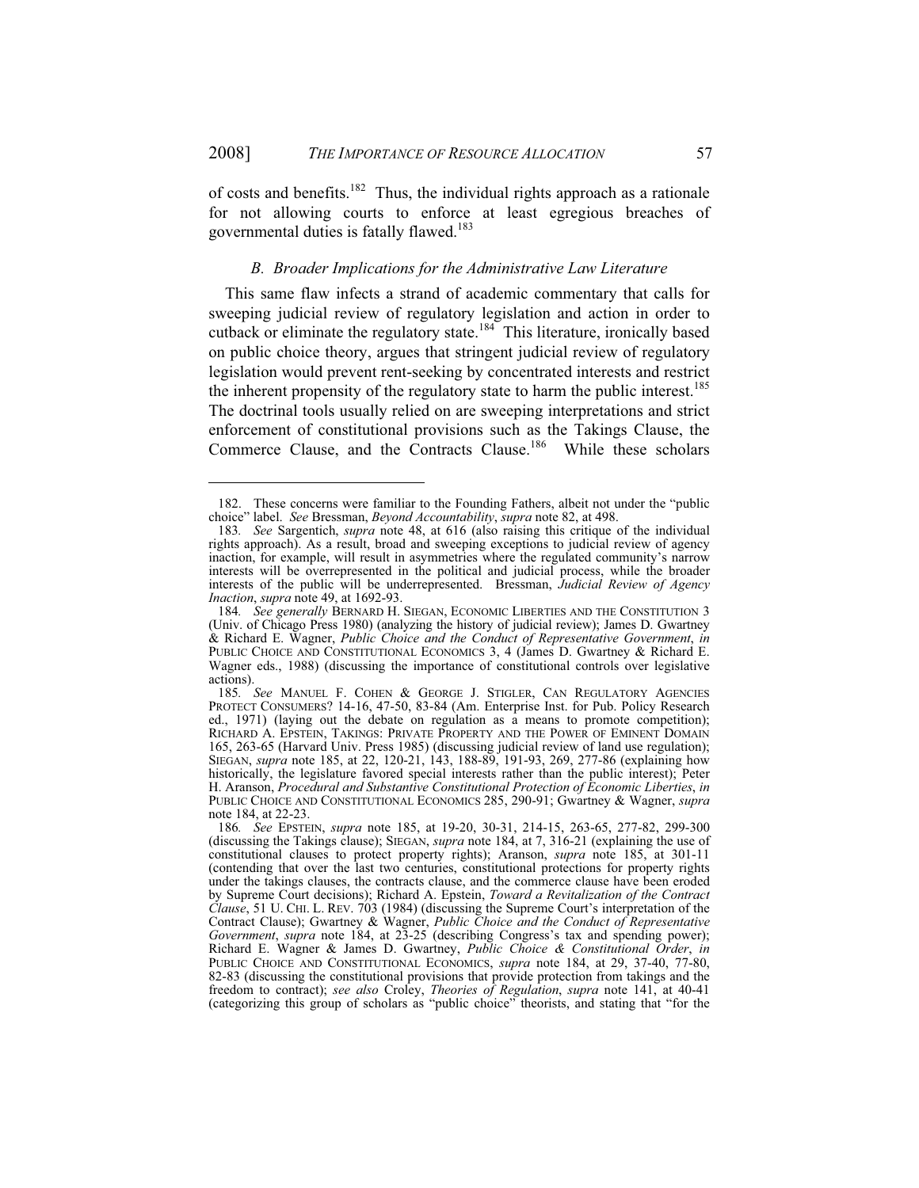of costs and benefits.[182] Thus, the individual rights approach as a rationale for not allowing courts to enforce at least egregious breaches of governmental duties is fatally flawed.[183]

### *B. Broader Implications for the Administrative Law Literature*

This same flaw infects a strand of academic commentary that calls for sweeping judicial review of regulatory legislation and action in order to cutback or eliminate the regulatory state.[184] This literature, ironically based on public choice theory, argues that stringent judicial review of regulatory legislation would prevent rent-seeking by concentrated interests and restrict the inherent propensity of the regulatory state to harm the public interest.[185] The doctrinal tools usually relied on are sweeping interpretations and strict enforcement of constitutional provisions such as the Takings Clause, the Commerce Clause, and the Contracts Clause.[186] While these scholars

---

182. These concerns were familiar to the Founding Fathers, albeit not under the "public choice" label. *See* Bressman, *Beyond Accountability*, *supra* note 82, at 498.

183. *See* Sargentich, *supra* note 48, at 616 (also raising this critique of the individual rights approach). As a result, broad and sweeping exceptions to judicial review of agency inaction, for example, will result in asymmetries where the regulated community's narrow interests will be overrepresented in the political and judicial process, while the broader interests of the public will be underrepresented. Bressman, *Judicial Review of Agency Inaction*, *supra* note 49, at 1692-93.

184. *See generally* BERNARD H. SIEGAN, ECONOMIC LIBERTIES AND THE CONSTITUTION 3 (Univ. of Chicago Press 1980) (analyzing the history of judicial review); James D. Gwartney & Richard E. Wagner, *Public Choice and the Conduct of Representative Government*, *in* PUBLIC CHOICE AND CONSTITUTIONAL ECONOMICS 3, 4 (James D. Gwartney & Richard E. Wagner eds., 1988) (discussing the importance of constitutional controls over legislative actions).

185. *See* MANUEL F. COHEN & GEORGE J. STIGLER, CAN REGULATORY AGENCIES PROTECT CONSUMERS? 14-16, 47-50, 83-84 (Am. Enterprise Inst. for Pub. Policy Research ed., 1971) (laying out the debate on regulation as a means to promote competition); RICHARD A. EPSTEIN, TAKINGS: PRIVATE PROPERTY AND THE POWER OF EMINENT DOMAIN 165, 263-65 (Harvard Univ. Press 1985) (discussing judicial review of land use regulation); SIEGAN, *supra* note 185, at 22, 120-21, 143, 188-89, 191-93, 269, 277-86 (explaining how historically, the legislature favored special interests rather than the public interest); Peter H. Aranson, *Procedural and Substantive Constitutional Protection of Economic Liberties*, *in* PUBLIC CHOICE AND CONSTITUTIONAL ECONOMICS 285, 290-91; Gwartney & Wagner, *supra* note 184, at 22-23.

186. *See* EPSTEIN, *supra* note 185, at 19-20, 30-31, 214-15, 263-65, 277-82, 299-300 (discussing the Takings clause); SIEGAN, *supra* note 184, at 7, 316-21 (explaining the use of constitutional clauses to protect property rights); Aranson, *supra* note 185, at 301-11 (contending that over the last two centuries, constitutional protections for property rights under the takings clauses, the contracts clause, and the commerce clause have been eroded by Supreme Court decisions); Richard A. Epstein, *Toward a Revitalization of the Contract Clause*, 51 U. CHI. L. REV. 703 (1984) (discussing the Supreme Court's interpretation of the Contract Clause); Gwartney & Wagner, *Public Choice and the Conduct of Representative Government*, *supra* note 184, at 23-25 (describing Congress's tax and spending power); Richard E. Wagner & James D. Gwartney, *Public Choice & Constitutional Order*, *in* PUBLIC CHOICE AND CONSTITUTIONAL ECONOMICS, *supra* note 184, at 29, 37-40, 77-80, 82-83 (discussing the constitutional provisions that provide protection from takings and the freedom to contract); *see also* Croley, *Theories of Regulation*, *supra* note 141, at 40-41 (categorizing this group of scholars as "public choice" theorists, and stating that "for the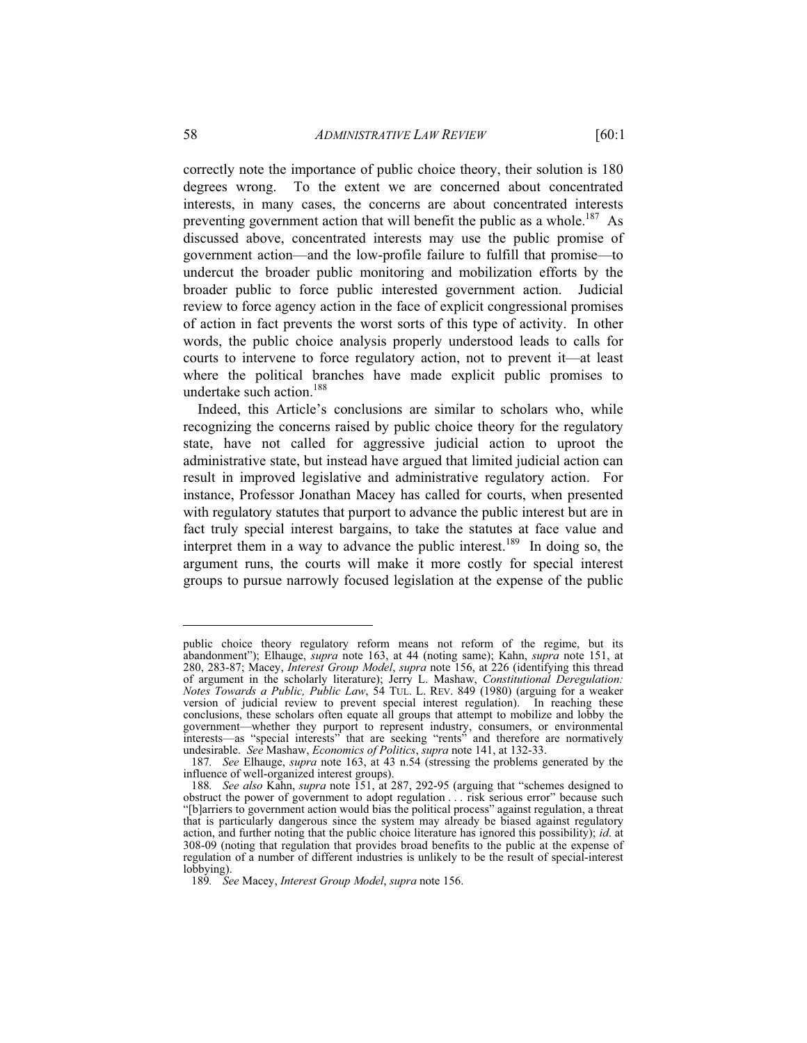correctly note the importance of public choice theory, their solution is 180 degrees wrong. To the extent we are concerned about concentrated interests, in many cases, the concerns are about concentrated interests preventing government action that will benefit the public as a whole.[187] As discussed above, concentrated interests may use the public promise of government action—and the low-profile failure to fulfill that promise—to undercut the broader public monitoring and mobilization efforts by the broader public to force public interested government action. Judicial review to force agency action in the face of explicit congressional promises of action in fact prevents the worst sorts of this type of activity. In other words, the public choice analysis properly understood leads to calls for courts to intervene to force regulatory action, not to prevent it—at least where the political branches have made explicit public promises to undertake such action.[188]

Indeed, this Article's conclusions are similar to scholars who, while recognizing the concerns raised by public choice theory for the regulatory state, have not called for aggressive judicial action to uproot the administrative state, but instead have argued that limited judicial action can result in improved legislative and administrative regulatory action. For instance, Professor Jonathan Macey has called for courts, when presented with regulatory statutes that purport to advance the public interest but are in fact truly special interest bargains, to take the statutes at face value and interpret them in a way to advance the public interest.[189] In doing so, the argument runs, the courts will make it more costly for special interest groups to pursue narrowly focused legislation at the expense of the public

---

public choice theory regulatory reform means not reform of the regime, but its abandonment"); Elhauge, *supra* note 163, at 44 (noting same); Kahn, *supra* note 151, at 280, 283-87; Macey, *Interest Group Model*, *supra* note 156, at 226 (identifying this thread of argument in the scholarly literature); Jerry L. Mashaw, *Constitutional Deregulation: Notes Towards a Public, Public Law*, 54 TUL. L. REV. 849 (1980) (arguing for a weaker version of judicial review to prevent special interest regulation). In reaching these conclusions, these scholars often equate all groups that attempt to mobilize and lobby the government—whether they purport to represent industry, consumers, or environmental interests—as "special interests" that are seeking "rents" and therefore are normatively undesirable. *See* Mashaw, *Economics of Politics*, *supra* note 141, at 132-33.

187. *See* Elhauge, *supra* note 163, at 43 n.54 (stressing the problems generated by the influence of well-organized interest groups).

188. *See also* Kahn, *supra* note 151, at 287, 292-95 (arguing that "schemes designed to obstruct the power of government to adopt regulation . . . risk serious error" because such "[b]arriers to government action would bias the political process" against regulation, a threat that is particularly dangerous since the system may already be biased against regulatory action, and further noting that the public choice literature has ignored this possibility); *id*. at 308-09 (noting that regulation that provides broad benefits to the public at the expense of regulation of a number of different industries is unlikely to be the result of special-interest lobbying).

189. *See* Macey, *Interest Group Model*, *supra* note 156.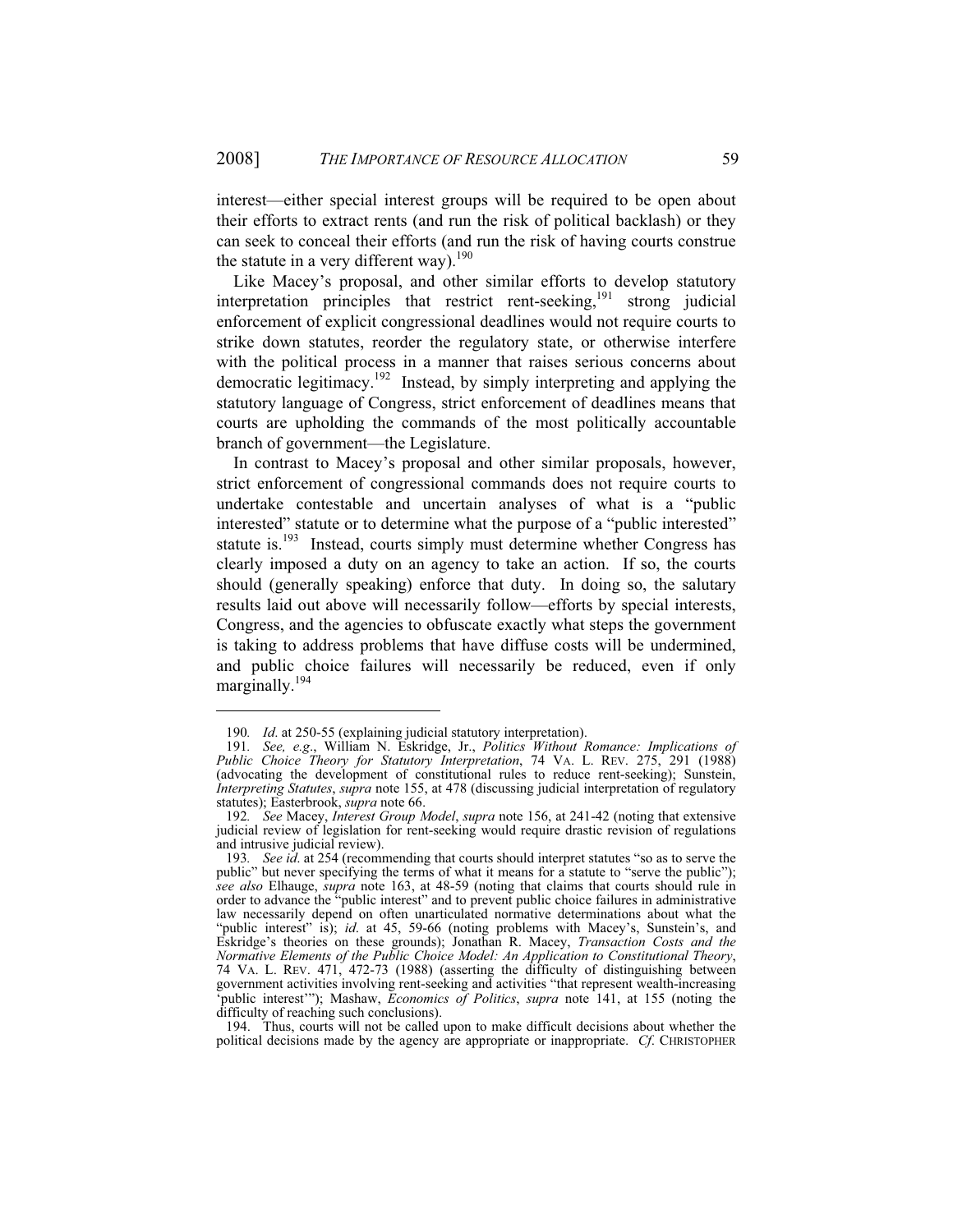interest—either special interest groups will be required to be open about their efforts to extract rents (and run the risk of political backlash) or they can seek to conceal their efforts (and run the risk of having courts construe the statute in a very different way).[190]

Like Macey's proposal, and other similar efforts to develop statutory interpretation principles that restrict rent-seeking,[191] strong judicial enforcement of explicit congressional deadlines would not require courts to strike down statutes, reorder the regulatory state, or otherwise interfere with the political process in a manner that raises serious concerns about democratic legitimacy.[192] Instead, by simply interpreting and applying the statutory language of Congress, strict enforcement of deadlines means that courts are upholding the commands of the most politically accountable branch of government—the Legislature.

In contrast to Macey's proposal and other similar proposals, however, strict enforcement of congressional commands does not require courts to undertake contestable and uncertain analyses of what is a "public interested" statute or to determine what the purpose of a "public interested" statute is.[193] Instead, courts simply must determine whether Congress has clearly imposed a duty on an agency to take an action. If so, the courts should (generally speaking) enforce that duty. In doing so, the salutary results laid out above will necessarily follow—efforts by special interests, Congress, and the agencies to obfuscate exactly what steps the government is taking to address problems that have diffuse costs will be undermined, and public choice failures will necessarily be reduced, even if only marginally.[194]

---

190. *Id*. at 250-55 (explaining judicial statutory interpretation).

191. *See, e.g*., William N. Eskridge, Jr., *Politics Without Romance: Implications of Public Choice Theory for Statutory Interpretation*, 74 VA. L. REV. 275, 291 (1988) (advocating the development of constitutional rules to reduce rent-seeking); Sunstein, *Interpreting Statutes*, *supra* note 155, at 478 (discussing judicial interpretation of regulatory statutes); Easterbrook, *supra* note 66.

192. *See* Macey, *Interest Group Model*, *supra* note 156, at 241-42 (noting that extensive judicial review of legislation for rent-seeking would require drastic revision of regulations and intrusive judicial review).

193. *See id*. at 254 (recommending that courts should interpret statutes "so as to serve the public" but never specifying the terms of what it means for a statute to "serve the public"); *see also* Elhauge, *supra* note 163, at 48-59 (noting that claims that courts should rule in order to advance the "public interest" and to prevent public choice failures in administrative law necessarily depend on often unarticulated normative determinations about what the "public interest" is); *id*. at 45, 59-66 (noting problems with Macey's, Sunstein's, and Eskridge's theories on these grounds); Jonathan R. Macey, *Transaction Costs and the Normative Elements of the Public Choice Model: An Application to Constitutional Theory*, 74 VA. L. REV. 471, 472-73 (1988) (asserting the difficulty of distinguishing between government activities involving rent-seeking and activities "that represent wealth-increasing 'public interest'"); Mashaw, *Economics of Politics*, *supra* note 141, at 155 (noting the difficulty of reaching such conclusions).

194. Thus, courts will not be called upon to make difficult decisions about whether the political decisions made by the agency are appropriate or inappropriate. *Cf*. CHRISTOPHER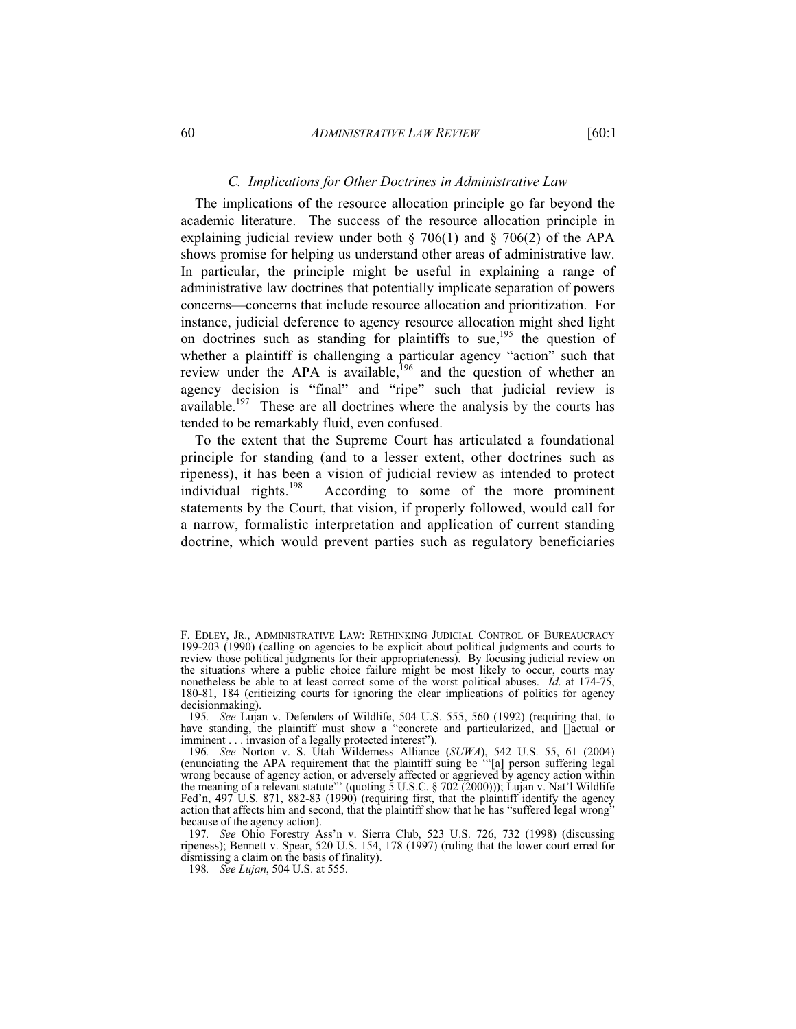### C. *Implications for Other Doctrines in Administrative Law*

The implications of the resource allocation principle go far beyond the academic literature. The success of the resource allocation principle in explaining judicial review under both § 706(1) and § 706(2) of the APA shows promise for helping us understand other areas of administrative law. In particular, the principle might be useful in explaining a range of administrative law doctrines that potentially implicate separation of powers concerns—concerns that include resource allocation and prioritization. For instance, judicial deference to agency resource allocation might shed light on doctrines such as standing for plaintiffs to sue,[195] the question of whether a plaintiff is challenging a particular agency "action" such that review under the APA is available,[196] and the question of whether an agency decision is "final" and "ripe" such that judicial review is available.[197] These are all doctrines where the analysis by the courts has tended to be remarkably fluid, even confused.

To the extent that the Supreme Court has articulated a foundational principle for standing (and to a lesser extent, other doctrines such as ripeness), it has been a vision of judicial review as intended to protect individual rights.[198] According to some of the more prominent statements by the Court, that vision, if properly followed, would call for a narrow, formalistic interpretation and application of current standing doctrine, which would prevent parties such as regulatory beneficiaries

---

F. EDLEY, JR., ADMINISTRATIVE LAW: RETHINKING JUDICIAL CONTROL OF BUREAUCRACY 199-203 (1990) (calling on agencies to be explicit about political judgments and courts to review those political judgments for their appropriateness). By focusing judicial review on the situations where a public choice failure might be most likely to occur, courts may nonetheless be able to at least correct some of the worst political abuses. *Id.* at 174-75, 180-81, 184 (criticizing courts for ignoring the clear implications of politics for agency decisionmaking).

195. *See* Lujan v. Defenders of Wildlife, 504 U.S. 555, 560 (1992) (requiring that, to have standing, the plaintiff must show a "concrete and particularized, and []actual or imminent . . . invasion of a legally protected interest").

196. *See* Norton v. S. Utah Wilderness Alliance (*SUWA*), 542 U.S. 55, 61 (2004) (enunciating the APA requirement that the plaintiff suing be '"[a] person suffering legal wrong because of agency action, or adversely affected or aggrieved by agency action within the meaning of a relevant statute"' (quoting 5 U.S.C. § 702 (2000))); Lujan v. Nat'l Wildlife Fed'n, 497 U.S. 871, 882-83 (1990) (requiring first, that the plaintiff identify the agency action that affects him and second, that the plaintiff show that he has "suffered legal wrong" because of the agency action).

197. *See* Ohio Forestry Ass'n v. Sierra Club, 523 U.S. 726, 732 (1998) (discussing ripeness); Bennett v. Spear, 520 U.S. 154, 178 (1997) (ruling that the lower court erred for dismissing a claim on the basis of finality).

198. *See Lujan*, 504 U.S. at 555.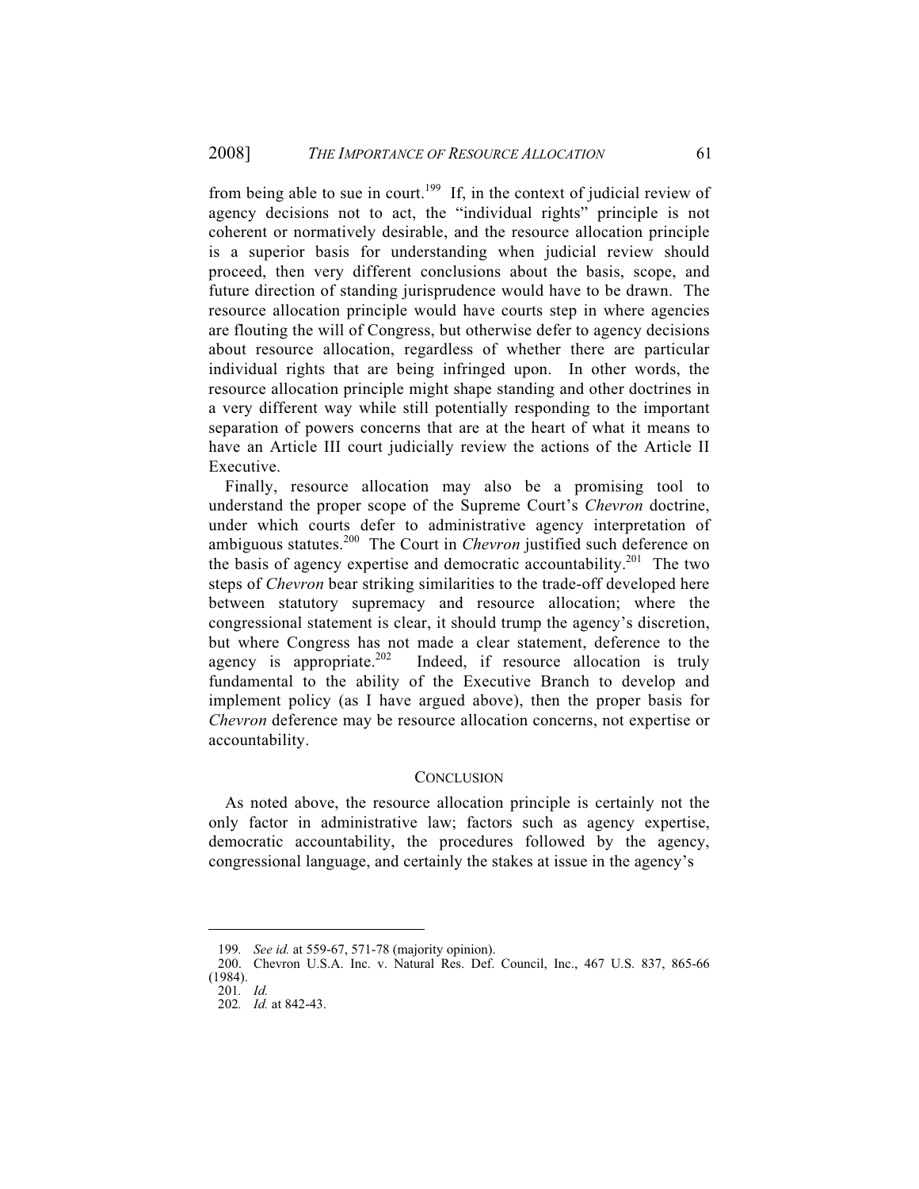from being able to sue in court.[199] If, in the context of judicial review of agency decisions not to act, the "individual rights" principle is not coherent or normatively desirable, and the resource allocation principle is a superior basis for understanding when judicial review should proceed, then very different conclusions about the basis, scope, and future direction of standing jurisprudence would have to be drawn. The resource allocation principle would have courts step in where agencies are flouting the will of Congress, but otherwise defer to agency decisions about resource allocation, regardless of whether there are particular individual rights that are being infringed upon. In other words, the resource allocation principle might shape standing and other doctrines in a very different way while still potentially responding to the important separation of powers concerns that are at the heart of what it means to have an Article III court judicially review the actions of the Article II Executive.

Finally, resource allocation may also be a promising tool to understand the proper scope of the Supreme Court's *Chevron* doctrine, under which courts defer to administrative agency interpretation of ambiguous statutes.[200] The Court in *Chevron* justified such deference on the basis of agency expertise and democratic accountability.[201] The two steps of *Chevron* bear striking similarities to the trade-off developed here between statutory supremacy and resource allocation; where the congressional statement is clear, it should trump the agency's discretion, but where Congress has not made a clear statement, deference to the agency is appropriate.[202] Indeed, if resource allocation is truly fundamental to the ability of the Executive Branch to develop and implement policy (as I have argued above), then the proper basis for *Chevron* deference may be resource allocation concerns, not expertise or accountability.

## CONCLUSION

As noted above, the resource allocation principle is certainly not the only factor in administrative law; factors such as agency expertise, democratic accountability, the procedures followed by the agency, congressional language, and certainly the stakes at issue in the agency's

---

199. *See id.* at 559-67, 571-78 (majority opinion).

200. Chevron U.S.A. Inc. v. Natural Res. Def. Council, Inc., 467 U.S. 837, 865-66 (1984).

201. *Id.*

202. *Id.* at 842-43.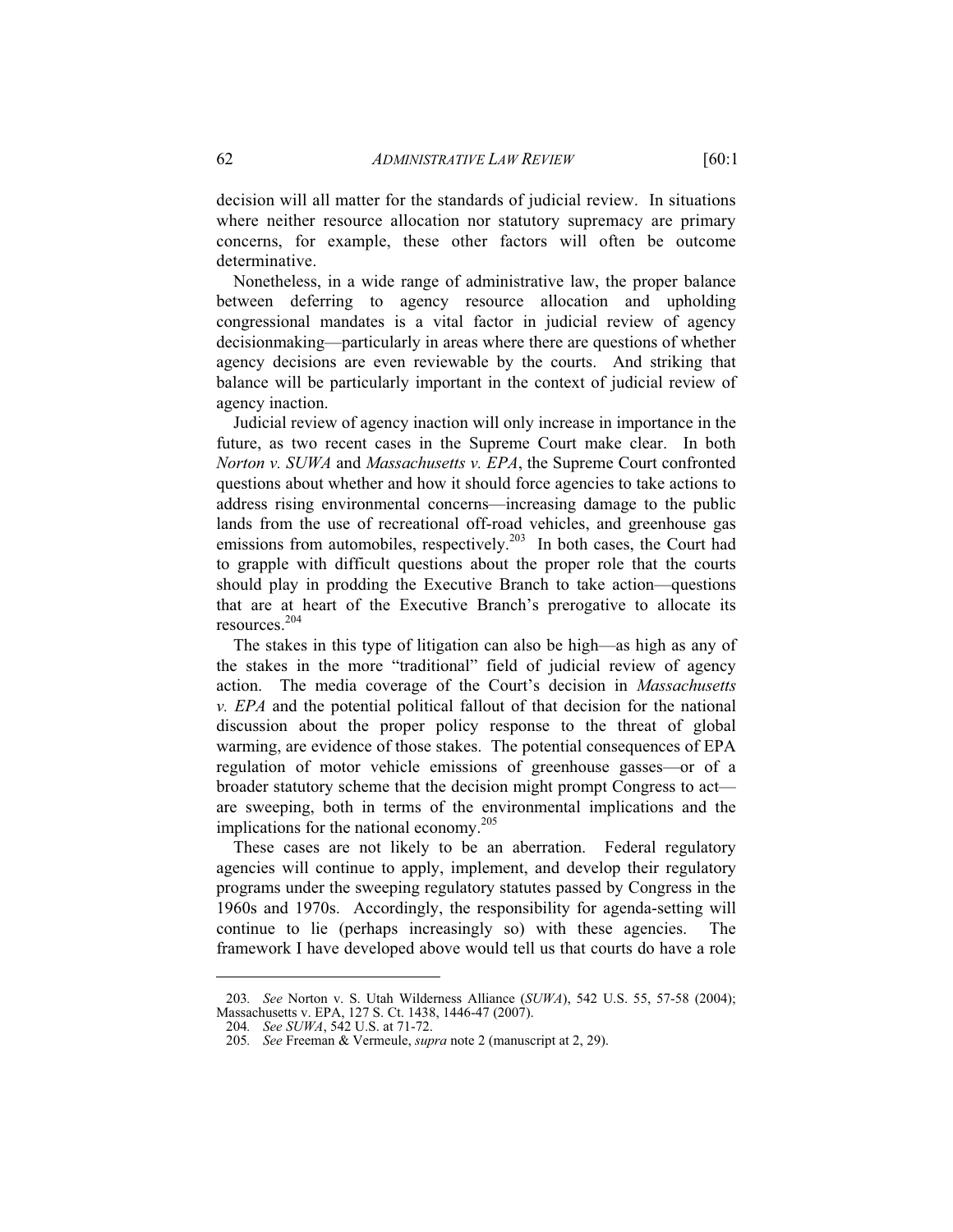decision will all matter for the standards of judicial review. In situations where neither resource allocation nor statutory supremacy are primary concerns, for example, these other factors will often be outcome determinative.

Nonetheless, in a wide range of administrative law, the proper balance between deferring to agency resource allocation and upholding congressional mandates is a vital factor in judicial review of agency decisionmaking—particularly in areas where there are questions of whether agency decisions are even reviewable by the courts. And striking that balance will be particularly important in the context of judicial review of agency inaction.

Judicial review of agency inaction will only increase in importance in the future, as two recent cases in the Supreme Court make clear. In both *Norton v. SUWA* and *Massachusetts v. EPA*, the Supreme Court confronted questions about whether and how it should force agencies to take actions to address rising environmental concerns—increasing damage to the public lands from the use of recreational off-road vehicles, and greenhouse gas emissions from automobiles, respectively.[203] In both cases, the Court had to grapple with difficult questions about the proper role that the courts should play in prodding the Executive Branch to take action—questions that are at heart of the Executive Branch's prerogative to allocate its resources.[204]

The stakes in this type of litigation can also be high—as high as any of the stakes in the more "traditional" field of judicial review of agency action. The media coverage of the Court's decision in *Massachusetts v. EPA* and the potential political fallout of that decision for the national discussion about the proper policy response to the threat of global warming, are evidence of those stakes. The potential consequences of EPA regulation of motor vehicle emissions of greenhouse gasses—or of a broader statutory scheme that the decision might prompt Congress to act—are sweeping, both in terms of the environmental implications and the implications for the national economy.[205]

These cases are not likely to be an aberration. Federal regulatory agencies will continue to apply, implement, and develop their regulatory programs under the sweeping regulatory statutes passed by Congress in the 1960s and 1970s. Accordingly, the responsibility for agenda-setting will continue to lie (perhaps increasingly so) with these agencies. The framework I have developed above would tell us that courts do have a role

---

203. *See* Norton v. S. Utah Wilderness Alliance (*SUWA*), 542 U.S. 55, 57-58 (2004); Massachusetts v. EPA, 127 S. Ct. 1438, 1446-47 (2007).

204. *See SUWA*, 542 U.S. at 71-72.

205. *See* Freeman & Vermeule, *supra* note 2 (manuscript at 2, 29).